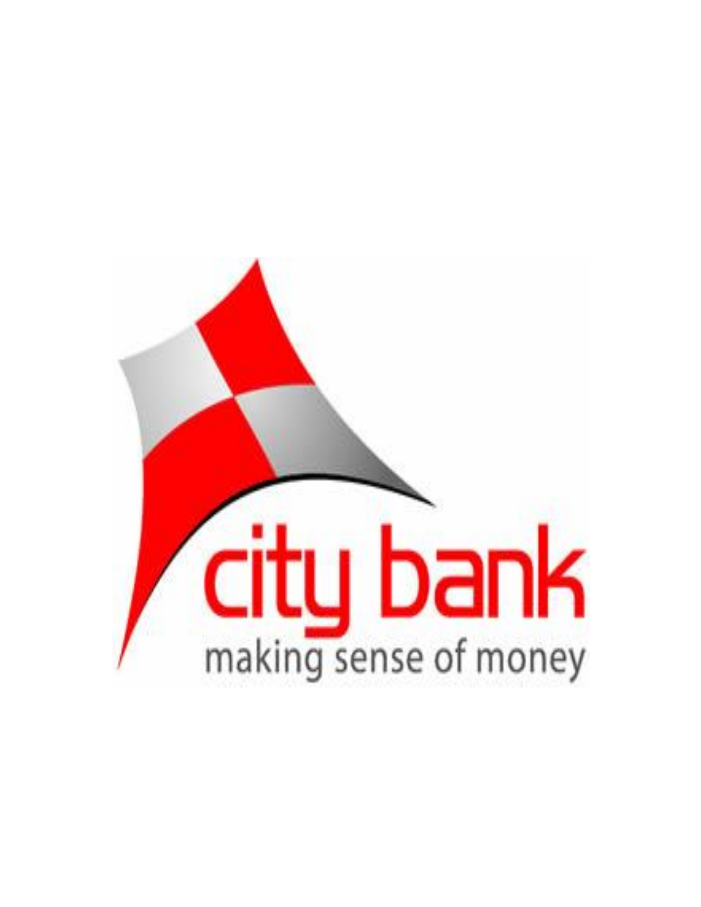city bank

making sense of money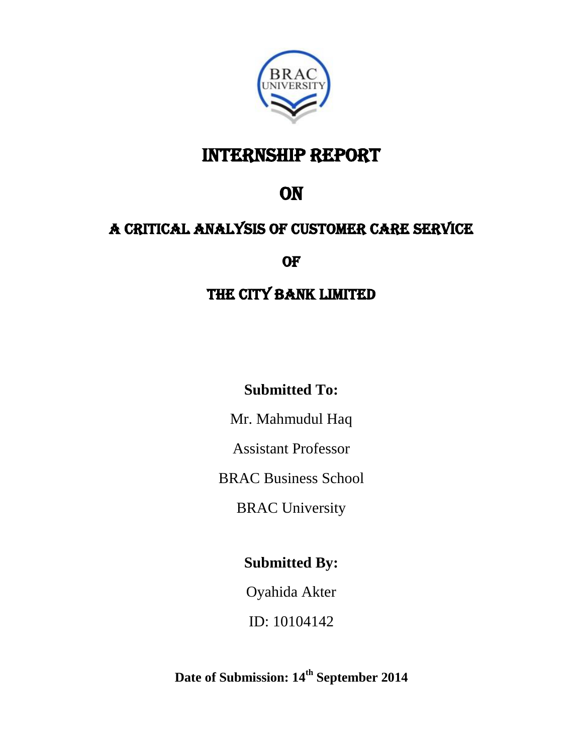# INTERNSHIP REPORT

# ON

## A CRITICAL ANALYSIS OF CUSTOMER CARE SERVICE

## OF

## THE CITY BANK LIMITED

**Submitted To:**

Mr. Mahmudul Haq

Assistant Professor

BRAC Business School

BRAC University

**Submitted By:**

Oyahida Akter

ID: 10104142

**Date of Submission: 14th September 2014**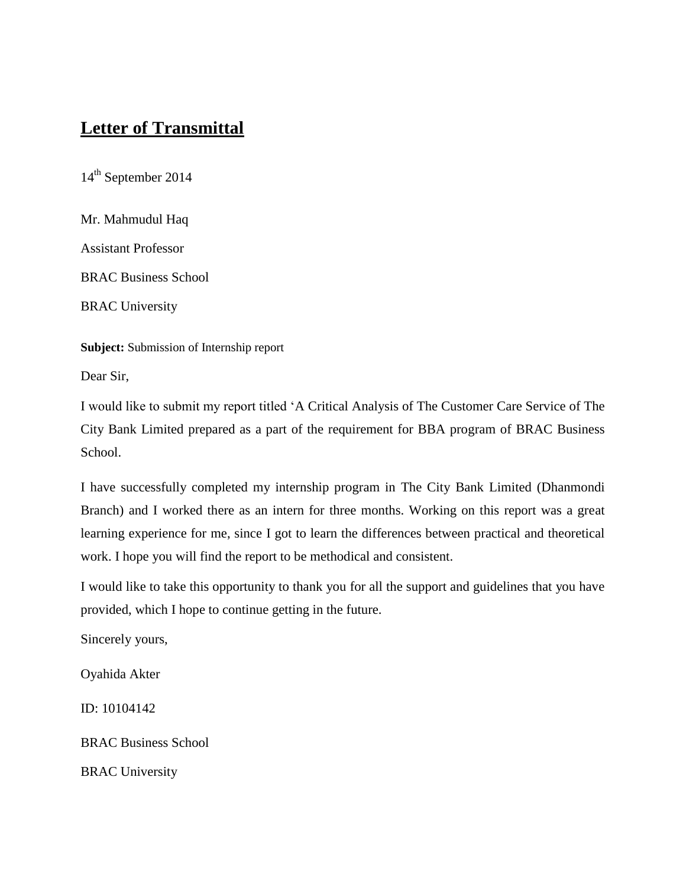# Letter of Transmittal

14th September 2014

Mr. Mahmudul Haq

Assistant Professor

BRAC Business School

BRAC University

**Subject:** Submission of Internship report

Dear Sir,

I would like to submit my report titled 'A Critical Analysis of The Customer Care Service of The City Bank Limited prepared as a part of the requirement for BBA program of BRAC Business School.

I have successfully completed my internship program in The City Bank Limited (Dhanmondi Branch) and I worked there as an intern for three months. Working on this report was a great learning experience for me, since I got to learn the differences between practical and theoretical work. I hope you will find the report to be methodical and consistent.

I would like to take this opportunity to thank you for all the support and guidelines that you have provided, which I hope to continue getting in the future.

Sincerely yours,

Oyahida Akter

ID: 10104142

BRAC Business School

BRAC University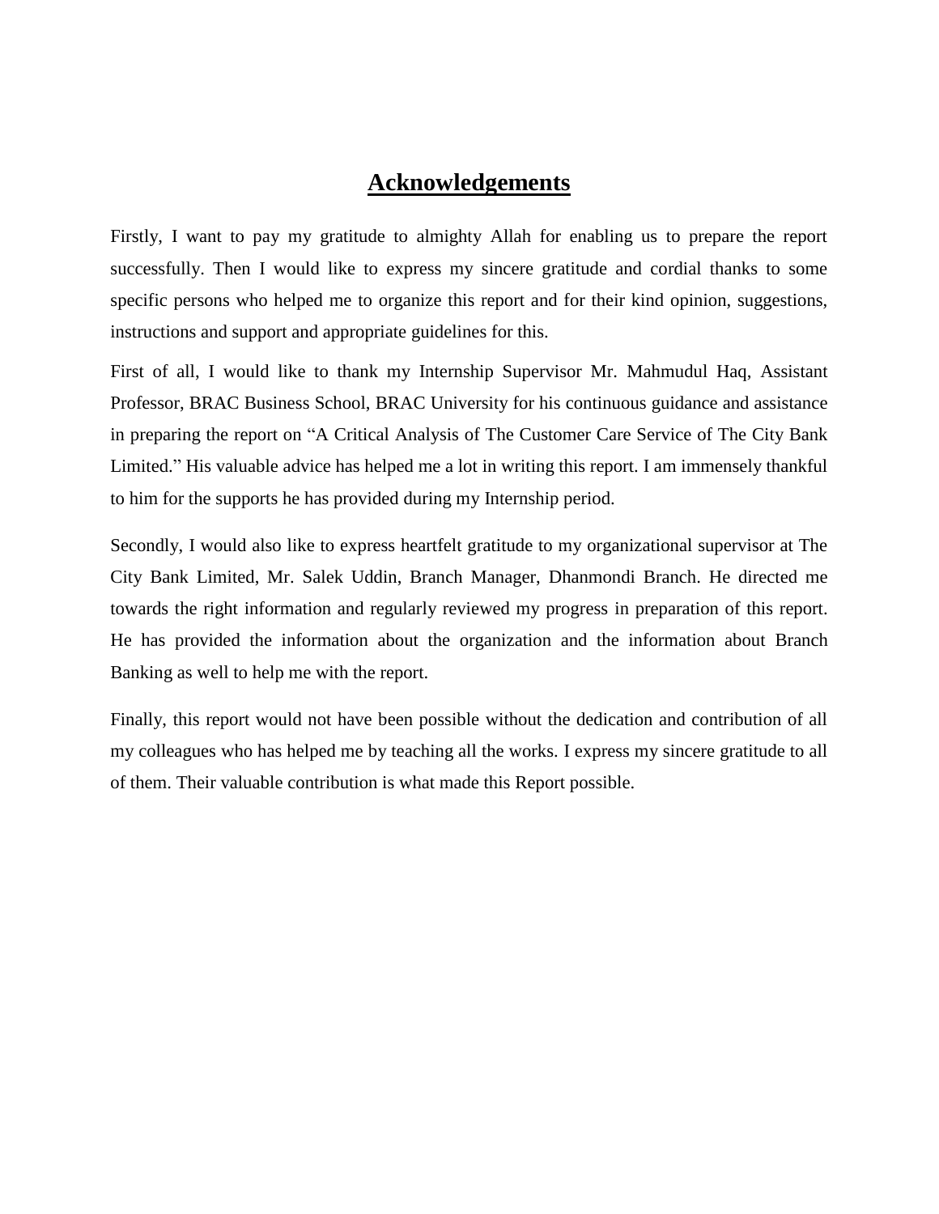# Acknowledgements

Firstly, I want to pay my gratitude to almighty Allah for enabling us to prepare the report successfully. Then I would like to express my sincere gratitude and cordial thanks to some specific persons who helped me to organize this report and for their kind opinion, suggestions, instructions and support and appropriate guidelines for this.

First of all, I would like to thank my Internship Supervisor Mr. Mahmudul Haq, Assistant Professor, BRAC Business School, BRAC University for his continuous guidance and assistance in preparing the report on "A Critical Analysis of The Customer Care Service of The City Bank Limited." His valuable advice has helped me a lot in writing this report. I am immensely thankful to him for the supports he has provided during my Internship period.

Secondly, I would also like to express heartfelt gratitude to my organizational supervisor at The City Bank Limited, Mr. Salek Uddin, Branch Manager, Dhanmondi Branch. He directed me towards the right information and regularly reviewed my progress in preparation of this report. He has provided the information about the organization and the information about Branch Banking as well to help me with the report.

Finally, this report would not have been possible without the dedication and contribution of all my colleagues who has helped me by teaching all the works. I express my sincere gratitude to all of them. Their valuable contribution is what made this Report possible.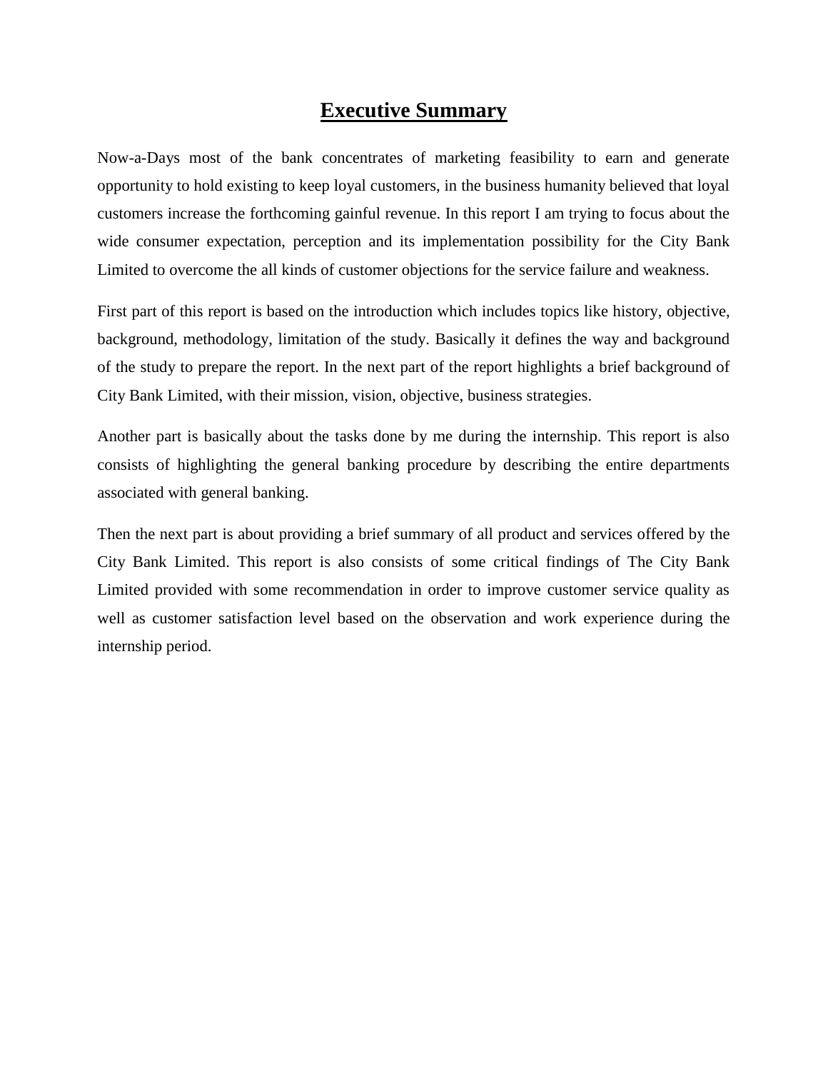# Executive Summary

Now-a-Days most of the bank concentrates of marketing feasibility to earn and generate opportunity to hold existing to keep loyal customers, in the business humanity believed that loyal customers increase the forthcoming gainful revenue. In this report I am trying to focus about the wide consumer expectation, perception and its implementation possibility for the City Bank Limited to overcome the all kinds of customer objections for the service failure and weakness.

First part of this report is based on the introduction which includes topics like history, objective, background, methodology, limitation of the study. Basically it defines the way and background of the study to prepare the report. In the next part of the report highlights a brief background of City Bank Limited, with their mission, vision, objective, business strategies.

Another part is basically about the tasks done by me during the internship. This report is also consists of highlighting the general banking procedure by describing the entire departments associated with general banking.

Then the next part is about providing a brief summary of all product and services offered by the City Bank Limited. This report is also consists of some critical findings of The City Bank Limited provided with some recommendation in order to improve customer service quality as well as customer satisfaction level based on the observation and work experience during the internship period.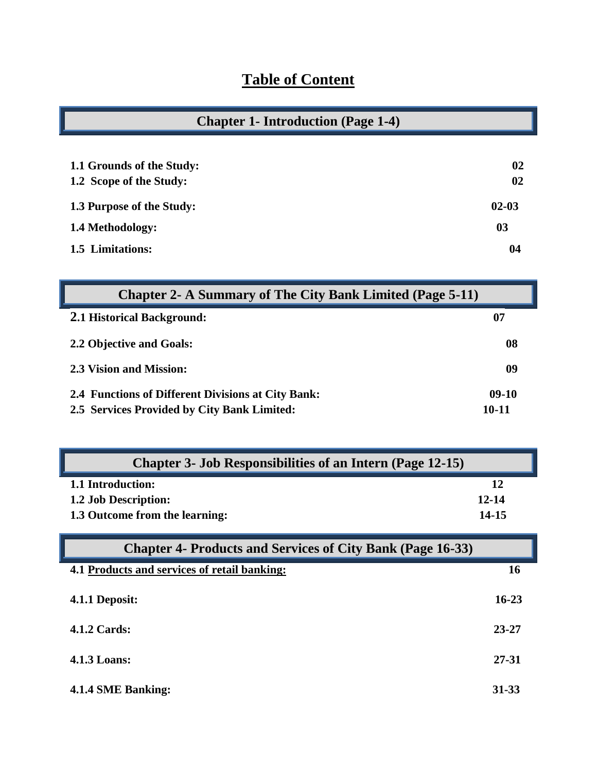# Table of Content

## Chapter 1- Introduction (Page 1-4)

| | |
|---|---|
| **1.1 Grounds of the Study:** | **02** |
| **1.2 Scope of the Study:** | **02** |
| **1.3 Purpose of the Study:** | **02-03** |
| **1.4 Methodology:** | **03** |
| **1.5 Limitations:** | **04** |

## Chapter 2- A Summary of The City Bank Limited (Page 5-11)

| | |
|---|---|
| **2.1 Historical Background:** | **07** |
| **2.2 Objective and Goals:** | **08** |
| **2.3 Vision and Mission:** | **09** |
| **2.4 Functions of Different Divisions at City Bank:** | **09-10** |
| **2.5 Services Provided by City Bank Limited:** | **10-11** |

## Chapter 3- Job Responsibilities of an Intern (Page 12-15)

| | |
|---|---|
| **1.1 Introduction:** | **12** |
| **1.2 Job Description:** | **12-14** |
| **1.3 Outcome from the learning:** | **14-15** |

## Chapter 4- Products and Services of City Bank (Page 16-33)

| | |
|---|---|
| **4.1 Products and services of retail banking:** | **16** |
| **4.1.1 Deposit:** | **16-23** |
| **4.1.2 Cards:** | **23-27** |
| **4.1.3 Loans:** | **27-31** |
| **4.1.4 SME Banking:** | **31-33** |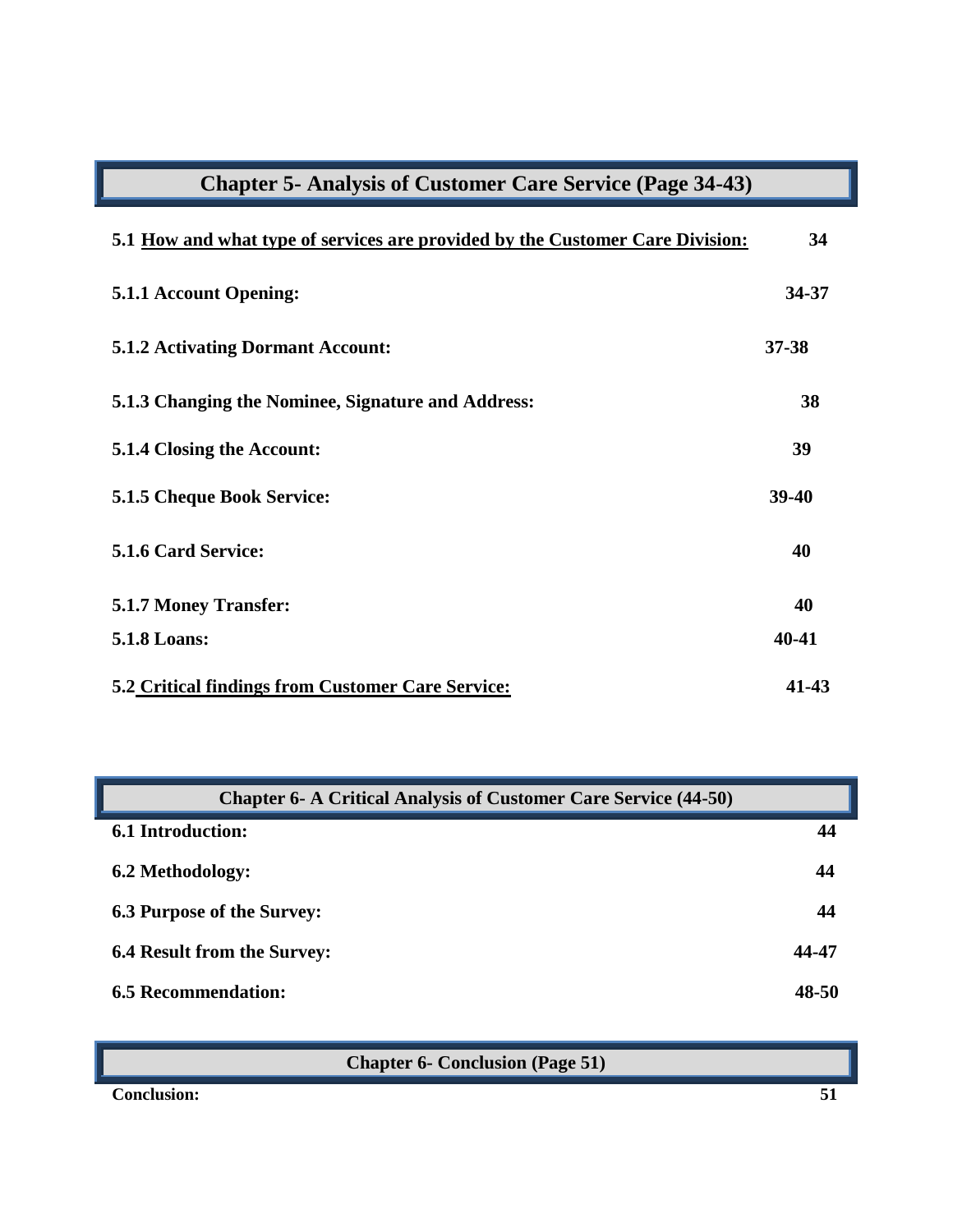## Chapter 5- Analysis of Customer Care Service (Page 34-43)

| | |
|---|---|
| **5.1 How and what type of services are provided by the Customer Care Division:** | **34** |
| **5.1.1 Account Opening:** | **34-37** |
| **5.1.2 Activating Dormant Account:** | **37-38** |
| **5.1.3 Changing the Nominee, Signature and Address:** | **38** |
| **5.1.4 Closing the Account:** | **39** |
| **5.1.5 Cheque Book Service:** | **39-40** |
| **5.1.6 Card Service:** | **40** |
| **5.1.7 Money Transfer:** | **40** |
| **5.1.8 Loans:** | **40-41** |
| **5.2 Critical findings from Customer Care Service:** | **41-43** |

## Chapter 6- A Critical Analysis of Customer Care Service (44-50)

| | |
|---|---|
| **6.1 Introduction:** | **44** |
| **6.2 Methodology:** | **44** |
| **6.3 Purpose of the Survey:** | **44** |
| **6.4 Result from the Survey:** | **44-47** |
| **6.5 Recommendation:** | **48-50** |

## Chapter 6- Conclusion (Page 51)

| | |
|---|---|
| **Conclusion:** | **51** |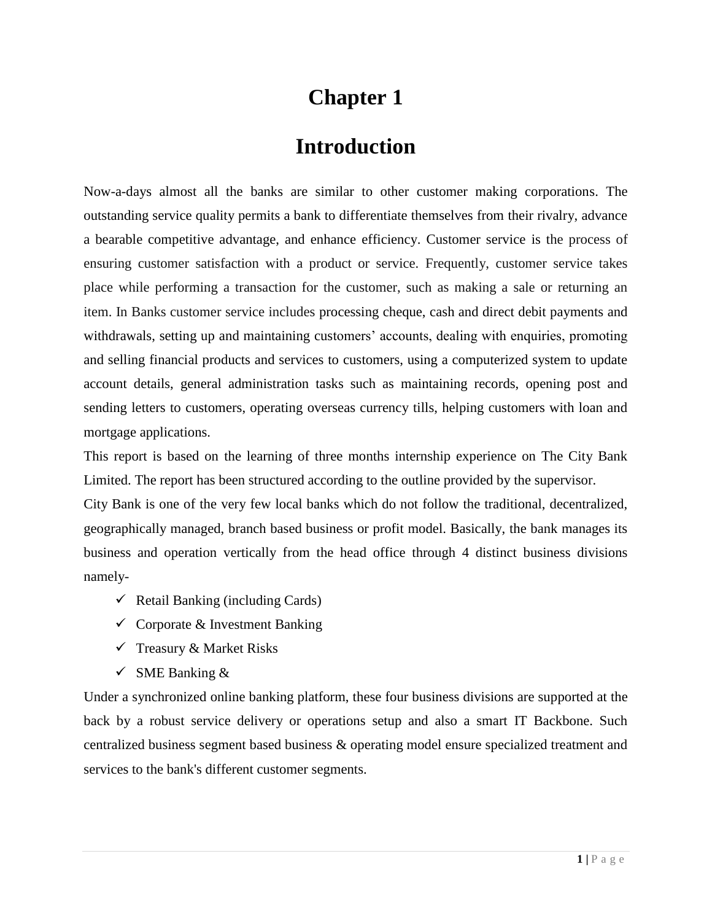# Chapter 1

# Introduction

Now-a-days almost all the banks are similar to other customer making corporations. The outstanding service quality permits a bank to differentiate themselves from their rivalry, advance a bearable competitive advantage, and enhance efficiency. Customer service is the process of ensuring customer satisfaction with a product or service. Frequently, customer service takes place while performing a transaction for the customer, such as making a sale or returning an item. In Banks customer service includes processing cheque, cash and direct debit payments and withdrawals, setting up and maintaining customers' accounts, dealing with enquiries, promoting and selling financial products and services to customers, using a computerized system to update account details, general administration tasks such as maintaining records, opening post and sending letters to customers, operating overseas currency tills, helping customers with loan and mortgage applications.

This report is based on the learning of three months internship experience on The City Bank Limited. The report has been structured according to the outline provided by the supervisor.

City Bank is one of the very few local banks which do not follow the traditional, decentralized, geographically managed, branch based business or profit model. Basically, the bank manages its business and operation vertically from the head office through 4 distinct business divisions namely-

- ✓ Retail Banking (including Cards)
- ✓ Corporate & Investment Banking
- ✓ Treasury & Market Risks
- ✓ SME Banking &

Under a synchronized online banking platform, these four business divisions are supported at the back by a robust service delivery or operations setup and also a smart IT Backbone. Such centralized business segment based business & operating model ensure specialized treatment and services to the bank's different customer segments.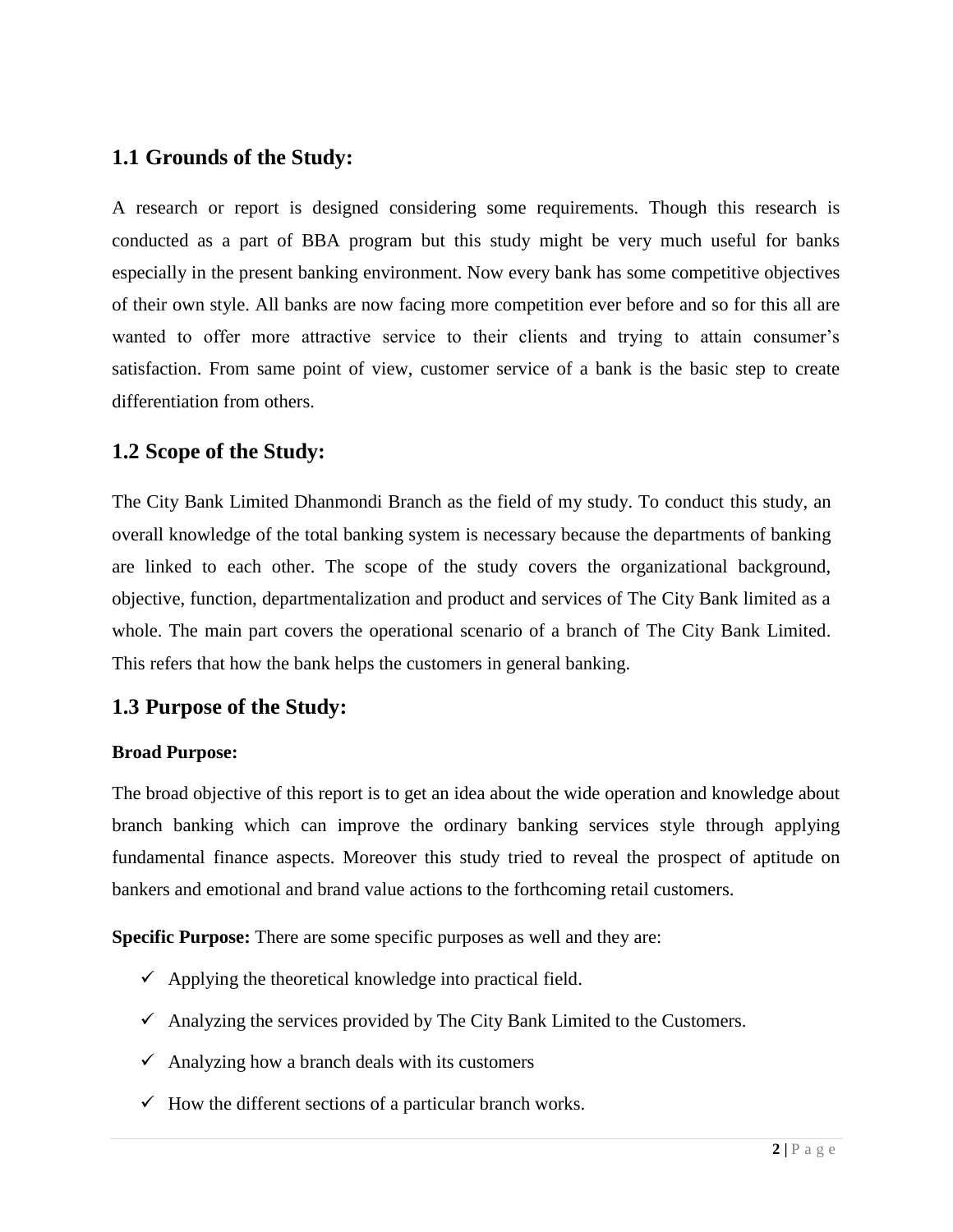## 1.1 Grounds of the Study:

A research or report is designed considering some requirements. Though this research is conducted as a part of BBA program but this study might be very much useful for banks especially in the present banking environment. Now every bank has some competitive objectives of their own style. All banks are now facing more competition ever before and so for this all are wanted to offer more attractive service to their clients and trying to attain consumer's satisfaction. From same point of view, customer service of a bank is the basic step to create differentiation from others.

## 1.2 Scope of the Study:

The City Bank Limited Dhanmondi Branch as the field of my study. To conduct this study, an overall knowledge of the total banking system is necessary because the departments of banking are linked to each other. The scope of the study covers the organizational background, objective, function, departmentalization and product and services of The City Bank limited as a whole. The main part covers the operational scenario of a branch of The City Bank Limited. This refers that how the bank helps the customers in general banking.

## 1.3 Purpose of the Study:

**Broad Purpose:**

The broad objective of this report is to get an idea about the wide operation and knowledge about branch banking which can improve the ordinary banking services style through applying fundamental finance aspects. Moreover this study tried to reveal the prospect of aptitude on bankers and emotional and brand value actions to the forthcoming retail customers.

**Specific Purpose:** There are some specific purposes as well and they are:

- ✓ Applying the theoretical knowledge into practical field.
- ✓ Analyzing the services provided by The City Bank Limited to the Customers.
- ✓ Analyzing how a branch deals with its customers
- ✓ How the different sections of a particular branch works.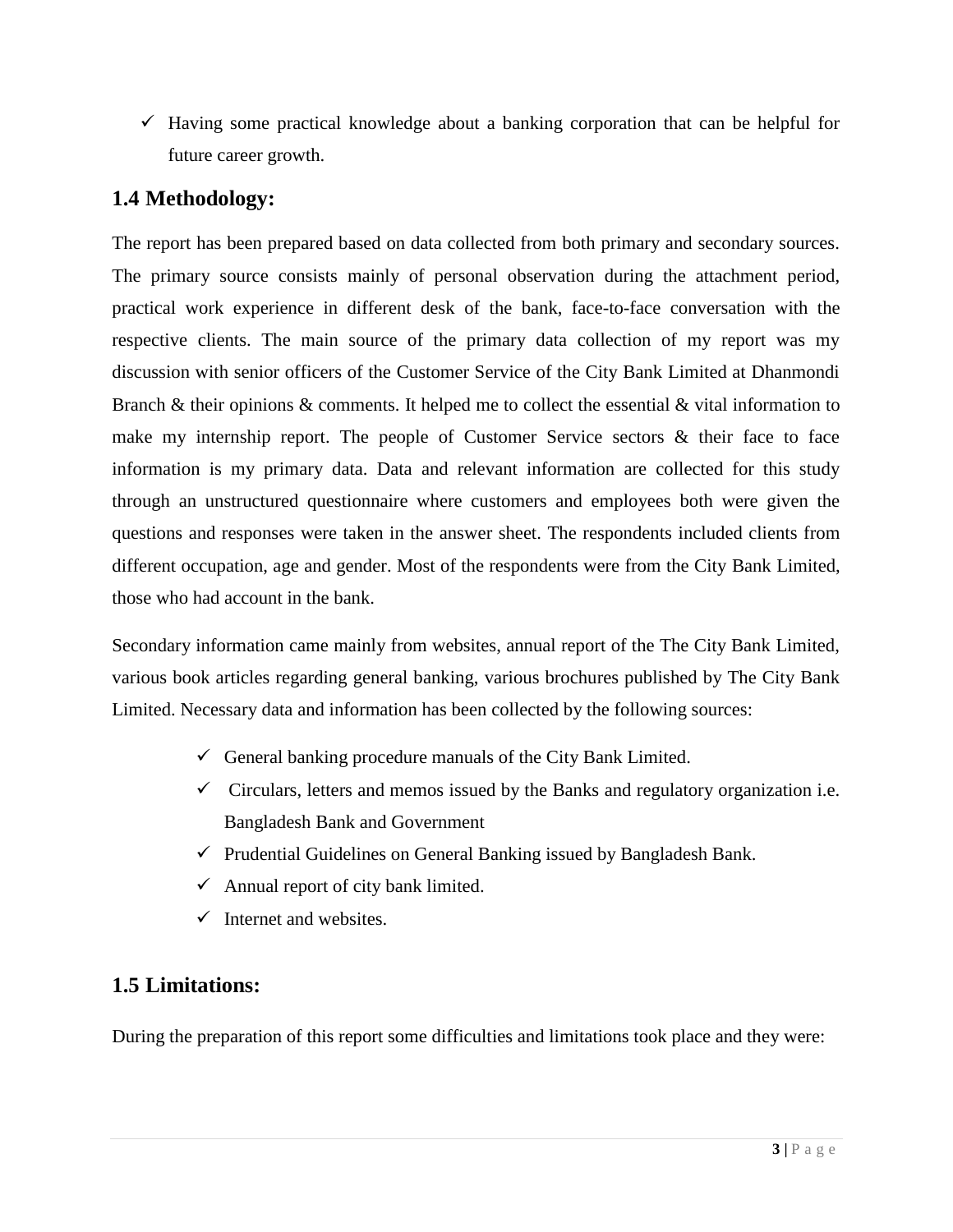- ✓ Having some practical knowledge about a banking corporation that can be helpful for future career growth.

## 1.4 Methodology:

The report has been prepared based on data collected from both primary and secondary sources. The primary source consists mainly of personal observation during the attachment period, practical work experience in different desk of the bank, face-to-face conversation with the respective clients. The main source of the primary data collection of my report was my discussion with senior officers of the Customer Service of the City Bank Limited at Dhanmondi Branch & their opinions & comments. It helped me to collect the essential & vital information to make my internship report. The people of Customer Service sectors & their face to face information is my primary data. Data and relevant information are collected for this study through an unstructured questionnaire where customers and employees both were given the questions and responses were taken in the answer sheet. The respondents included clients from different occupation, age and gender. Most of the respondents were from the City Bank Limited, those who had account in the bank.

Secondary information came mainly from websites, annual report of the The City Bank Limited, various book articles regarding general banking, various brochures published by The City Bank Limited. Necessary data and information has been collected by the following sources:

- ✓ General banking procedure manuals of the City Bank Limited.
- ✓ Circulars, letters and memos issued by the Banks and regulatory organization i.e. Bangladesh Bank and Government
- ✓ Prudential Guidelines on General Banking issued by Bangladesh Bank.
- ✓ Annual report of city bank limited.
- ✓ Internet and websites.

## 1.5 Limitations:

During the preparation of this report some difficulties and limitations took place and they were: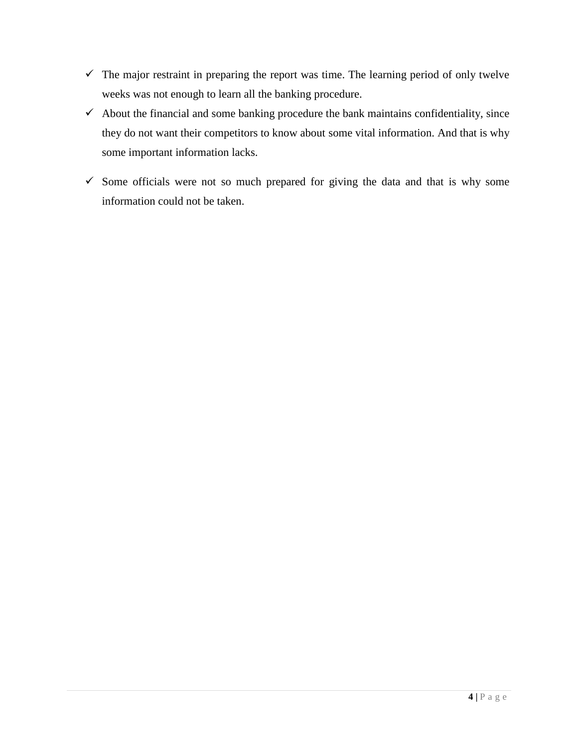- ✓ The major restraint in preparing the report was time. The learning period of only twelve weeks was not enough to learn all the banking procedure.
- ✓ About the financial and some banking procedure the bank maintains confidentiality, since they do not want their competitors to know about some vital information. And that is why some important information lacks.
- ✓ Some officials were not so much prepared for giving the data and that is why some information could not be taken.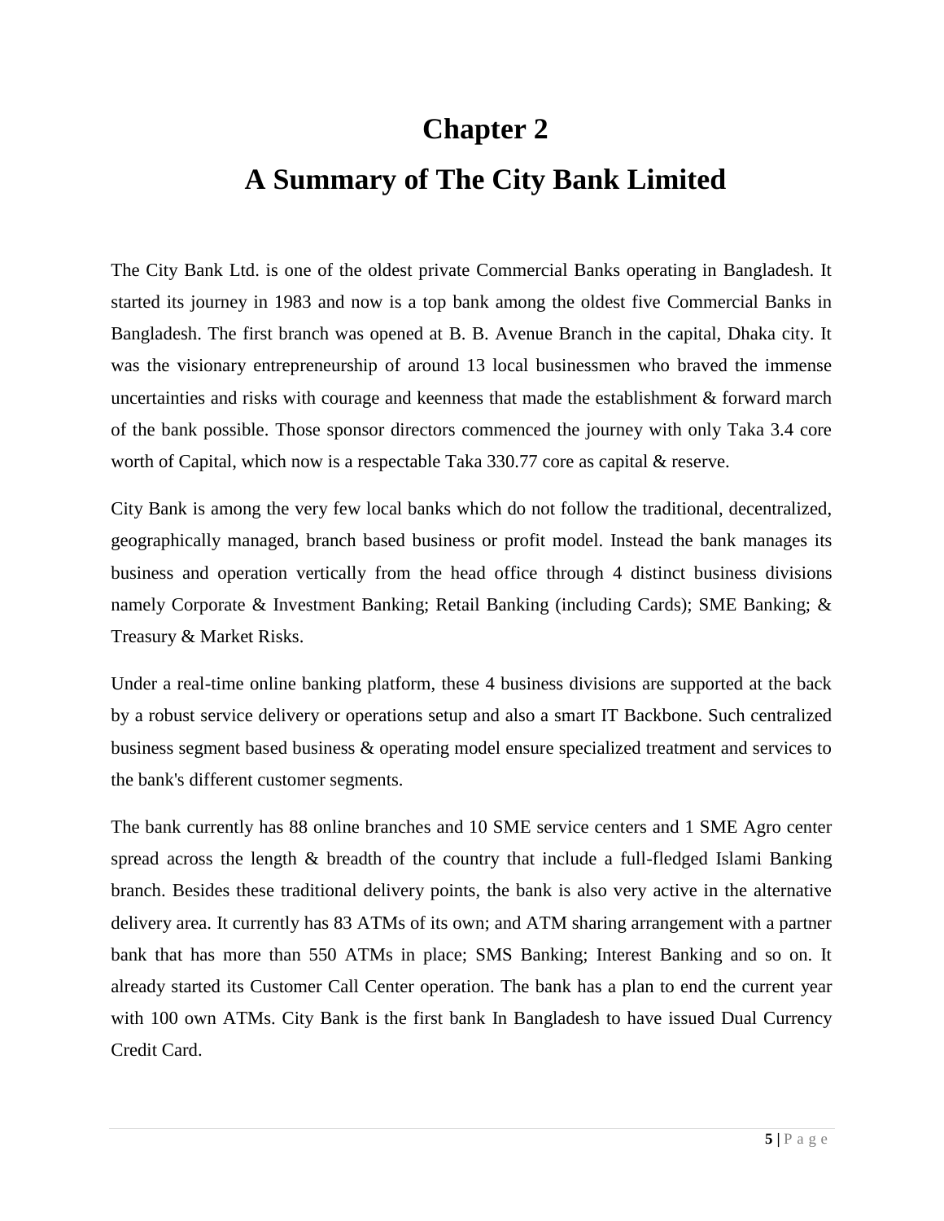# Chapter 2

# A Summary of The City Bank Limited

The City Bank Ltd. is one of the oldest private Commercial Banks operating in Bangladesh. It started its journey in 1983 and now is a top bank among the oldest five Commercial Banks in Bangladesh. The first branch was opened at B. B. Avenue Branch in the capital, Dhaka city. It was the visionary entrepreneurship of around 13 local businessmen who braved the immense uncertainties and risks with courage and keenness that made the establishment & forward march of the bank possible. Those sponsor directors commenced the journey with only Taka 3.4 core worth of Capital, which now is a respectable Taka 330.77 core as capital & reserve.

City Bank is among the very few local banks which do not follow the traditional, decentralized, geographically managed, branch based business or profit model. Instead the bank manages its business and operation vertically from the head office through 4 distinct business divisions namely Corporate & Investment Banking; Retail Banking (including Cards); SME Banking; & Treasury & Market Risks.

Under a real-time online banking platform, these 4 business divisions are supported at the back by a robust service delivery or operations setup and also a smart IT Backbone. Such centralized business segment based business & operating model ensure specialized treatment and services to the bank's different customer segments.

The bank currently has 88 online branches and 10 SME service centers and 1 SME Agro center spread across the length & breadth of the country that include a full-fledged Islami Banking branch. Besides these traditional delivery points, the bank is also very active in the alternative delivery area. It currently has 83 ATMs of its own; and ATM sharing arrangement with a partner bank that has more than 550 ATMs in place; SMS Banking; Interest Banking and so on. It already started its Customer Call Center operation. The bank has a plan to end the current year with 100 own ATMs. City Bank is the first bank In Bangladesh to have issued Dual Currency Credit Card.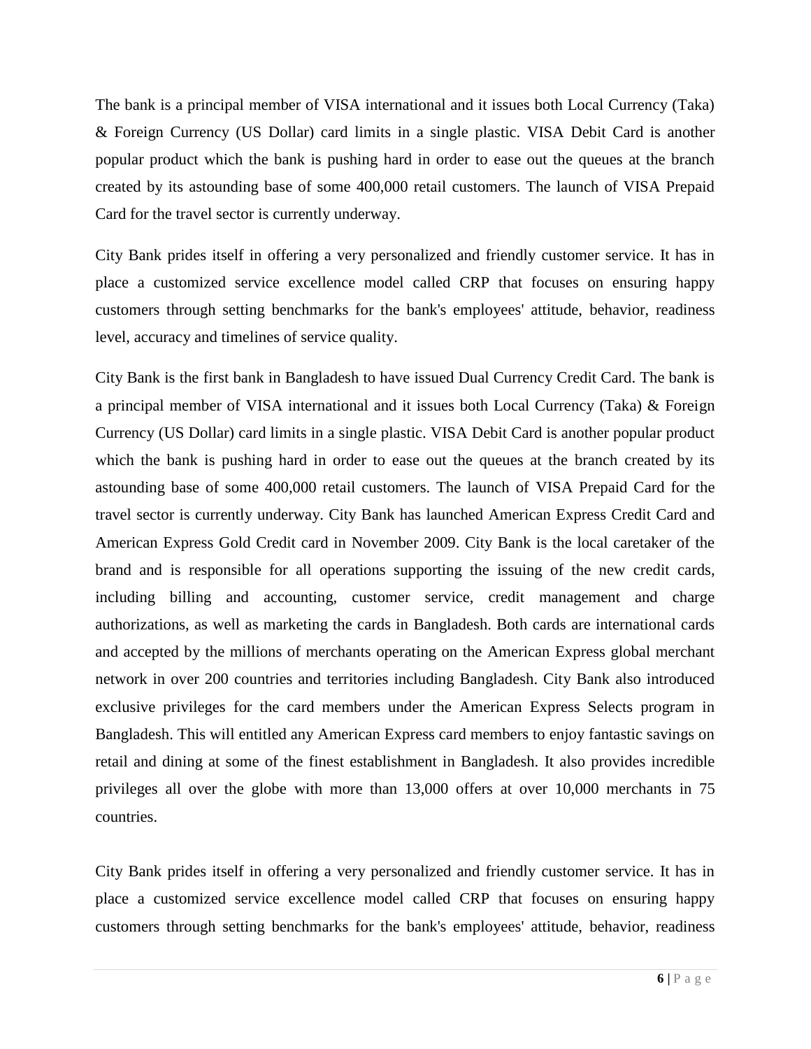The bank is a principal member of VISA international and it issues both Local Currency (Taka) & Foreign Currency (US Dollar) card limits in a single plastic. VISA Debit Card is another popular product which the bank is pushing hard in order to ease out the queues at the branch created by its astounding base of some 400,000 retail customers. The launch of VISA Prepaid Card for the travel sector is currently underway.

City Bank prides itself in offering a very personalized and friendly customer service. It has in place a customized service excellence model called CRP that focuses on ensuring happy customers through setting benchmarks for the bank's employees' attitude, behavior, readiness level, accuracy and timelines of service quality.

City Bank is the first bank in Bangladesh to have issued Dual Currency Credit Card. The bank is a principal member of VISA international and it issues both Local Currency (Taka) & Foreign Currency (US Dollar) card limits in a single plastic. VISA Debit Card is another popular product which the bank is pushing hard in order to ease out the queues at the branch created by its astounding base of some 400,000 retail customers. The launch of VISA Prepaid Card for the travel sector is currently underway. City Bank has launched American Express Credit Card and American Express Gold Credit card in November 2009. City Bank is the local caretaker of the brand and is responsible for all operations supporting the issuing of the new credit cards, including billing and accounting, customer service, credit management and charge authorizations, as well as marketing the cards in Bangladesh. Both cards are international cards and accepted by the millions of merchants operating on the American Express global merchant network in over 200 countries and territories including Bangladesh. City Bank also introduced exclusive privileges for the card members under the American Express Selects program in Bangladesh. This will entitled any American Express card members to enjoy fantastic savings on retail and dining at some of the finest establishment in Bangladesh. It also provides incredible privileges all over the globe with more than 13,000 offers at over 10,000 merchants in 75 countries.

City Bank prides itself in offering a very personalized and friendly customer service. It has in place a customized service excellence model called CRP that focuses on ensuring happy customers through setting benchmarks for the bank's employees' attitude, behavior, readiness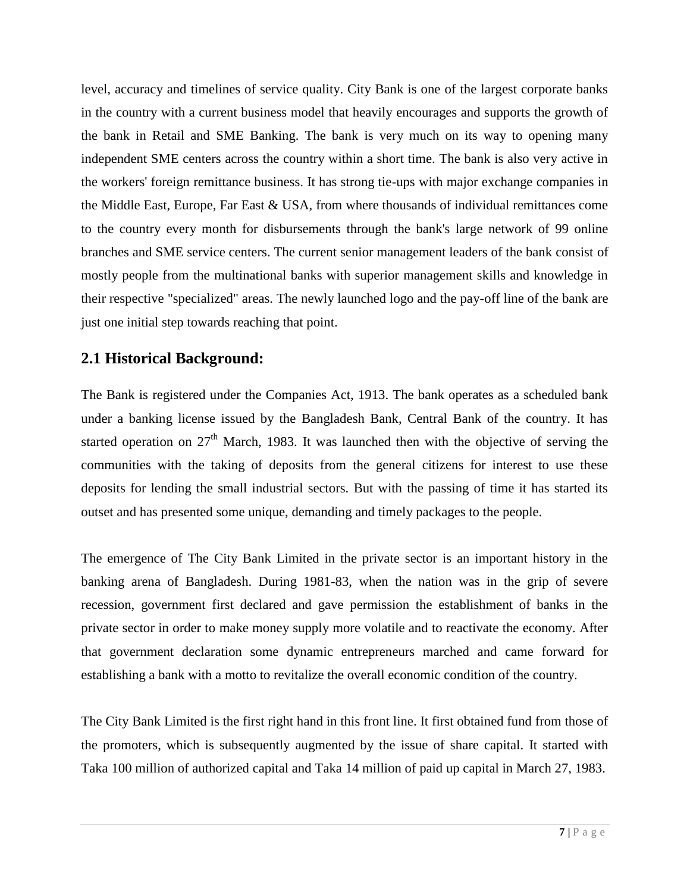level, accuracy and timelines of service quality. City Bank is one of the largest corporate banks in the country with a current business model that heavily encourages and supports the growth of the bank in Retail and SME Banking. The bank is very much on its way to opening many independent SME centers across the country within a short time. The bank is also very active in the workers' foreign remittance business. It has strong tie-ups with major exchange companies in the Middle East, Europe, Far East & USA, from where thousands of individual remittances come to the country every month for disbursements through the bank's large network of 99 online branches and SME service centers. The current senior management leaders of the bank consist of mostly people from the multinational banks with superior management skills and knowledge in their respective "specialized" areas. The newly launched logo and the pay-off line of the bank are just one initial step towards reaching that point.

## 2.1 Historical Background:

The Bank is registered under the Companies Act, 1913. The bank operates as a scheduled bank under a banking license issued by the Bangladesh Bank, Central Bank of the country. It has started operation on 27th March, 1983. It was launched then with the objective of serving the communities with the taking of deposits from the general citizens for interest to use these deposits for lending the small industrial sectors. But with the passing of time it has started its outset and has presented some unique, demanding and timely packages to the people.

The emergence of The City Bank Limited in the private sector is an important history in the banking arena of Bangladesh. During 1981-83, when the nation was in the grip of severe recession, government first declared and gave permission the establishment of banks in the private sector in order to make money supply more volatile and to reactivate the economy. After that government declaration some dynamic entrepreneurs marched and came forward for establishing a bank with a motto to revitalize the overall economic condition of the country.

The City Bank Limited is the first right hand in this front line. It first obtained fund from those of the promoters, which is subsequently augmented by the issue of share capital. It started with Taka 100 million of authorized capital and Taka 14 million of paid up capital in March 27, 1983.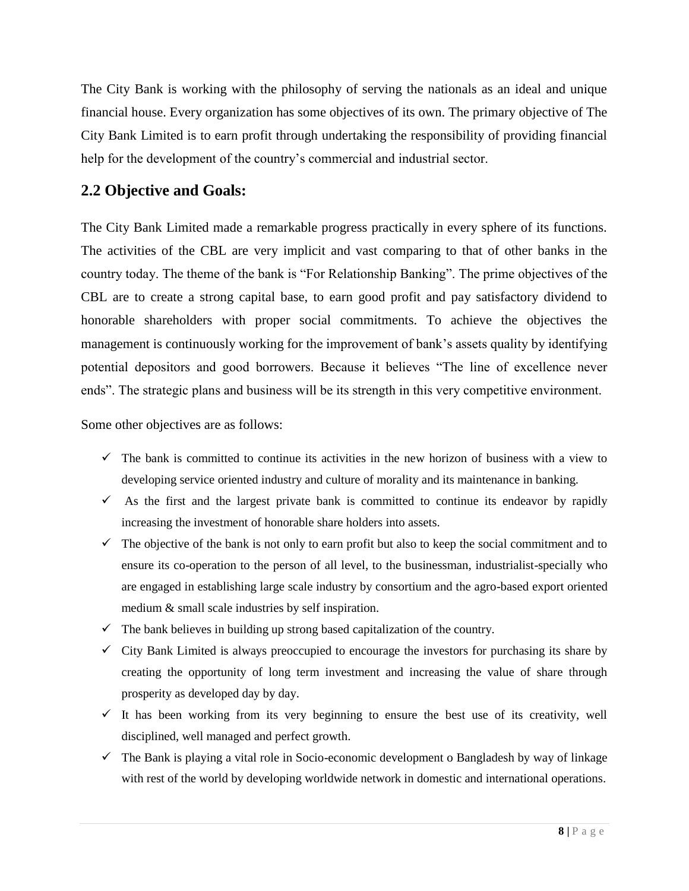The City Bank is working with the philosophy of serving the nationals as an ideal and unique financial house. Every organization has some objectives of its own. The primary objective of The City Bank Limited is to earn profit through undertaking the responsibility of providing financial help for the development of the country's commercial and industrial sector.

## 2.2 Objective and Goals:

The City Bank Limited made a remarkable progress practically in every sphere of its functions. The activities of the CBL are very implicit and vast comparing to that of other banks in the country today. The theme of the bank is "For Relationship Banking". The prime objectives of the CBL are to create a strong capital base, to earn good profit and pay satisfactory dividend to honorable shareholders with proper social commitments. To achieve the objectives the management is continuously working for the improvement of bank's assets quality by identifying potential depositors and good borrowers. Because it believes "The line of excellence never ends". The strategic plans and business will be its strength in this very competitive environment.

Some other objectives are as follows:

- ✓ The bank is committed to continue its activities in the new horizon of business with a view to developing service oriented industry and culture of morality and its maintenance in banking.
- ✓ As the first and the largest private bank is committed to continue its endeavor by rapidly increasing the investment of honorable share holders into assets.
- ✓ The objective of the bank is not only to earn profit but also to keep the social commitment and to ensure its co-operation to the person of all level, to the businessman, industrialist-specially who are engaged in establishing large scale industry by consortium and the agro-based export oriented medium & small scale industries by self inspiration.
- ✓ The bank believes in building up strong based capitalization of the country.
- ✓ City Bank Limited is always preoccupied to encourage the investors for purchasing its share by creating the opportunity of long term investment and increasing the value of share through prosperity as developed day by day.
- ✓ It has been working from its very beginning to ensure the best use of its creativity, well disciplined, well managed and perfect growth.
- ✓ The Bank is playing a vital role in Socio-economic development o Bangladesh by way of linkage with rest of the world by developing worldwide network in domestic and international operations.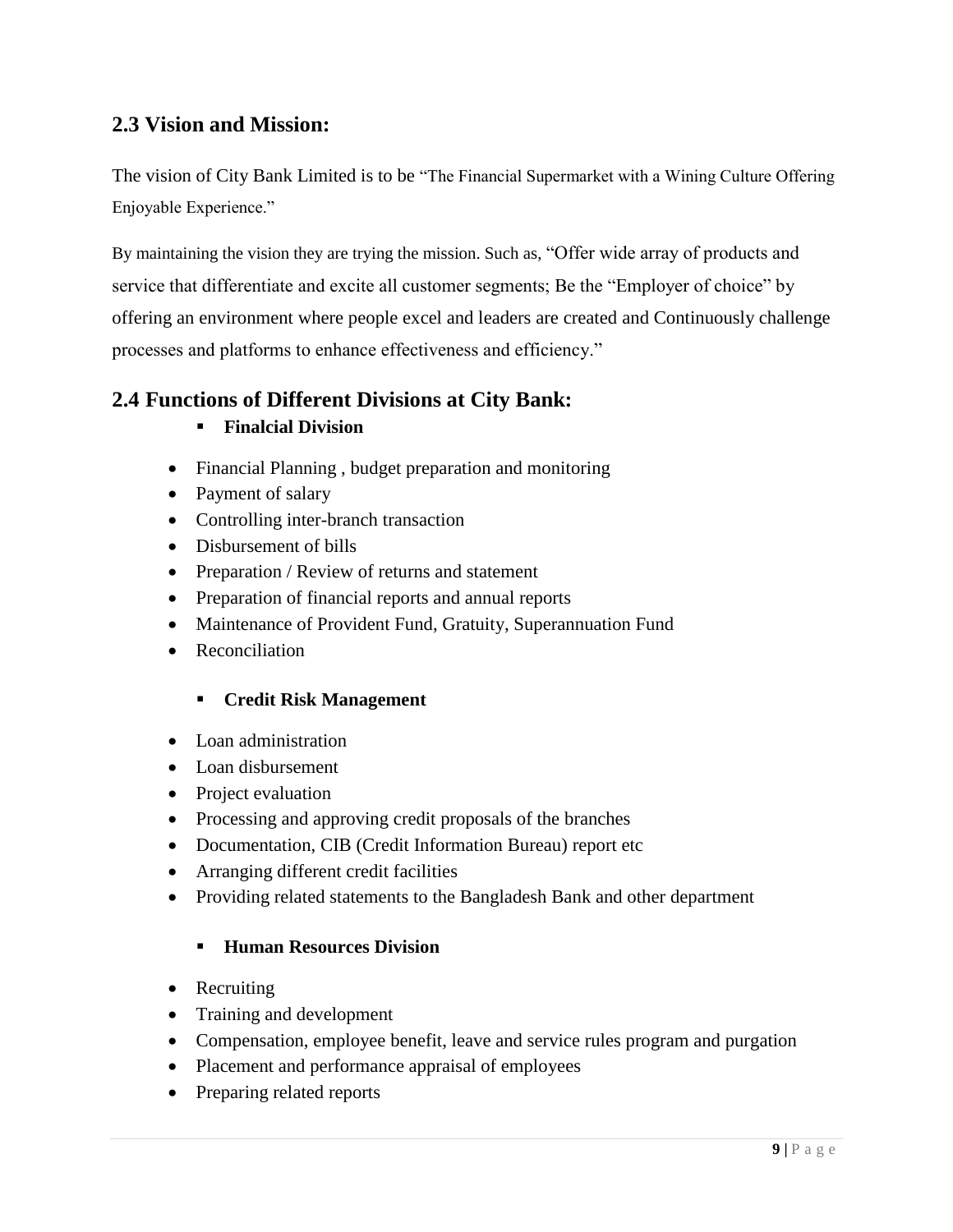## 2.3 Vision and Mission:

The vision of City Bank Limited is to be "The Financial Supermarket with a Wining Culture Offering Enjoyable Experience."

By maintaining the vision they are trying the mission. Such as, "Offer wide array of products and service that differentiate and excite all customer segments; Be the "Employer of choice" by offering an environment where people excel and leaders are created and Continuously challenge processes and platforms to enhance effectiveness and efficiency."

## 2.4 Functions of Different Divisions at City Bank:

- **Finalcial Division**

- Financial Planning , budget preparation and monitoring
- Payment of salary
- Controlling inter-branch transaction
- Disbursement of bills
- Preparation / Review of returns and statement
- Preparation of financial reports and annual reports
- Maintenance of Provident Fund, Gratuity, Superannuation Fund
- Reconciliation

- **Credit Risk Management**

- Loan administration
- Loan disbursement
- Project evaluation
- Processing and approving credit proposals of the branches
- Documentation, CIB (Credit Information Bureau) report etc
- Arranging different credit facilities
- Providing related statements to the Bangladesh Bank and other department

- **Human Resources Division**

- Recruiting
- Training and development
- Compensation, employee benefit, leave and service rules program and purgation
- Placement and performance appraisal of employees
- Preparing related reports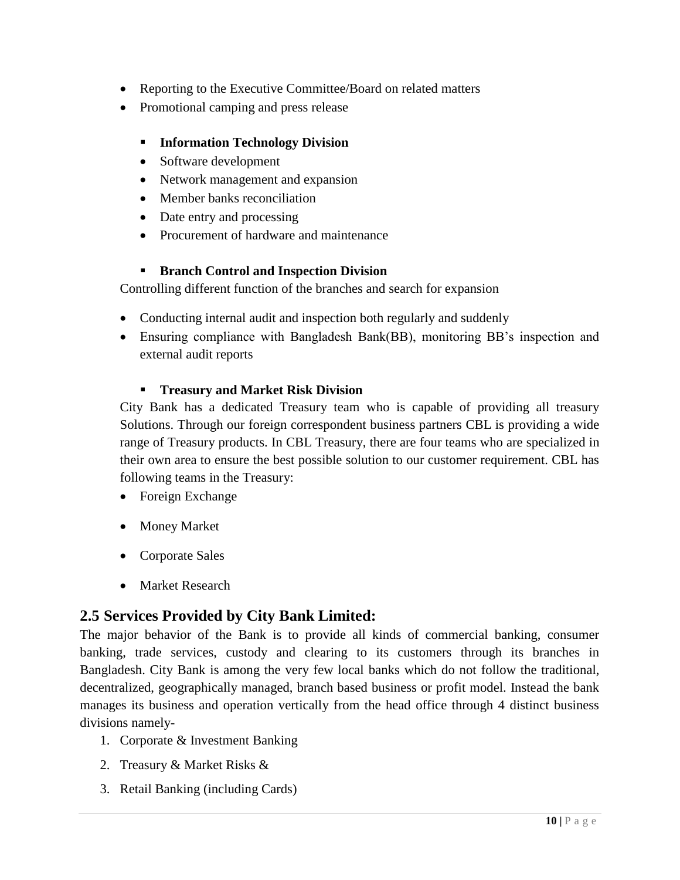- Reporting to the Executive Committee/Board on related matters
- Promotional camping and press release

  - **Information Technology Division**
  - Software development
  - Network management and expansion
  - Member banks reconciliation
  - Date entry and processing
  - Procurement of hardware and maintenance

  - **Branch Control and Inspection Division**

Controlling different function of the branches and search for expansion

- Conducting internal audit and inspection both regularly and suddenly
- Ensuring compliance with Bangladesh Bank(BB), monitoring BB's inspection and external audit reports

  - **Treasury and Market Risk Division**

City Bank has a dedicated Treasury team who is capable of providing all treasury Solutions. Through our foreign correspondent business partners CBL is providing a wide range of Treasury products. In CBL Treasury, there are four teams who are specialized in their own area to ensure the best possible solution to our customer requirement. CBL has following teams in the Treasury:

- Foreign Exchange
- Money Market
- Corporate Sales
- Market Research

## 2.5 Services Provided by City Bank Limited:

The major behavior of the Bank is to provide all kinds of commercial banking, consumer banking, trade services, custody and clearing to its customers through its branches in Bangladesh. City Bank is among the very few local banks which do not follow the traditional, decentralized, geographically managed, branch based business or profit model. Instead the bank manages its business and operation vertically from the head office through 4 distinct business divisions namely-

1. Corporate & Investment Banking
2. Treasury & Market Risks &
3. Retail Banking (including Cards)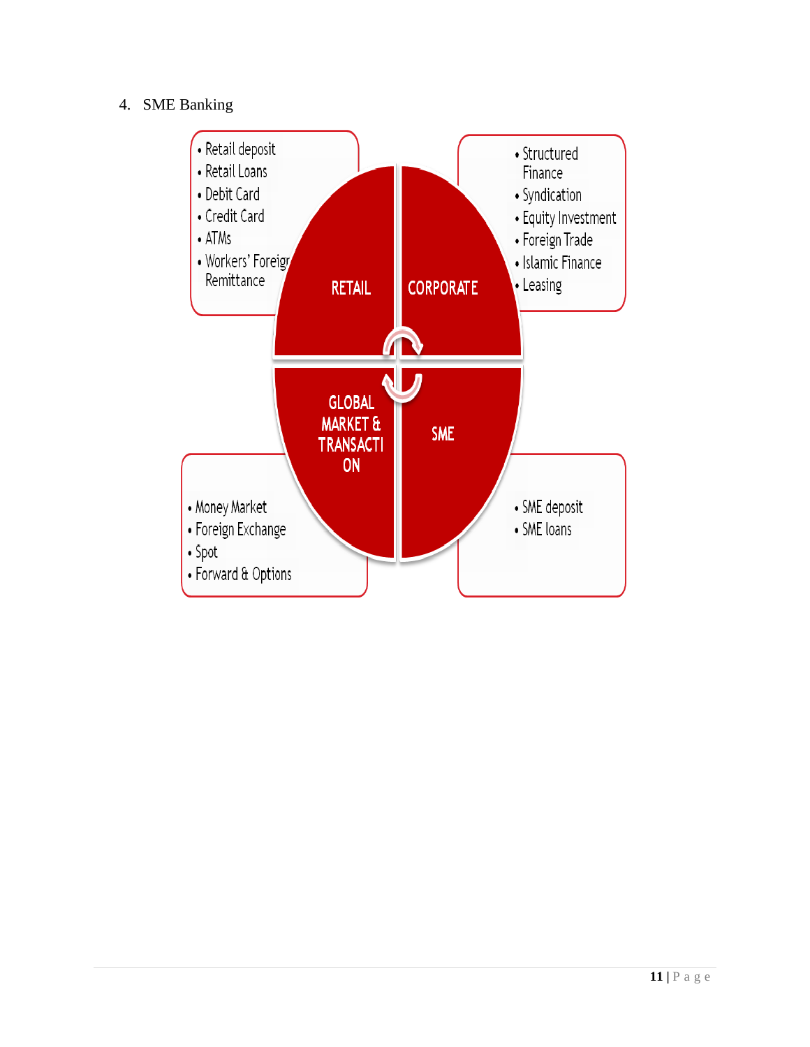4. SME Banking

- Retail deposit
- Retail Loans
- Debit Card
- Credit Card
- ATMs
- Workers' Foreign Remittance

- Structured Finance
- Syndication
- Equity Investment
- Foreign Trade
- Islamic Finance
- Leasing

RETAIL

CORPORATE

GLOBAL MARKET & TRANSACTI ON

SME

- Money Market
- Foreign Exchange
- Spot
- Forward & Options

- SME deposit
- SME loans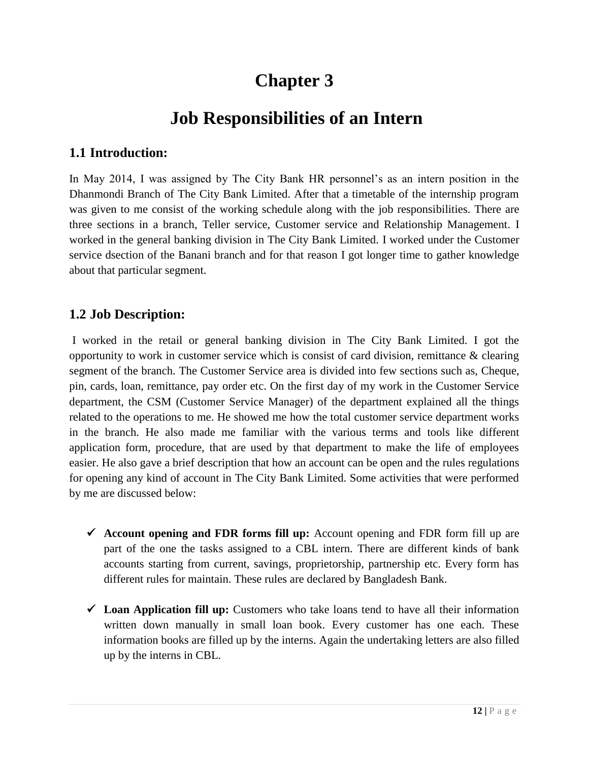# Chapter 3

# Job Responsibilities of an Intern

## 1.1 Introduction:

In May 2014, I was assigned by The City Bank HR personnel's as an intern position in the Dhanmondi Branch of The City Bank Limited. After that a timetable of the internship program was given to me consist of the working schedule along with the job responsibilities. There are three sections in a branch, Teller service, Customer service and Relationship Management. I worked in the general banking division in The City Bank Limited. I worked under the Customer service dsection of the Banani branch and for that reason I got longer time to gather knowledge about that particular segment.

## 1.2 Job Description:

I worked in the retail or general banking division in The City Bank Limited. I got the opportunity to work in customer service which is consist of card division, remittance & clearing segment of the branch. The Customer Service area is divided into few sections such as, Cheque, pin, cards, loan, remittance, pay order etc. On the first day of my work in the Customer Service department, the CSM (Customer Service Manager) of the department explained all the things related to the operations to me. He showed me how the total customer service department works in the branch. He also made me familiar with the various terms and tools like different application form, procedure, that are used by that department to make the life of employees easier. He also gave a brief description that how an account can be open and the rules regulations for opening any kind of account in The City Bank Limited. Some activities that were performed by me are discussed below:

- ✓ **Account opening and FDR forms fill up:** Account opening and FDR form fill up are part of the one the tasks assigned to a CBL intern. There are different kinds of bank accounts starting from current, savings, proprietorship, partnership etc. Every form has different rules for maintain. These rules are declared by Bangladesh Bank.

- ✓ **Loan Application fill up:** Customers who take loans tend to have all their information written down manually in small loan book. Every customer has one each. These information books are filled up by the interns. Again the undertaking letters are also filled up by the interns in CBL.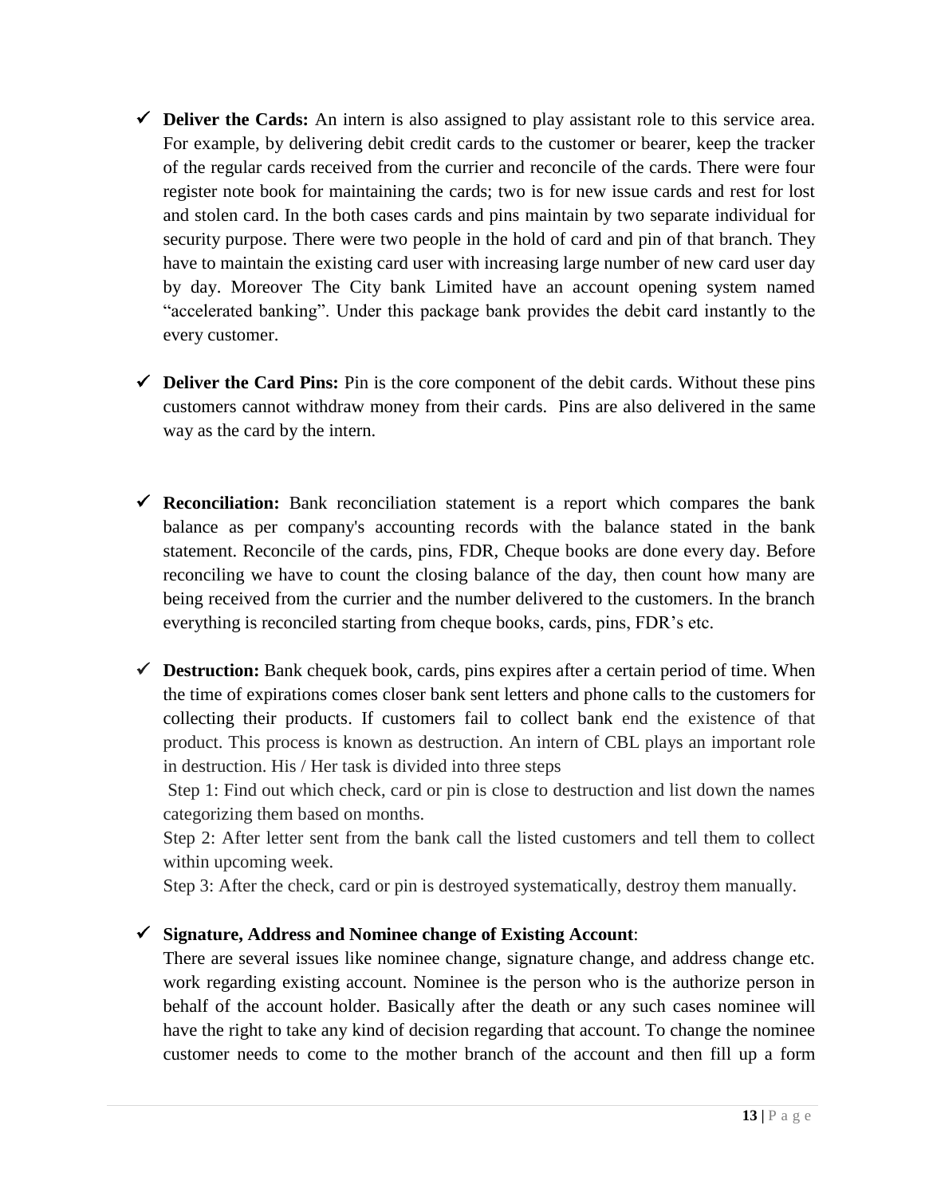- ✓ **Deliver the Cards:** An intern is also assigned to play assistant role to this service area. For example, by delivering debit credit cards to the customer or bearer, keep the tracker of the regular cards received from the currier and reconcile of the cards. There were four register note book for maintaining the cards; two is for new issue cards and rest for lost and stolen card. In the both cases cards and pins maintain by two separate individual for security purpose. There were two people in the hold of card and pin of that branch. They have to maintain the existing card user with increasing large number of new card user day by day. Moreover The City bank Limited have an account opening system named "accelerated banking". Under this package bank provides the debit card instantly to the every customer.

- ✓ **Deliver the Card Pins:** Pin is the core component of the debit cards. Without these pins customers cannot withdraw money from their cards. Pins are also delivered in the same way as the card by the intern.

- ✓ **Reconciliation:** Bank reconciliation statement is a report which compares the bank balance as per company's accounting records with the balance stated in the bank statement. Reconcile of the cards, pins, FDR, Cheque books are done every day. Before reconciling we have to count the closing balance of the day, then count how many are being received from the currier and the number delivered to the customers. In the branch everything is reconciled starting from cheque books, cards, pins, FDR's etc.

- ✓ **Destruction:** Bank chequek book, cards, pins expires after a certain period of time. When the time of expirations comes closer bank sent letters and phone calls to the customers for collecting their products. If customers fail to collect bank end the existence of that product. This process is known as destruction. An intern of CBL plays an important role in destruction. His / Her task is divided into three steps

  Step 1: Find out which check, card or pin is close to destruction and list down the names categorizing them based on months.

  Step 2: After letter sent from the bank call the listed customers and tell them to collect within upcoming week.

  Step 3: After the check, card or pin is destroyed systematically, destroy them manually.

- ✓ **Signature, Address and Nominee change of Existing Account**:

  There are several issues like nominee change, signature change, and address change etc. work regarding existing account. Nominee is the person who is the authorize person in behalf of the account holder. Basically after the death or any such cases nominee will have the right to take any kind of decision regarding that account. To change the nominee customer needs to come to the mother branch of the account and then fill up a form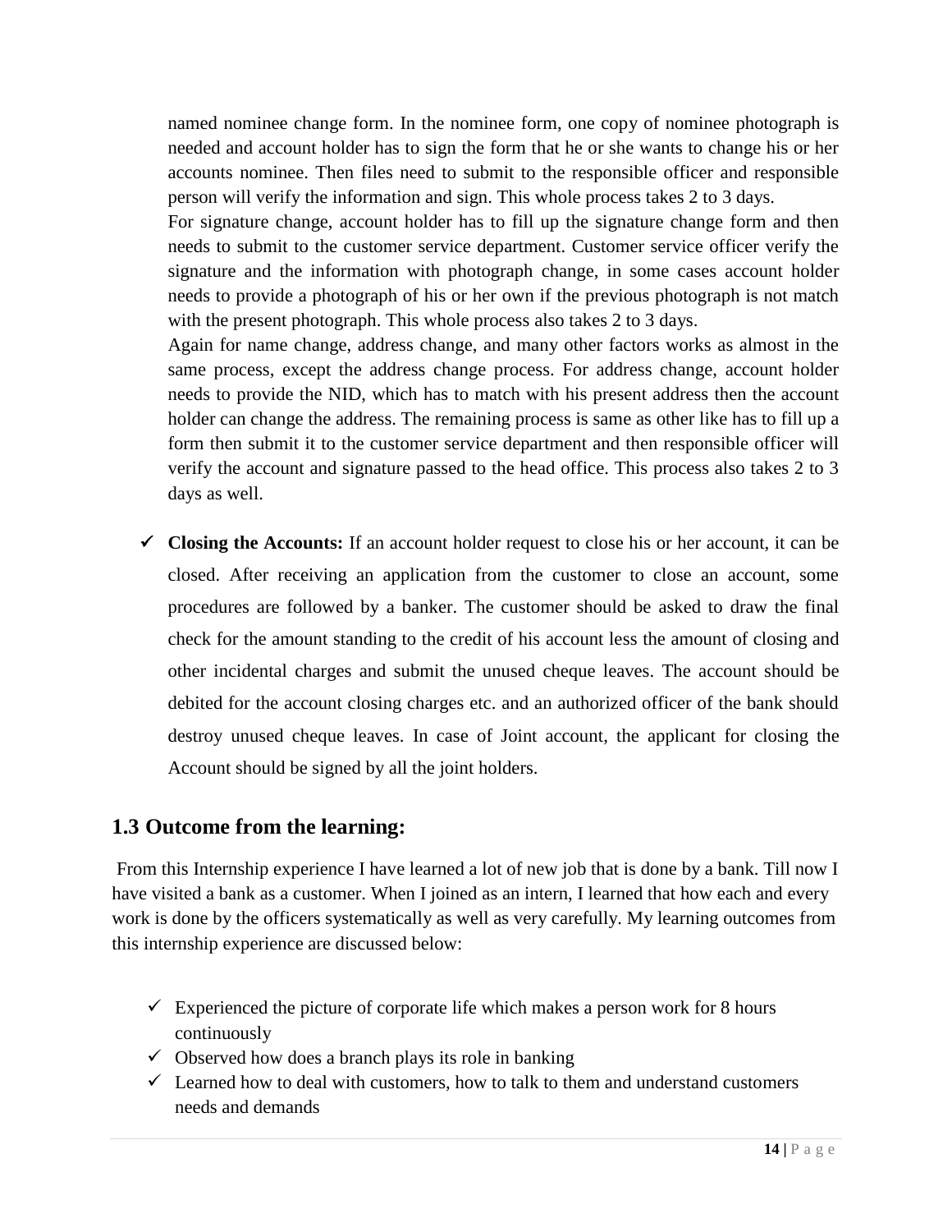named nominee change form. In the nominee form, one copy of nominee photograph is needed and account holder has to sign the form that he or she wants to change his or her accounts nominee. Then files need to submit to the responsible officer and responsible person will verify the information and sign. This whole process takes 2 to 3 days.

For signature change, account holder has to fill up the signature change form and then needs to submit to the customer service department. Customer service officer verify the signature and the information with photograph change, in some cases account holder needs to provide a photograph of his or her own if the previous photograph is not match with the present photograph. This whole process also takes 2 to 3 days.

Again for name change, address change, and many other factors works as almost in the same process, except the address change process. For address change, account holder needs to provide the NID, which has to match with his present address then the account holder can change the address. The remaining process is same as other like has to fill up a form then submit it to the customer service department and then responsible officer will verify the account and signature passed to the head office. This process also takes 2 to 3 days as well.

- ✓ **Closing the Accounts:** If an account holder request to close his or her account, it can be closed. After receiving an application from the customer to close an account, some procedures are followed by a banker. The customer should be asked to draw the final check for the amount standing to the credit of his account less the amount of closing and other incidental charges and submit the unused cheque leaves. The account should be debited for the account closing charges etc. and an authorized officer of the bank should destroy unused cheque leaves. In case of Joint account, the applicant for closing the Account should be signed by all the joint holders.

## 1.3 Outcome from the learning:

From this Internship experience I have learned a lot of new job that is done by a bank. Till now I have visited a bank as a customer. When I joined as an intern, I learned that how each and every work is done by the officers systematically as well as very carefully. My learning outcomes from this internship experience are discussed below:

- ✓ Experienced the picture of corporate life which makes a person work for 8 hours continuously
- ✓ Observed how does a branch plays its role in banking
- ✓ Learned how to deal with customers, how to talk to them and understand customers needs and demands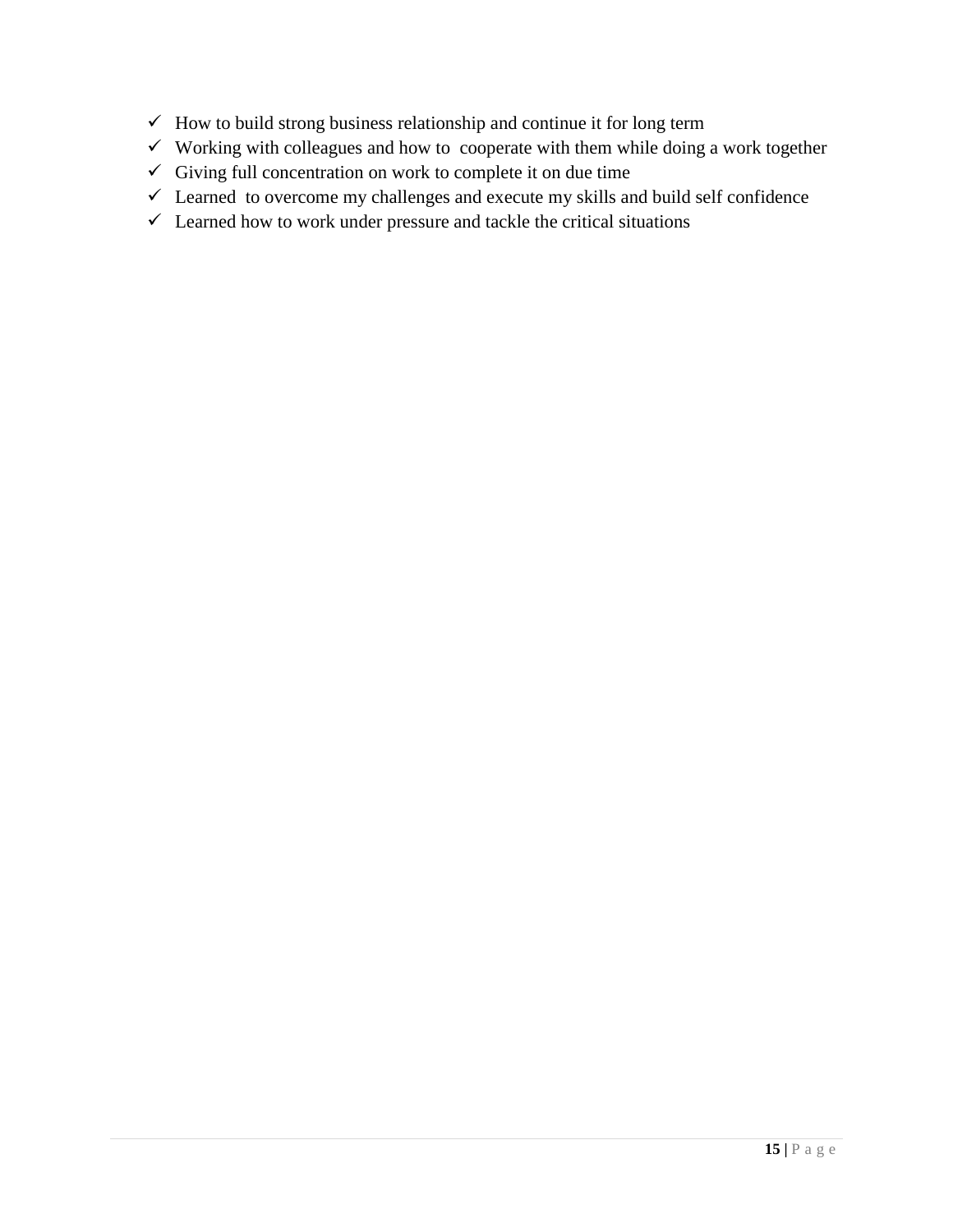- ✓ How to build strong business relationship and continue it for long term
- ✓ Working with colleagues and how to cooperate with them while doing a work together
- ✓ Giving full concentration on work to complete it on due time
- ✓ Learned to overcome my challenges and execute my skills and build self confidence
- ✓ Learned how to work under pressure and tackle the critical situations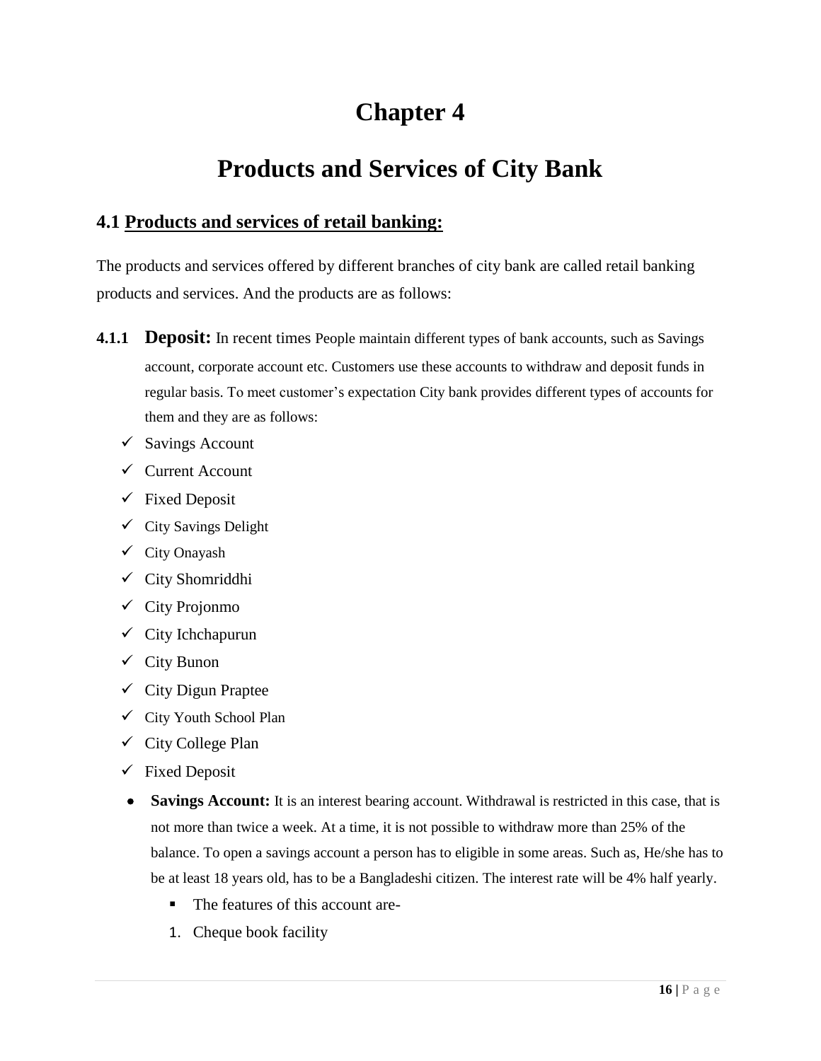# Chapter 4

# Products and Services of City Bank

## 4.1 Products and services of retail banking:

The products and services offered by different branches of city bank are called retail banking products and services. And the products are as follows:

**4.1.1 Deposit:** In recent times People maintain different types of bank accounts, such as Savings account, corporate account etc. Customers use these accounts to withdraw and deposit funds in regular basis. To meet customer's expectation City bank provides different types of accounts for them and they are as follows:

- ✓ Savings Account
- ✓ Current Account
- ✓ Fixed Deposit
- ✓ City Savings Delight
- ✓ City Onayash
- ✓ City Shomriddhi
- ✓ City Projonmo
- ✓ City Ichchapurun
- ✓ City Bunon
- ✓ City Digun Praptee
- ✓ City Youth School Plan
- ✓ City College Plan
- ✓ Fixed Deposit

- **Savings Account:** It is an interest bearing account. Withdrawal is restricted in this case, that is not more than twice a week. At a time, it is not possible to withdraw more than 25% of the balance. To open a savings account a person has to eligible in some areas. Such as, He/she has to be at least 18 years old, has to be a Bangladeshi citizen. The interest rate will be 4% half yearly.
    - The features of this account are-

    1. Cheque book facility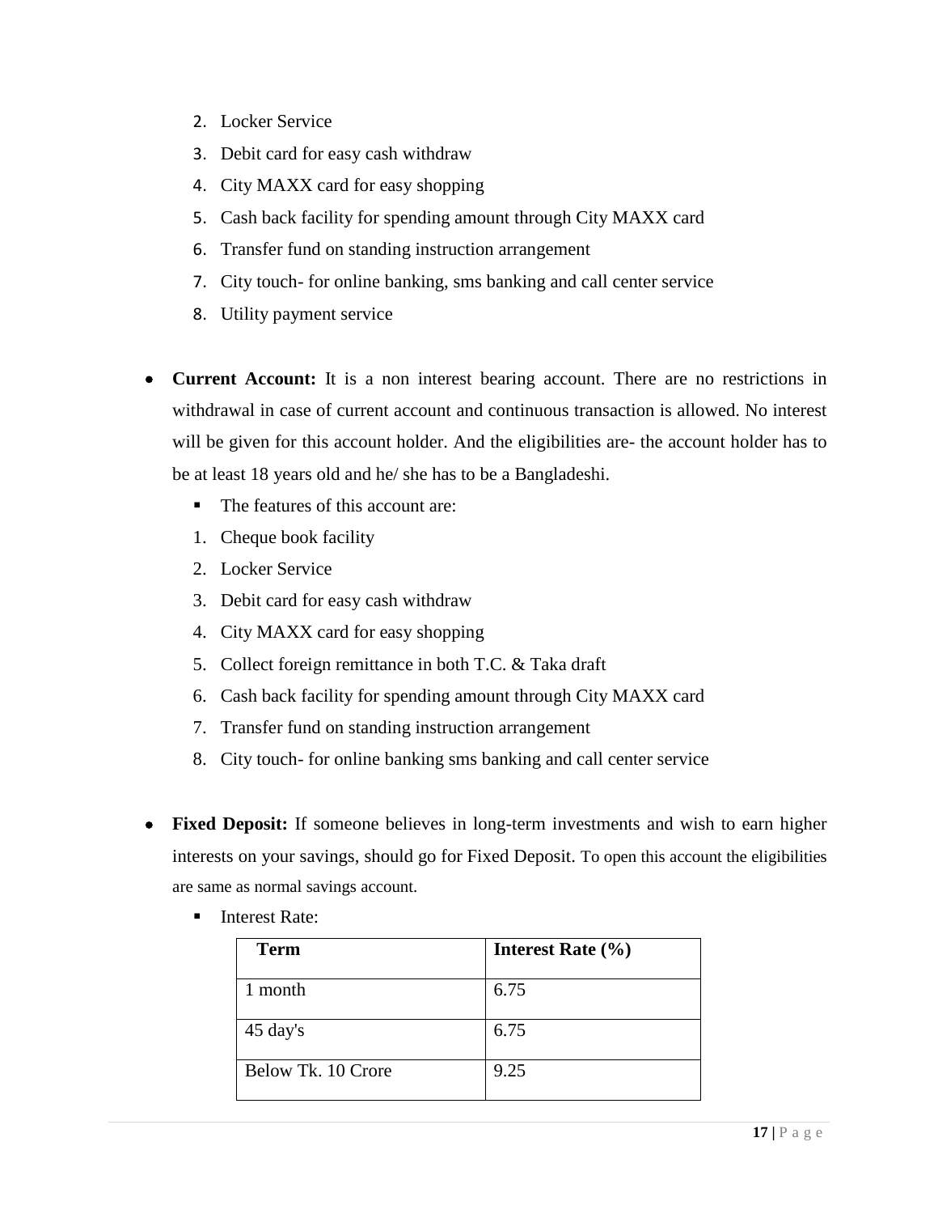2. Locker Service
3. Debit card for easy cash withdraw
4. City MAXX card for easy shopping
5. Cash back facility for spending amount through City MAXX card
6. Transfer fund on standing instruction arrangement
7. City touch- for online banking, sms banking and call center service
8. Utility payment service

- **Current Account:** It is a non interest bearing account. There are no restrictions in withdrawal in case of current account and continuous transaction is allowed. No interest will be given for this account holder. And the eligibilities are- the account holder has to be at least 18 years old and he/ she has to be a Bangladeshi.
  - The features of this account are:
  1. Cheque book facility
  2. Locker Service
  3. Debit card for easy cash withdraw
  4. City MAXX card for easy shopping
  5. Collect foreign remittance in both T.C. & Taka draft
  6. Cash back facility for spending amount through City MAXX card
  7. Transfer fund on standing instruction arrangement
  8. City touch- for online banking sms banking and call center service

- **Fixed Deposit:** If someone believes in long-term investments and wish to earn higher interests on your savings, should go for Fixed Deposit. To open this account the eligibilities are same as normal savings account.
  - Interest Rate:

| Term | Interest Rate (%) |
|---|---|
| 1 month | 6.75 |
| 45 day's | 6.75 |
| Below Tk. 10 Crore | 9.25 |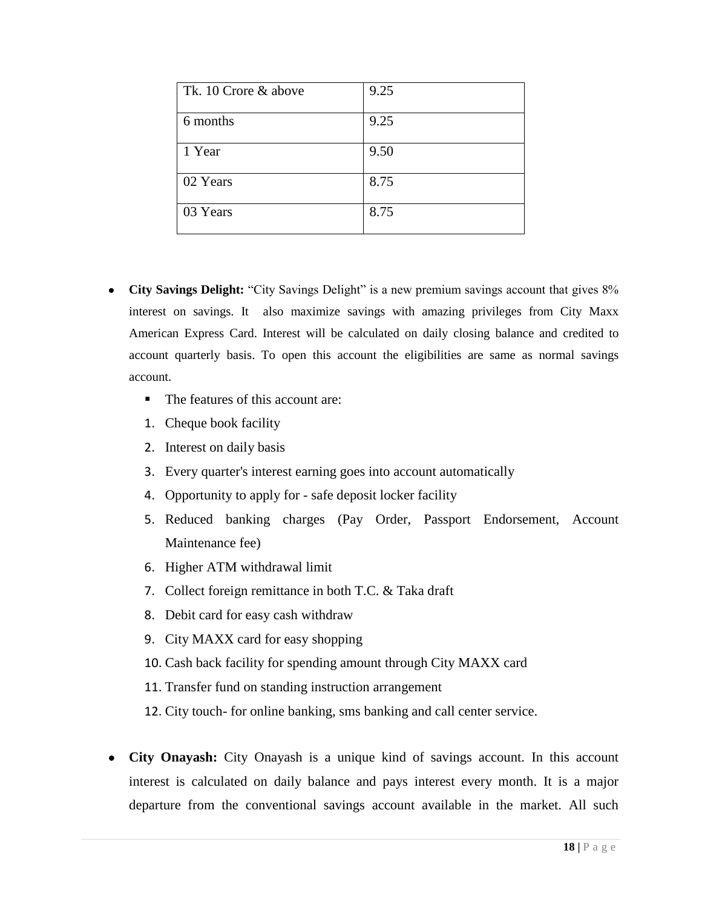| | |
|---|---|
| Tk. 10 Crore & above | 9.25 |
| 6 months | 9.25 |
| 1 Year | 9.50 |
| 02 Years | 8.75 |
| 03 Years | 8.75 |

- **City Savings Delight:** "City Savings Delight" is a new premium savings account that gives 8% interest on savings. It also maximize savings with amazing privileges from City Maxx American Express Card. Interest will be calculated on daily closing balance and credited to account quarterly basis. To open this account the eligibilities are same as normal savings account.
  - The features of this account are:

  1. Cheque book facility
  2. Interest on daily basis
  3. Every quarter's interest earning goes into account automatically
  4. Opportunity to apply for - safe deposit locker facility
  5. Reduced banking charges (Pay Order, Passport Endorsement, Account Maintenance fee)
  6. Higher ATM withdrawal limit
  7. Collect foreign remittance in both T.C. & Taka draft
  8. Debit card for easy cash withdraw
  9. City MAXX card for easy shopping
  10. Cash back facility for spending amount through City MAXX card
  11. Transfer fund on standing instruction arrangement
  12. City touch- for online banking, sms banking and call center service.

- **City Onayash:** City Onayash is a unique kind of savings account. In this account interest is calculated on daily balance and pays interest every month. It is a major departure from the conventional savings account available in the market. All such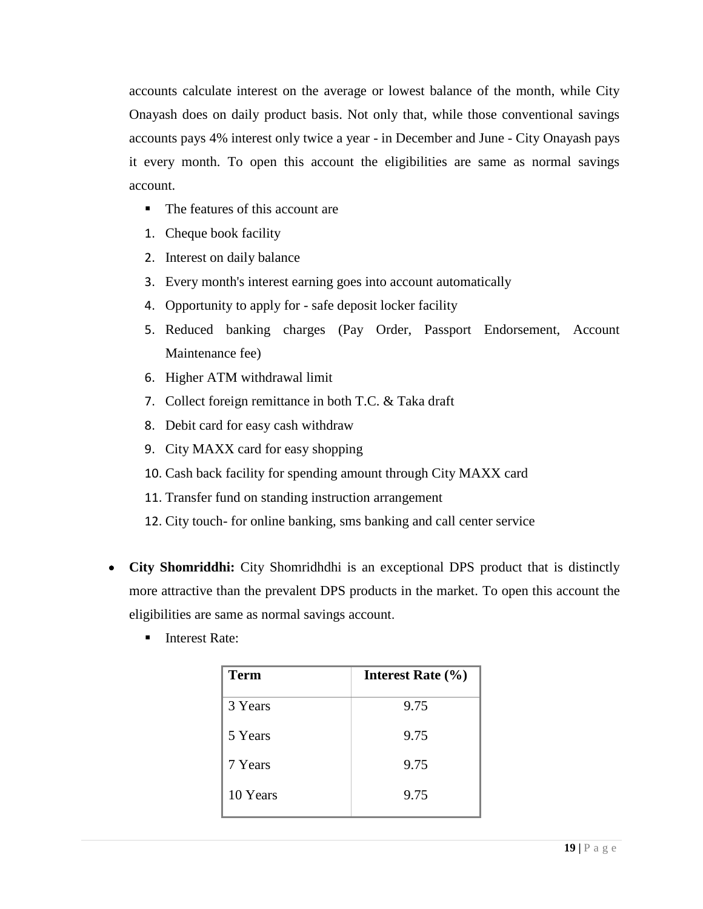accounts calculate interest on the average or lowest balance of the month, while City Onayash does on daily product basis. Not only that, while those conventional savings accounts pays 4% interest only twice a year - in December and June - City Onayash pays it every month. To open this account the eligibilities are same as normal savings account.

- The features of this account are

1. Cheque book facility
2. Interest on daily balance
3. Every month's interest earning goes into account automatically
4. Opportunity to apply for - safe deposit locker facility
5. Reduced banking charges (Pay Order, Passport Endorsement, Account Maintenance fee)
6. Higher ATM withdrawal limit
7. Collect foreign remittance in both T.C. & Taka draft
8. Debit card for easy cash withdraw
9. City MAXX card for easy shopping
10. Cash back facility for spending amount through City MAXX card
11. Transfer fund on standing instruction arrangement
12. City touch- for online banking, sms banking and call center service

- **City Shomriddhi:** City Shomridhdhi is an exceptional DPS product that is distinctly more attractive than the prevalent DPS products in the market. To open this account the eligibilities are same as normal savings account.

  - Interest Rate:

| Term | Interest Rate (%) |
|---|---|
| 3 Years | 9.75 |
| 5 Years | 9.75 |
| 7 Years | 9.75 |
| 10 Years | 9.75 |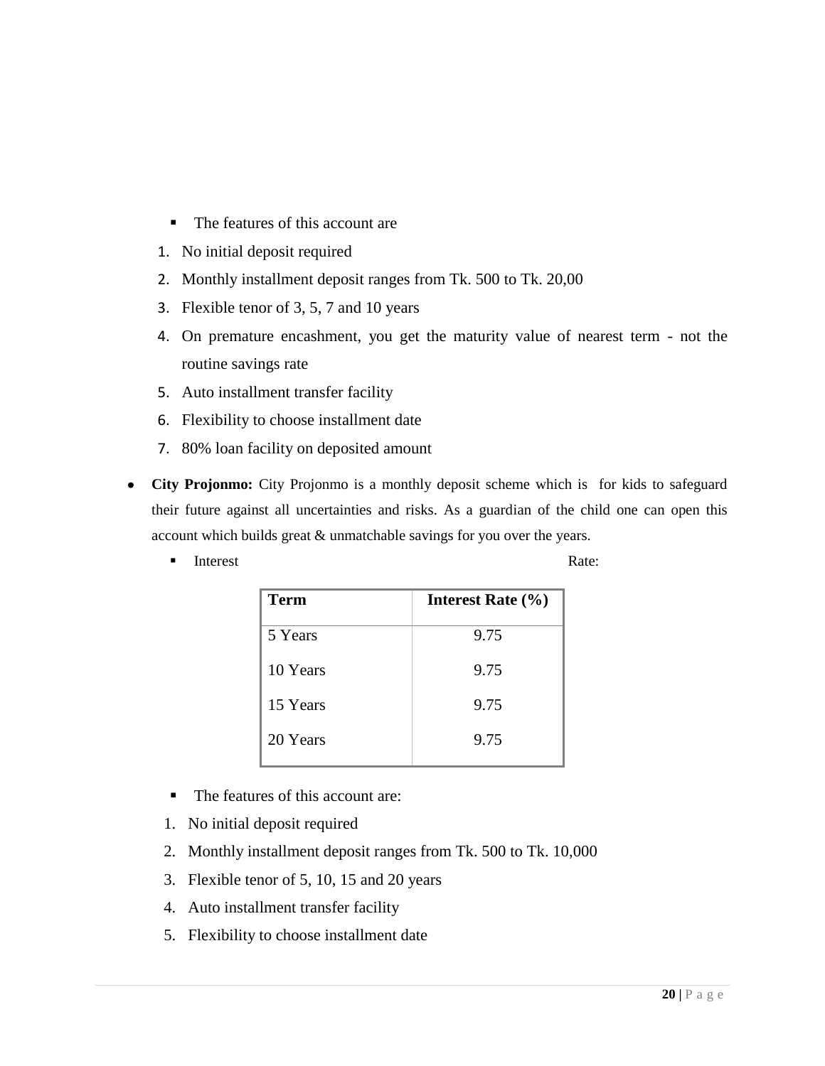- The features of this account are

1. No initial deposit required
2. Monthly installment deposit ranges from Tk. 500 to Tk. 20,00
3. Flexible tenor of 3, 5, 7 and 10 years
4. On premature encashment, you get the maturity value of nearest term - not the routine savings rate
5. Auto installment transfer facility
6. Flexibility to choose installment date
7. 80% loan facility on deposited amount

- **City Projonmo:** City Projonmo is a monthly deposit scheme which is for kids to safeguard their future against all uncertainties and risks. As a guardian of the child one can open this account which builds great & unmatchable savings for you over the years.
  - Interest Rate:

| Term | Interest Rate (%) |
|---|---|
| 5 Years | 9.75 |
| 10 Years | 9.75 |
| 15 Years | 9.75 |
| 20 Years | 9.75 |

- The features of this account are:

1. No initial deposit required
2. Monthly installment deposit ranges from Tk. 500 to Tk. 10,000
3. Flexible tenor of 5, 10, 15 and 20 years
4. Auto installment transfer facility
5. Flexibility to choose installment date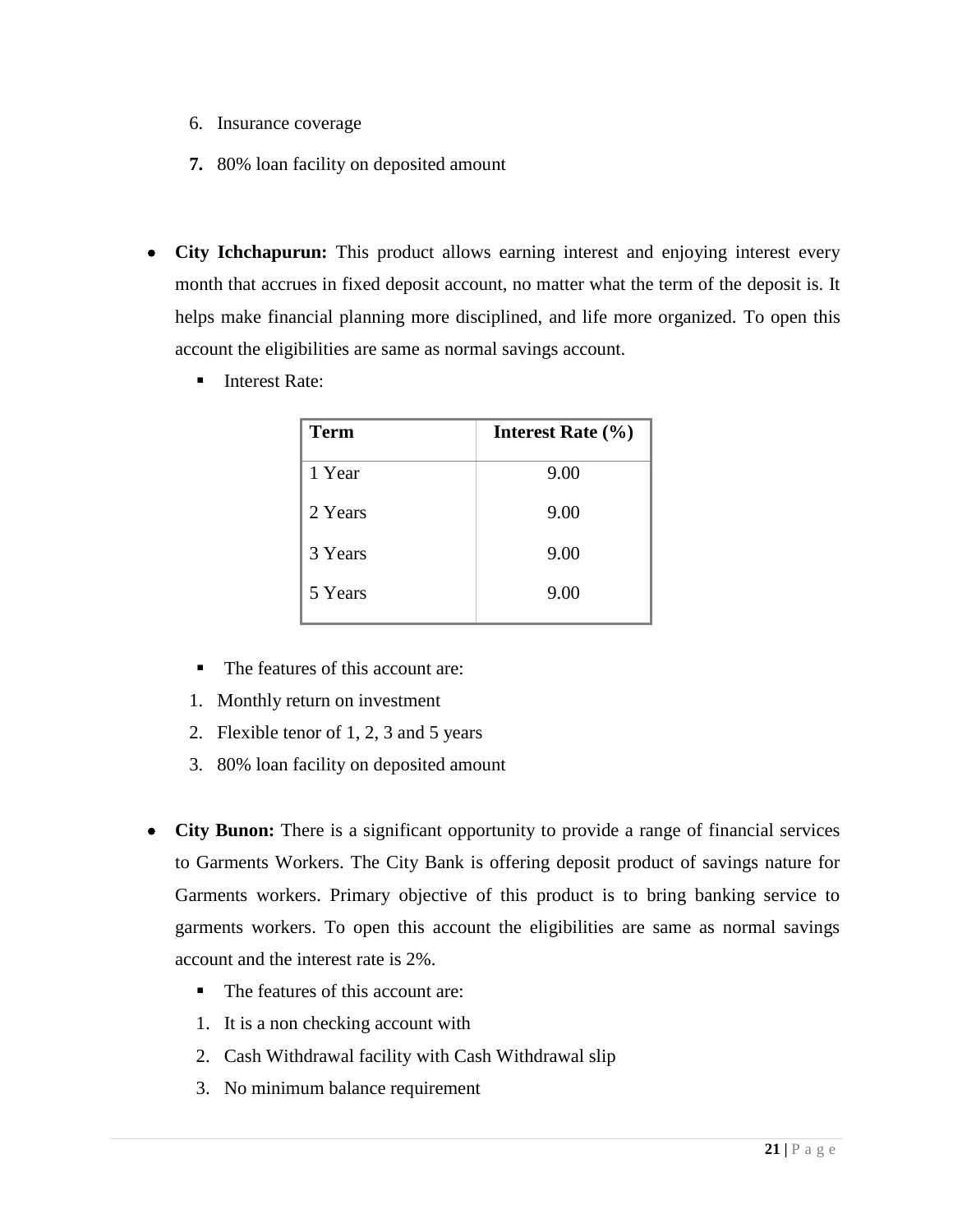6. Insurance coverage
7. **7.** 80% loan facility on deposited amount

- **City Ichchapurun:** This product allows earning interest and enjoying interest every month that accrues in fixed deposit account, no matter what the term of the deposit is. It helps make financial planning more disciplined, and life more organized. To open this account the eligibilities are same as normal savings account.
    - Interest Rate:

| Term | Interest Rate (%) |
|---|---|
| 1 Year | 9.00 |
| 2 Years | 9.00 |
| 3 Years | 9.00 |
| 5 Years | 9.00 |

- The features of this account are:

1. Monthly return on investment
2. Flexible tenor of 1, 2, 3 and 5 years
3. 80% loan facility on deposited amount

- **City Bunon:** There is a significant opportunity to provide a range of financial services to Garments Workers. The City Bank is offering deposit product of savings nature for Garments workers. Primary objective of this product is to bring banking service to garments workers. To open this account the eligibilities are same as normal savings account and the interest rate is 2%.
    - The features of this account are:

1. It is a non checking account with
2. Cash Withdrawal facility with Cash Withdrawal slip
3. No minimum balance requirement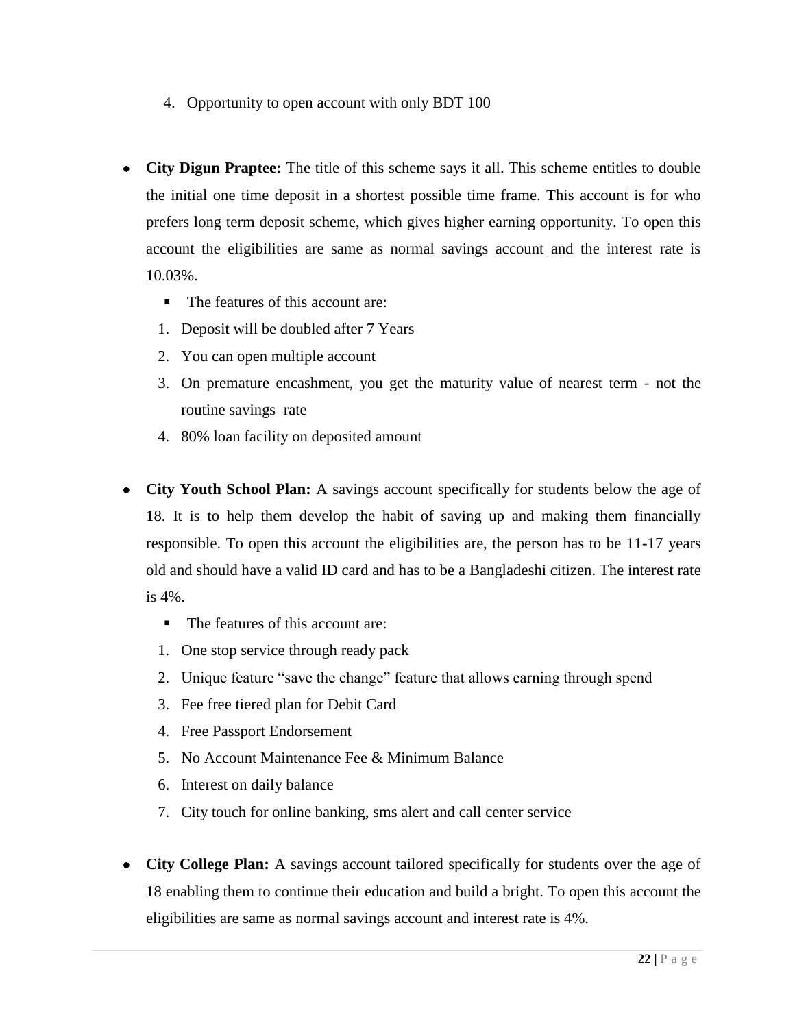4. Opportunity to open account with only BDT 100

- **City Digun Praptee:** The title of this scheme says it all. This scheme entitles to double the initial one time deposit in a shortest possible time frame. This account is for who prefers long term deposit scheme, which gives higher earning opportunity. To open this account the eligibilities are same as normal savings account and the interest rate is 10.03%.
  - The features of this account are:
  1. Deposit will be doubled after 7 Years
  2. You can open multiple account
  3. On premature encashment, you get the maturity value of nearest term - not the routine savings rate
  4. 80% loan facility on deposited amount

- **City Youth School Plan:** A savings account specifically for students below the age of 18. It is to help them develop the habit of saving up and making them financially responsible. To open this account the eligibilities are, the person has to be 11-17 years old and should have a valid ID card and has to be a Bangladeshi citizen. The interest rate is 4%.
  - The features of this account are:
  1. One stop service through ready pack
  2. Unique feature "save the change" feature that allows earning through spend
  3. Fee free tiered plan for Debit Card
  4. Free Passport Endorsement
  5. No Account Maintenance Fee & Minimum Balance
  6. Interest on daily balance
  7. City touch for online banking, sms alert and call center service

- **City College Plan:** A savings account tailored specifically for students over the age of 18 enabling them to continue their education and build a bright. To open this account the eligibilities are same as normal savings account and interest rate is 4%.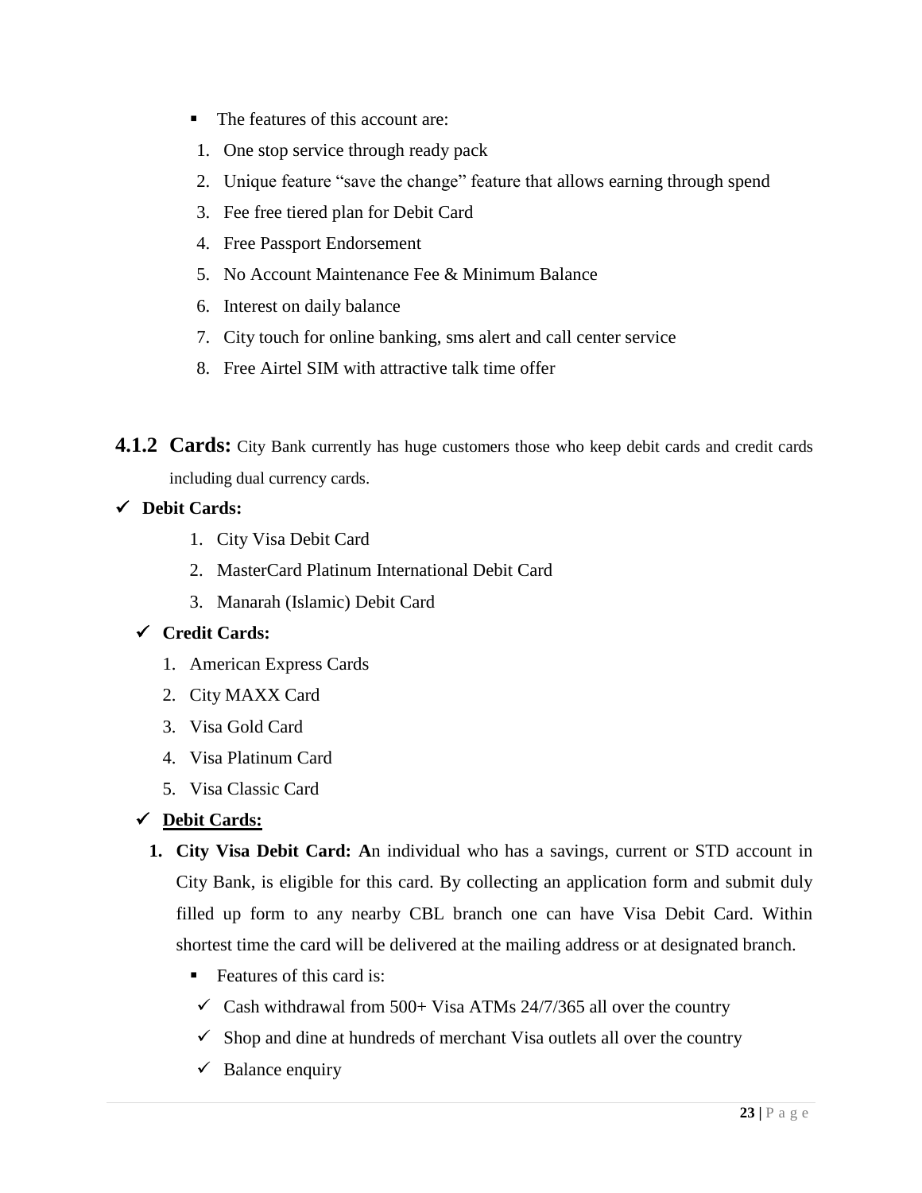- The features of this account are:

1. One stop service through ready pack
2. Unique feature “save the change” feature that allows earning through spend
3. Fee free tiered plan for Debit Card
4. Free Passport Endorsement
5. No Account Maintenance Fee & Minimum Balance
6. Interest on daily balance
7. City touch for online banking, sms alert and call center service
8. Free Airtel SIM with attractive talk time offer

### 4.1.2 Cards:

City Bank currently has huge customers those who keep debit cards and credit cards including dual currency cards.

- ✓ **Debit Cards:**
  1. City Visa Debit Card
  2. MasterCard Platinum International Debit Card
  3. Manarah (Islamic) Debit Card
- ✓ **Credit Cards:**
  1. American Express Cards
  2. City MAXX Card
  3. Visa Gold Card
  4. Visa Platinum Card
  5. Visa Classic Card
- ✓ **<u>Debit Cards:</u>**

1. **City Visa Debit Card: A**n individual who has a savings, current or STD account in City Bank, is eligible for this card. By collecting an application form and submit duly filled up form to any nearby CBL branch one can have Visa Debit Card. Within shortest time the card will be delivered at the mailing address or at designated branch.
   - Features of this card is:
   - ✓ Cash withdrawal from 500+ Visa ATMs 24/7/365 all over the country
   - ✓ Shop and dine at hundreds of merchant Visa outlets all over the country
   - ✓ Balance enquiry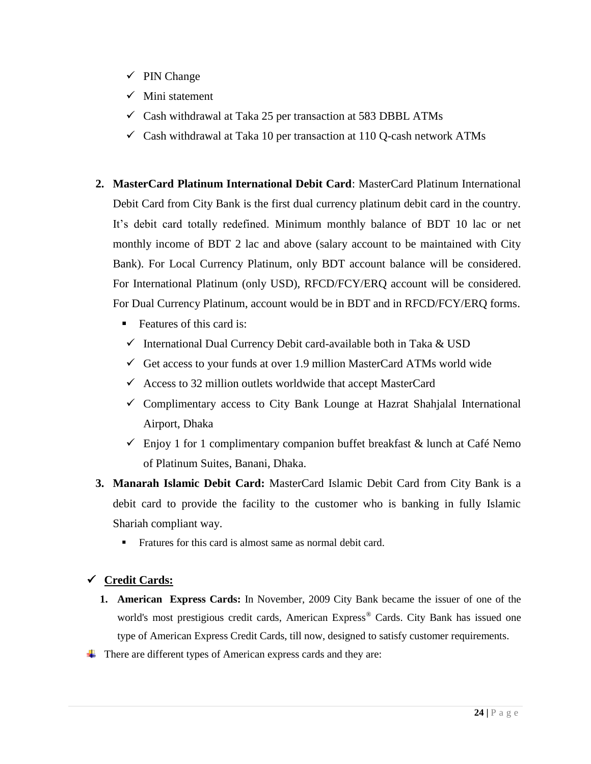- ✓ PIN Change
- ✓ Mini statement
- ✓ Cash withdrawal at Taka 25 per transaction at 583 DBBL ATMs
- ✓ Cash withdrawal at Taka 10 per transaction at 110 Q-cash network ATMs

2. **MasterCard Platinum International Debit Card**: MasterCard Platinum International Debit Card from City Bank is the first dual currency platinum debit card in the country. It's debit card totally redefined. Minimum monthly balance of BDT 10 lac or net monthly income of BDT 2 lac and above (salary account to be maintained with City Bank). For Local Currency Platinum, only BDT account balance will be considered. For International Platinum (only USD), RFCD/FCY/ERQ account will be considered. For Dual Currency Platinum, account would be in BDT and in RFCD/FCY/ERQ forms.
   - Features of this card is:
   - ✓ International Dual Currency Debit card-available both in Taka & USD
   - ✓ Get access to your funds at over 1.9 million MasterCard ATMs world wide
   - ✓ Access to 32 million outlets worldwide that accept MasterCard
   - ✓ Complimentary access to City Bank Lounge at Hazrat Shahjalal International Airport, Dhaka
   - ✓ Enjoy 1 for 1 complimentary companion buffet breakfast & lunch at Café Nemo of Platinum Suites, Banani, Dhaka.

3. **Manarah Islamic Debit Card:** MasterCard Islamic Debit Card from City Bank is a debit card to provide the facility to the customer who is banking in fully Islamic Shariah compliant way.
   - Fratures for this card is almost same as normal debit card.

✓ **Credit Cards:**

1. **American Express Cards:** In November, 2009 City Bank became the issuer of one of the world's most prestigious credit cards, American Express® Cards. City Bank has issued one type of American Express Credit Cards, till now, designed to satisfy customer requirements.

- There are different types of American express cards and they are: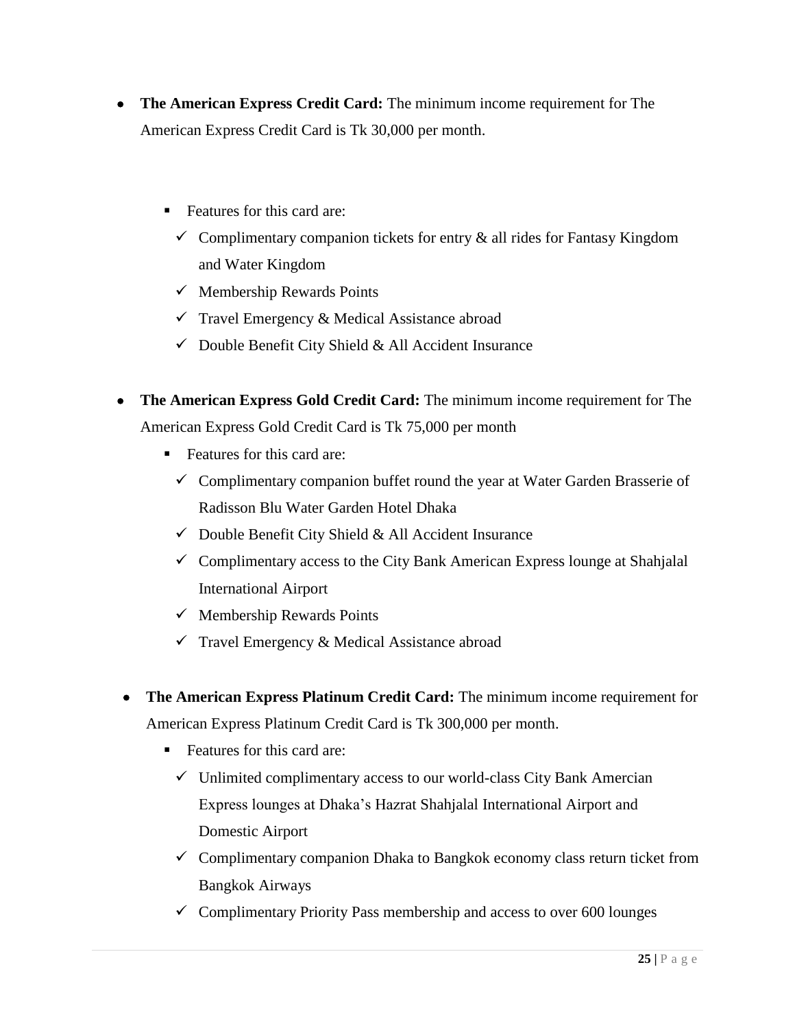- **The American Express Credit Card:** The minimum income requirement for The American Express Credit Card is Tk 30,000 per month.

  - Features for this card are:
    - ✓ Complimentary companion tickets for entry & all rides for Fantasy Kingdom and Water Kingdom
    - ✓ Membership Rewards Points
    - ✓ Travel Emergency & Medical Assistance abroad
    - ✓ Double Benefit City Shield & All Accident Insurance

- **The American Express Gold Credit Card:** The minimum income requirement for The American Express Gold Credit Card is Tk 75,000 per month
  - Features for this card are:
    - ✓ Complimentary companion buffet round the year at Water Garden Brasserie of Radisson Blu Water Garden Hotel Dhaka
    - ✓ Double Benefit City Shield & All Accident Insurance
    - ✓ Complimentary access to the City Bank American Express lounge at Shahjalal International Airport
    - ✓ Membership Rewards Points
    - ✓ Travel Emergency & Medical Assistance abroad

- **The American Express Platinum Credit Card:** The minimum income requirement for American Express Platinum Credit Card is Tk 300,000 per month.
  - Features for this card are:
    - ✓ Unlimited complimentary access to our world-class City Bank Amercian Express lounges at Dhaka's Hazrat Shahjalal International Airport and Domestic Airport
    - ✓ Complimentary companion Dhaka to Bangkok economy class return ticket from Bangkok Airways
    - ✓ Complimentary Priority Pass membership and access to over 600 lounges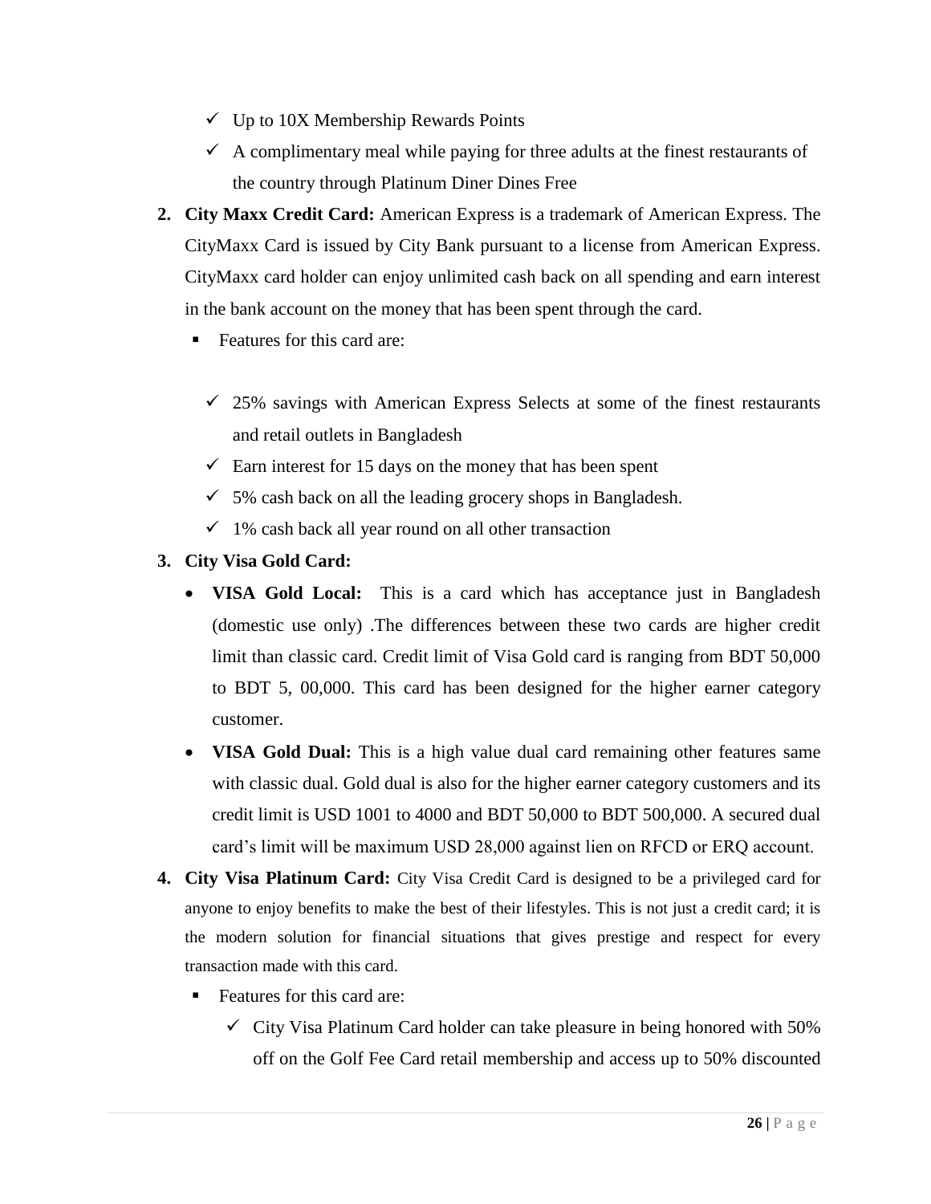- ✓ Up to 10X Membership Rewards Points
- ✓ A complimentary meal while paying for three adults at the finest restaurants of the country through Platinum Diner Dines Free

2. **City Maxx Credit Card:** American Express is a trademark of American Express. The CityMaxx Card is issued by City Bank pursuant to a license from American Express. CityMaxx card holder can enjoy unlimited cash back on all spending and earn interest in the bank account on the money that has been spent through the card.
   - Features for this card are:
     - ✓ 25% savings with American Express Selects at some of the finest restaurants and retail outlets in Bangladesh
     - ✓ Earn interest for 15 days on the money that has been spent
     - ✓ 5% cash back on all the leading grocery shops in Bangladesh.
     - ✓ 1% cash back all year round on all other transaction
3. **City Visa Gold Card:**
   - **VISA Gold Local:** This is a card which has acceptance just in Bangladesh (domestic use only) .The differences between these two cards are higher credit limit than classic card. Credit limit of Visa Gold card is ranging from BDT 50,000 to BDT 5, 00,000. This card has been designed for the higher earner category customer.
   - **VISA Gold Dual:** This is a high value dual card remaining other features same with classic dual. Gold dual is also for the higher earner category customers and its credit limit is USD 1001 to 4000 and BDT 50,000 to BDT 500,000. A secured dual card's limit will be maximum USD 28,000 against lien on RFCD or ERQ account.
4. **City Visa Platinum Card:** City Visa Credit Card is designed to be a privileged card for anyone to enjoy benefits to make the best of their lifestyles. This is not just a credit card; it is the modern solution for financial situations that gives prestige and respect for every transaction made with this card.
   - Features for this card are:
     - ✓ City Visa Platinum Card holder can take pleasure in being honored with 50% off on the Golf Fee Card retail membership and access up to 50% discounted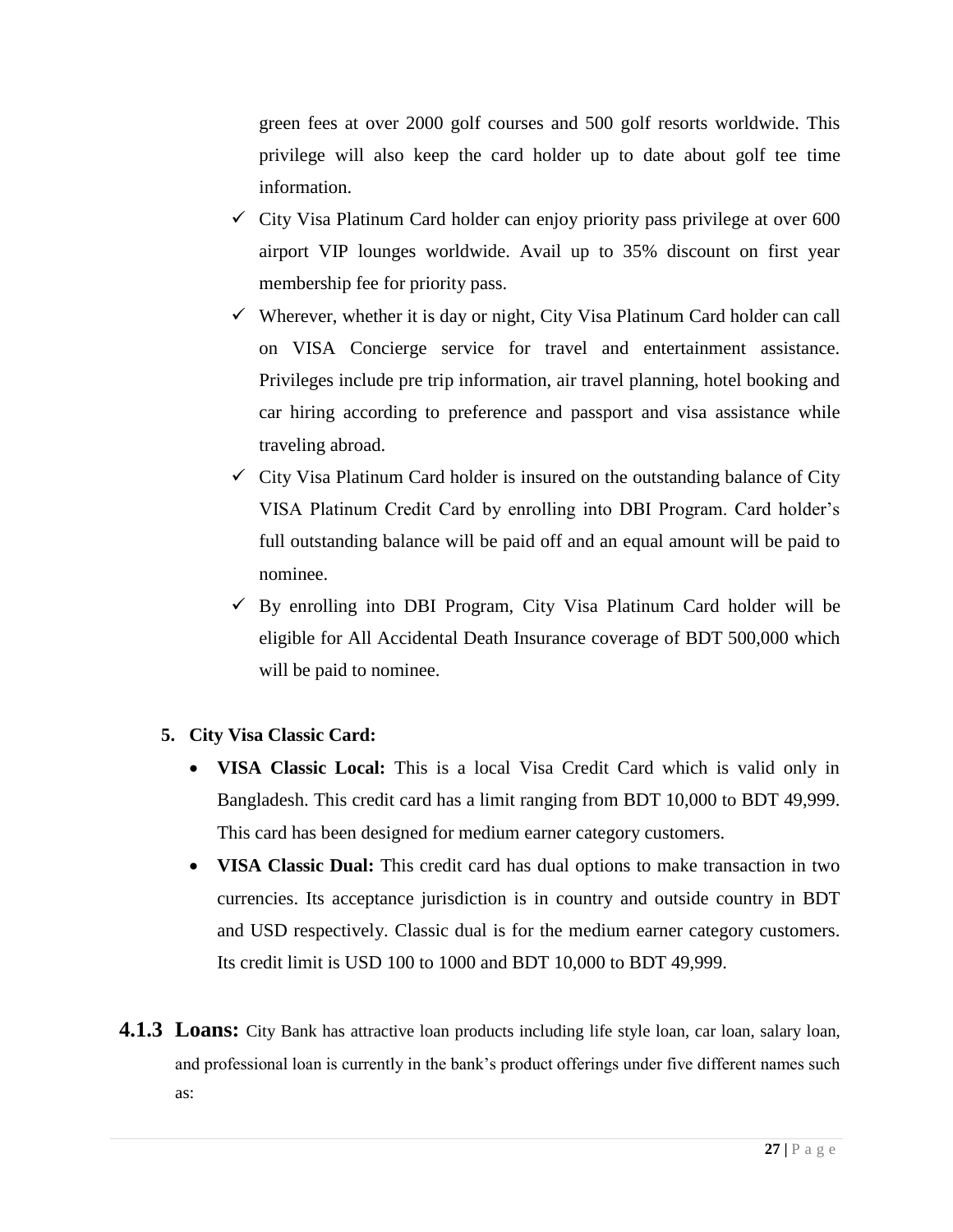green fees at over 2000 golf courses and 500 golf resorts worldwide. This privilege will also keep the card holder up to date about golf tee time information.

- ✓ City Visa Platinum Card holder can enjoy priority pass privilege at over 600 airport VIP lounges worldwide. Avail up to 35% discount on first year membership fee for priority pass.
- ✓ Wherever, whether it is day or night, City Visa Platinum Card holder can call on VISA Concierge service for travel and entertainment assistance. Privileges include pre trip information, air travel planning, hotel booking and car hiring according to preference and passport and visa assistance while traveling abroad.
- ✓ City Visa Platinum Card holder is insured on the outstanding balance of City VISA Platinum Credit Card by enrolling into DBI Program. Card holder's full outstanding balance will be paid off and an equal amount will be paid to nominee.
- ✓ By enrolling into DBI Program, City Visa Platinum Card holder will be eligible for All Accidental Death Insurance coverage of BDT 500,000 which will be paid to nominee.

5. **City Visa Classic Card:**

   - **VISA Classic Local:** This is a local Visa Credit Card which is valid only in Bangladesh. This credit card has a limit ranging from BDT 10,000 to BDT 49,999. This card has been designed for medium earner category customers.
   - **VISA Classic Dual:** This credit card has dual options to make transaction in two currencies. Its acceptance jurisdiction is in country and outside country in BDT and USD respectively. Classic dual is for the medium earner category customers. Its credit limit is USD 100 to 1000 and BDT 10,000 to BDT 49,999.

### 4.1.3 Loans:

City Bank has attractive loan products including life style loan, car loan, salary loan, and professional loan is currently in the bank's product offerings under five different names such as: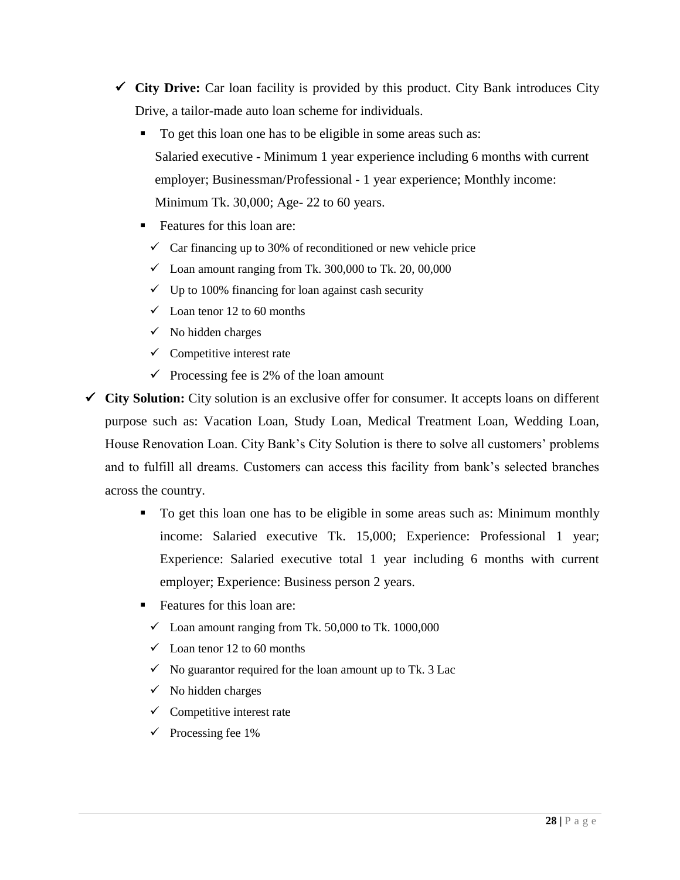- ✓ **City Drive:** Car loan facility is provided by this product. City Bank introduces City Drive, a tailor-made auto loan scheme for individuals.
  - To get this loan one has to be eligible in some areas such as: Salaried executive - Minimum 1 year experience including 6 months with current employer; Businessman/Professional - 1 year experience; Monthly income: Minimum Tk. 30,000; Age- 22 to 60 years.
  - Features for this loan are:
    - ✓ Car financing up to 30% of reconditioned or new vehicle price
    - ✓ Loan amount ranging from Tk. 300,000 to Tk. 20, 00,000
    - ✓ Up to 100% financing for loan against cash security
    - ✓ Loan tenor 12 to 60 months
    - ✓ No hidden charges
    - ✓ Competitive interest rate
    - ✓ Processing fee is 2% of the loan amount

- ✓ **City Solution:** City solution is an exclusive offer for consumer. It accepts loans on different purpose such as: Vacation Loan, Study Loan, Medical Treatment Loan, Wedding Loan, House Renovation Loan. City Bank's City Solution is there to solve all customers' problems and to fulfill all dreams. Customers can access this facility from bank's selected branches across the country.
  - To get this loan one has to be eligible in some areas such as: Minimum monthly income: Salaried executive Tk. 15,000; Experience: Professional 1 year; Experience: Salaried executive total 1 year including 6 months with current employer; Experience: Business person 2 years.
  - Features for this loan are:
    - ✓ Loan amount ranging from Tk. 50,000 to Tk. 1000,000
    - ✓ Loan tenor 12 to 60 months
    - ✓ No guarantor required for the loan amount up to Tk. 3 Lac
    - ✓ No hidden charges
    - ✓ Competitive interest rate
    - ✓ Processing fee 1%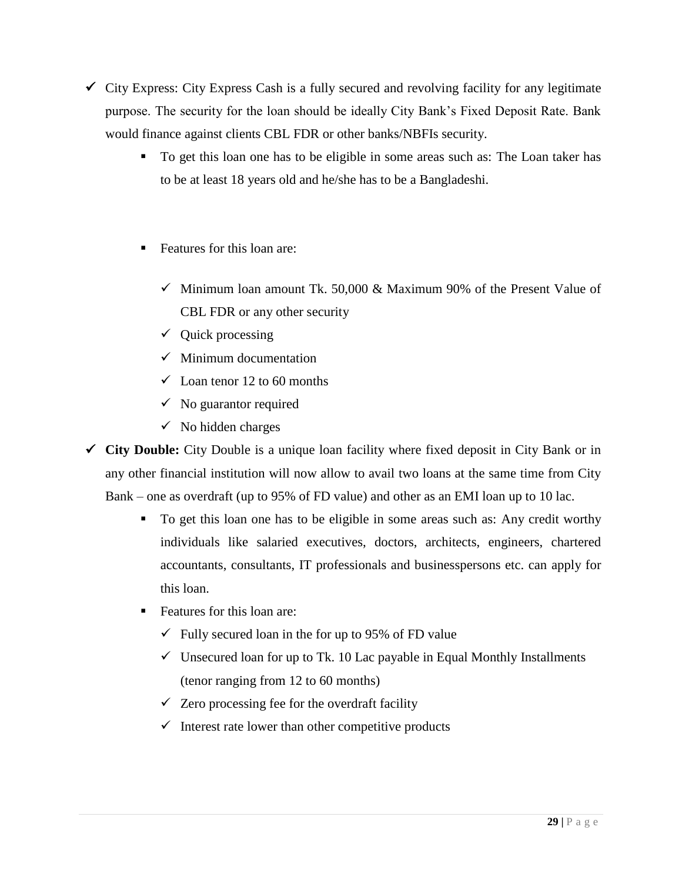- ✓ City Express: City Express Cash is a fully secured and revolving facility for any legitimate purpose. The security for the loan should be ideally City Bank's Fixed Deposit Rate. Bank would finance against clients CBL FDR or other banks/NBFIs security.
    - To get this loan one has to be eligible in some areas such as: The Loan taker has to be at least 18 years old and he/she has to be a Bangladeshi.
    - Features for this loan are:
        - ✓ Minimum loan amount Tk. 50,000 & Maximum 90% of the Present Value of CBL FDR or any other security
        - ✓ Quick processing
        - ✓ Minimum documentation
        - ✓ Loan tenor 12 to 60 months
        - ✓ No guarantor required
        - ✓ No hidden charges
- ✓ **City Double:** City Double is a unique loan facility where fixed deposit in City Bank or in any other financial institution will now allow to avail two loans at the same time from City Bank – one as overdraft (up to 95% of FD value) and other as an EMI loan up to 10 lac.
    - To get this loan one has to be eligible in some areas such as: Any credit worthy individuals like salaried executives, doctors, architects, engineers, chartered accountants, consultants, IT professionals and businesspersons etc. can apply for this loan.
    - Features for this loan are:
        - ✓ Fully secured loan in the for up to 95% of FD value
        - ✓ Unsecured loan for up to Tk. 10 Lac payable in Equal Monthly Installments (tenor ranging from 12 to 60 months)
        - ✓ Zero processing fee for the overdraft facility
        - ✓ Interest rate lower than other competitive products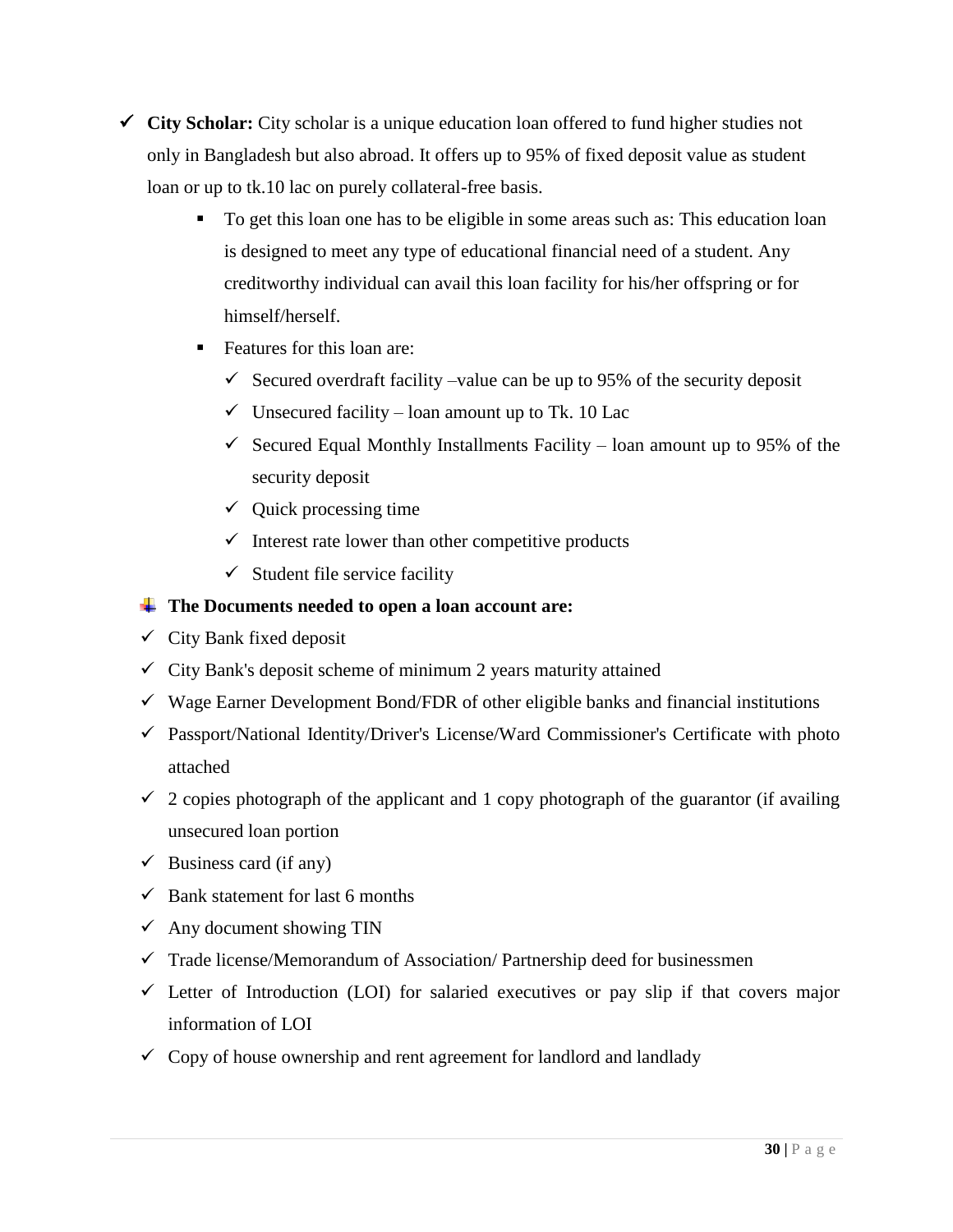- **City Scholar:** City scholar is a unique education loan offered to fund higher studies not only in Bangladesh but also abroad. It offers up to 95% of fixed deposit value as student loan or up to tk.10 lac on purely collateral-free basis.
  - To get this loan one has to be eligible in some areas such as: This education loan is designed to meet any type of educational financial need of a student. Any creditworthy individual can avail this loan facility for his/her offspring or for himself/herself.
  - Features for this loan are:
    - Secured overdraft facility –value can be up to 95% of the security deposit
    - Unsecured facility – loan amount up to Tk. 10 Lac
    - Secured Equal Monthly Installments Facility – loan amount up to 95% of the security deposit
    - Quick processing time
    - Interest rate lower than other competitive products
    - Student file service facility

**The Documents needed to open a loan account are:**

- City Bank fixed deposit
- City Bank's deposit scheme of minimum 2 years maturity attained
- Wage Earner Development Bond/FDR of other eligible banks and financial institutions
- Passport/National Identity/Driver's License/Ward Commissioner's Certificate with photo attached
- 2 copies photograph of the applicant and 1 copy photograph of the guarantor (if availing unsecured loan portion
- Business card (if any)
- Bank statement for last 6 months
- Any document showing TIN
- Trade license/Memorandum of Association/ Partnership deed for businessmen
- Letter of Introduction (LOI) for salaried executives or pay slip if that covers major information of LOI
- Copy of house ownership and rent agreement for landlord and landlady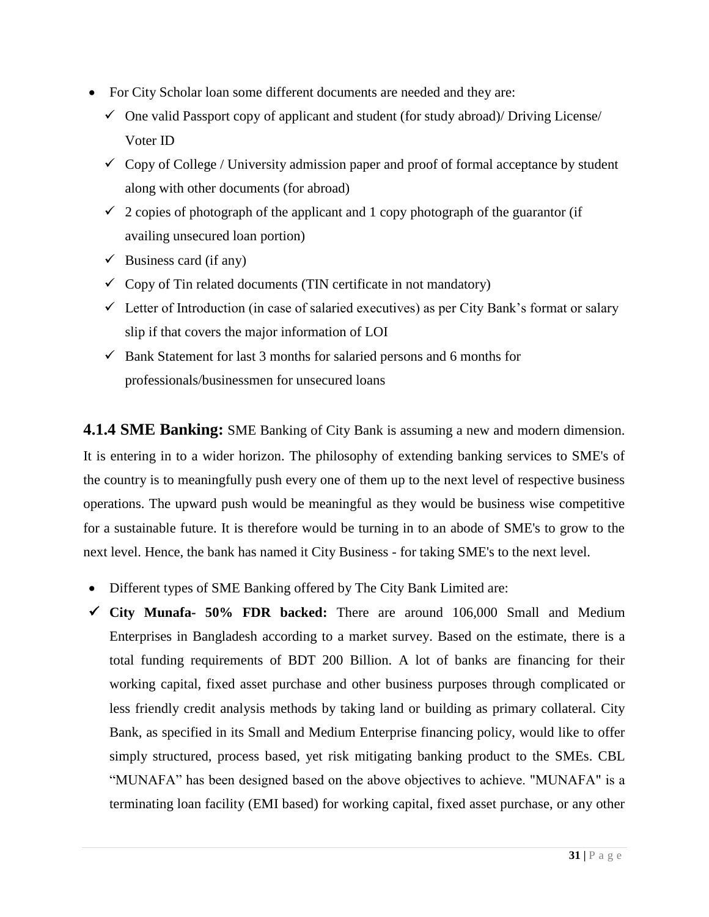- For City Scholar loan some different documents are needed and they are:
  - ✓ One valid Passport copy of applicant and student (for study abroad)/ Driving License/ Voter ID
  - ✓ Copy of College / University admission paper and proof of formal acceptance by student along with other documents (for abroad)
  - ✓ 2 copies of photograph of the applicant and 1 copy photograph of the guarantor (if availing unsecured loan portion)
  - ✓ Business card (if any)
  - ✓ Copy of Tin related documents (TIN certificate in not mandatory)
  - ✓ Letter of Introduction (in case of salaried executives) as per City Bank's format or salary slip if that covers the major information of LOI
  - ✓ Bank Statement for last 3 months for salaried persons and 6 months for professionals/businessmen for unsecured loans

### 4.1.4 SME Banking:

SME Banking of City Bank is assuming a new and modern dimension. It is entering in to a wider horizon. The philosophy of extending banking services to SME's of the country is to meaningfully push every one of them up to the next level of respective business operations. The upward push would be meaningful as they would be business wise competitive for a sustainable future. It is therefore would be turning in to an abode of SME's to grow to the next level. Hence, the bank has named it City Business - for taking SME's to the next level.

- Different types of SME Banking offered by The City Bank Limited are:

✓ **City Munafa- 50% FDR backed:** There are around 106,000 Small and Medium Enterprises in Bangladesh according to a market survey. Based on the estimate, there is a total funding requirements of BDT 200 Billion. A lot of banks are financing for their working capital, fixed asset purchase and other business purposes through complicated or less friendly credit analysis methods by taking land or building as primary collateral. City Bank, as specified in its Small and Medium Enterprise financing policy, would like to offer simply structured, process based, yet risk mitigating banking product to the SMEs. CBL "MUNAFA" has been designed based on the above objectives to achieve. "MUNAFA" is a terminating loan facility (EMI based) for working capital, fixed asset purchase, or any other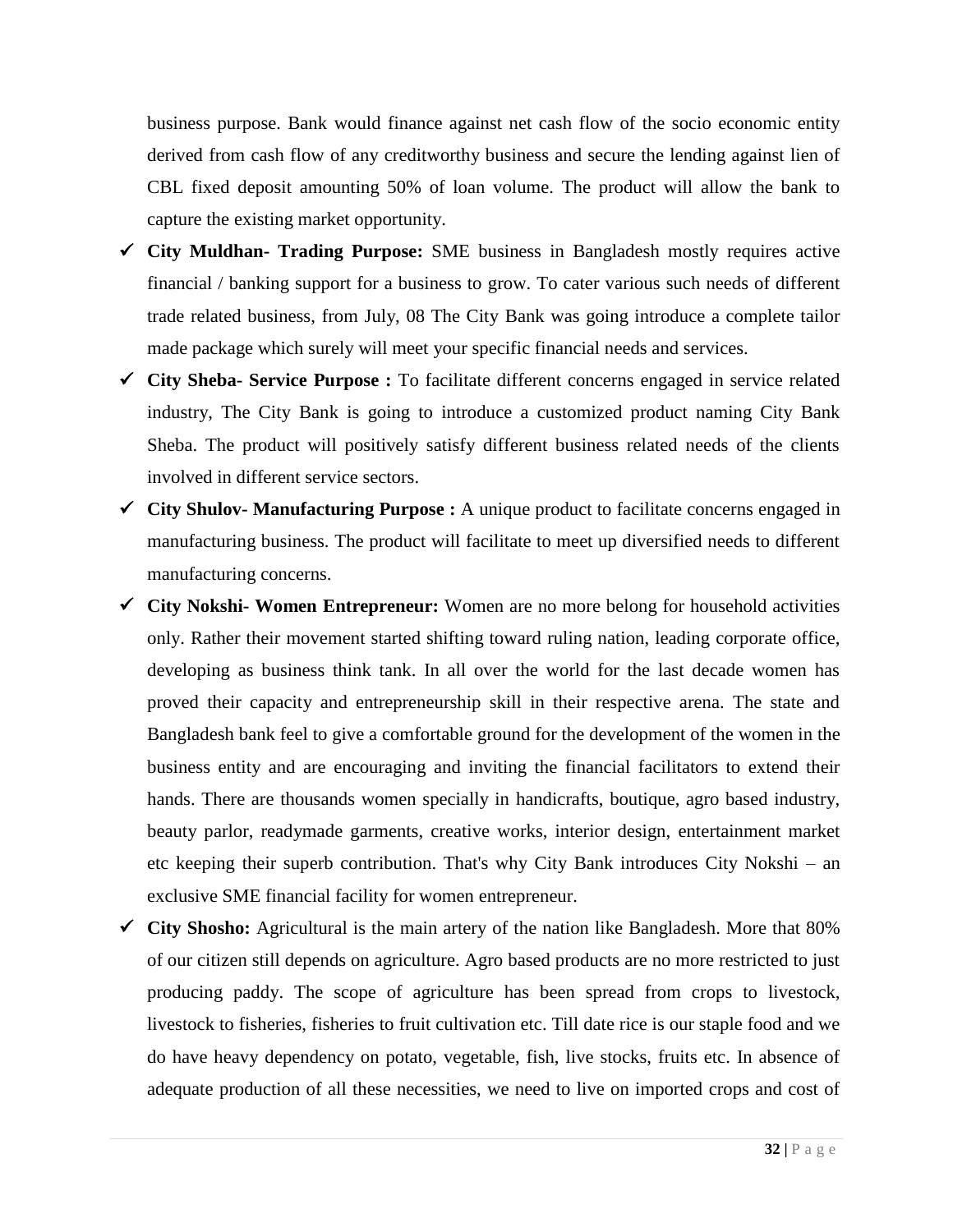business purpose. Bank would finance against net cash flow of the socio economic entity derived from cash flow of any creditworthy business and secure the lending against lien of CBL fixed deposit amounting 50% of loan volume. The product will allow the bank to capture the existing market opportunity.

- ✓ **City Muldhan- Trading Purpose:** SME business in Bangladesh mostly requires active financial / banking support for a business to grow. To cater various such needs of different trade related business, from July, 08 The City Bank was going introduce a complete tailor made package which surely will meet your specific financial needs and services.
- ✓ **City Sheba- Service Purpose :** To facilitate different concerns engaged in service related industry, The City Bank is going to introduce a customized product naming City Bank Sheba. The product will positively satisfy different business related needs of the clients involved in different service sectors.
- ✓ **City Shulov- Manufacturing Purpose :** A unique product to facilitate concerns engaged in manufacturing business. The product will facilitate to meet up diversified needs to different manufacturing concerns.
- ✓ **City Nokshi- Women Entrepreneur:** Women are no more belong for household activities only. Rather their movement started shifting toward ruling nation, leading corporate office, developing as business think tank. In all over the world for the last decade women has proved their capacity and entrepreneurship skill in their respective arena. The state and Bangladesh bank feel to give a comfortable ground for the development of the women in the business entity and are encouraging and inviting the financial facilitators to extend their hands. There are thousands women specially in handicrafts, boutique, agro based industry, beauty parlor, readymade garments, creative works, interior design, entertainment market etc keeping their superb contribution. That's why City Bank introduces City Nokshi – an exclusive SME financial facility for women entrepreneur.
- ✓ **City Shosho:** Agricultural is the main artery of the nation like Bangladesh. More that 80% of our citizen still depends on agriculture. Agro based products are no more restricted to just producing paddy. The scope of agriculture has been spread from crops to livestock, livestock to fisheries, fisheries to fruit cultivation etc. Till date rice is our staple food and we do have heavy dependency on potato, vegetable, fish, live stocks, fruits etc. In absence of adequate production of all these necessities, we need to live on imported crops and cost of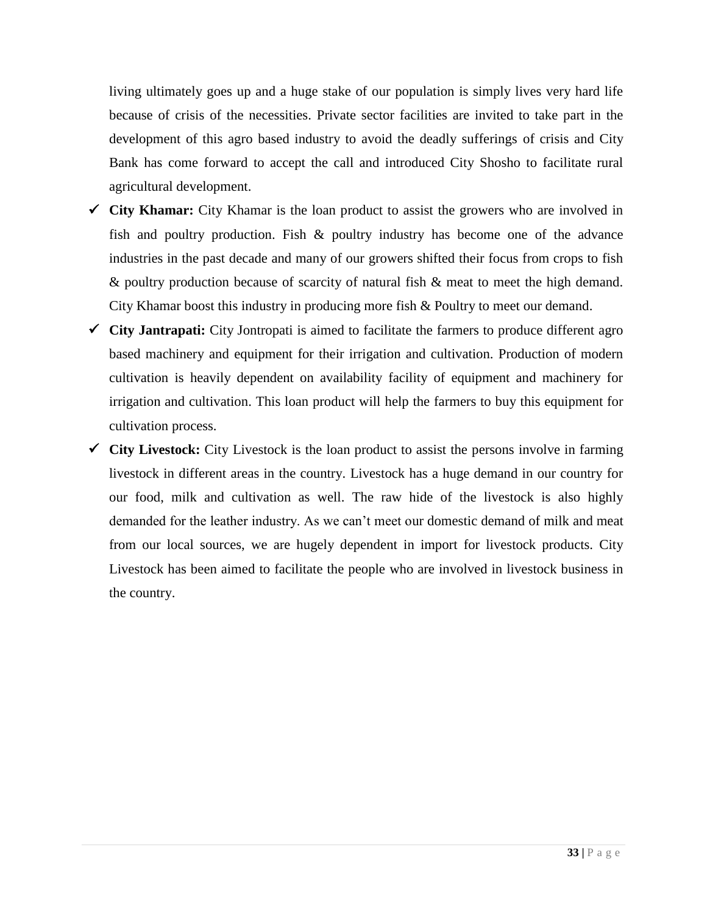living ultimately goes up and a huge stake of our population is simply lives very hard life because of crisis of the necessities. Private sector facilities are invited to take part in the development of this agro based industry to avoid the deadly sufferings of crisis and City Bank has come forward to accept the call and introduced City Shosho to facilitate rural agricultural development.

- ✓ **City Khamar:** City Khamar is the loan product to assist the growers who are involved in fish and poultry production. Fish & poultry industry has become one of the advance industries in the past decade and many of our growers shifted their focus from crops to fish & poultry production because of scarcity of natural fish & meat to meet the high demand. City Khamar boost this industry in producing more fish & Poultry to meet our demand.
- ✓ **City Jantrapati:** City Jontropati is aimed to facilitate the farmers to produce different agro based machinery and equipment for their irrigation and cultivation. Production of modern cultivation is heavily dependent on availability facility of equipment and machinery for irrigation and cultivation. This loan product will help the farmers to buy this equipment for cultivation process.
- ✓ **City Livestock:** City Livestock is the loan product to assist the persons involve in farming livestock in different areas in the country. Livestock has a huge demand in our country for our food, milk and cultivation as well. The raw hide of the livestock is also highly demanded for the leather industry. As we can't meet our domestic demand of milk and meat from our local sources, we are hugely dependent in import for livestock products. City Livestock has been aimed to facilitate the people who are involved in livestock business in the country.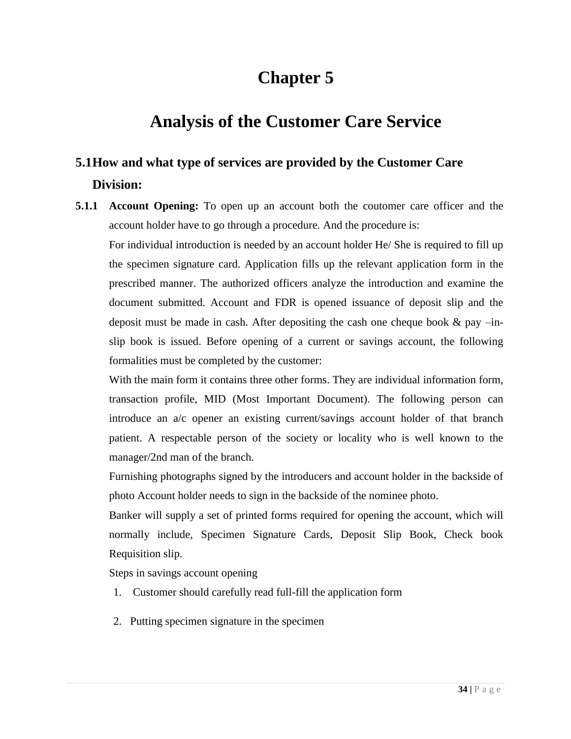# Chapter 5

# Analysis of the Customer Care Service

## 5.1 How and what type of services are provided by the Customer Care Division:

**5.1.1 Account Opening:** To open up an account both the coutomer care officer and the account holder have to go through a procedure. And the procedure is:

For individual introduction is needed by an account holder He/ She is required to fill up the specimen signature card. Application fills up the relevant application form in the prescribed manner. The authorized officers analyze the introduction and examine the document submitted. Account and FDR is opened issuance of deposit slip and the deposit must be made in cash. After depositing the cash one cheque book & pay –in-slip book is issued. Before opening of a current or savings account, the following formalities must be completed by the customer:

With the main form it contains three other forms. They are individual information form, transaction profile, MID (Most Important Document). The following person can introduce an a/c opener an existing current/savings account holder of that branch patient. A respectable person of the society or locality who is well known to the manager/2nd man of the branch.

Furnishing photographs signed by the introducers and account holder in the backside of photo Account holder needs to sign in the backside of the nominee photo.

Banker will supply a set of printed forms required for opening the account, which will normally include, Specimen Signature Cards, Deposit Slip Book, Check book Requisition slip.

Steps in savings account opening

1. Customer should carefully read full-fill the application form
2. Putting specimen signature in the specimen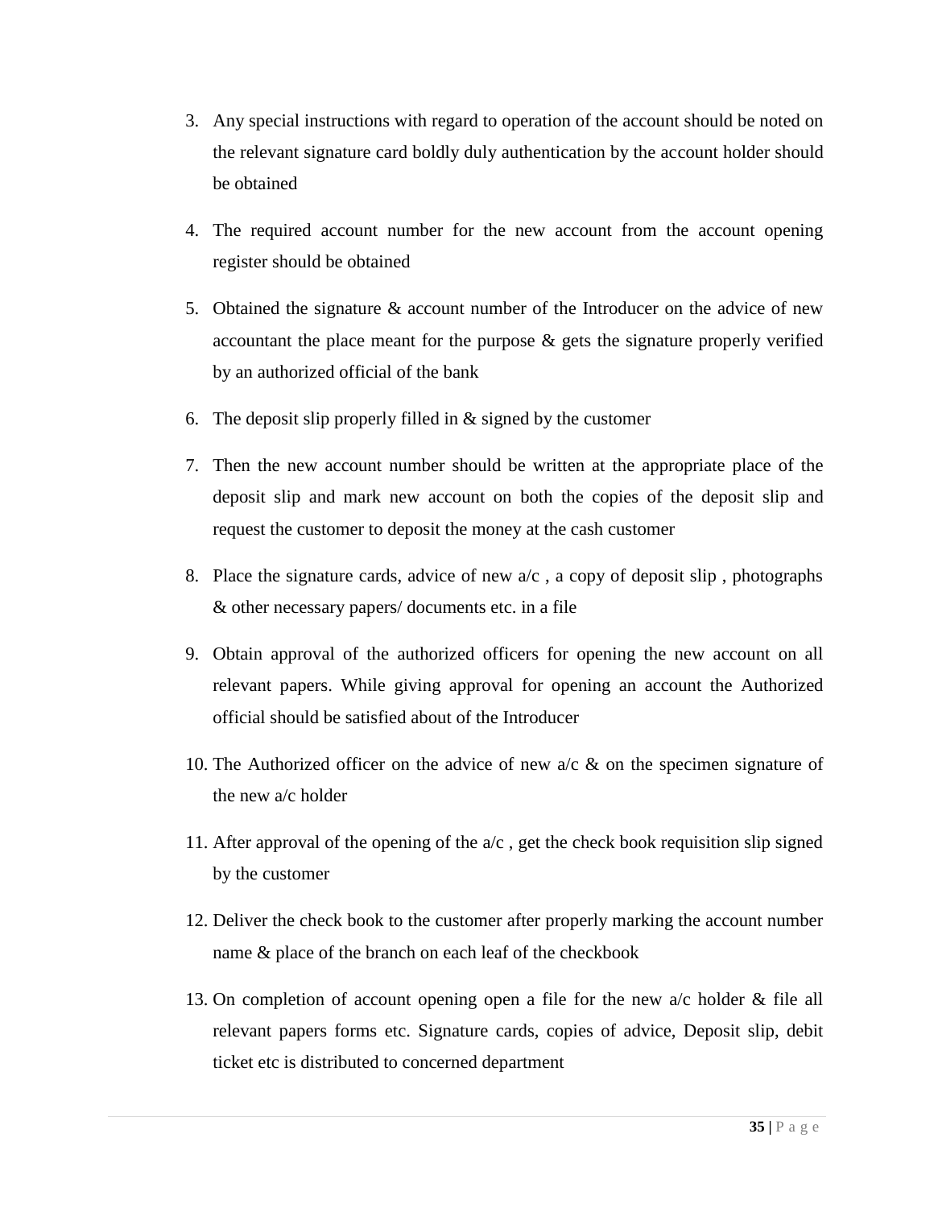3. Any special instructions with regard to operation of the account should be noted on the relevant signature card boldly duly authentication by the account holder should be obtained
4. The required account number for the new account from the account opening register should be obtained
5. Obtained the signature & account number of the Introducer on the advice of new accountant the place meant for the purpose & gets the signature properly verified by an authorized official of the bank
6. The deposit slip properly filled in & signed by the customer
7. Then the new account number should be written at the appropriate place of the deposit slip and mark new account on both the copies of the deposit slip and request the customer to deposit the money at the cash customer
8. Place the signature cards, advice of new a/c , a copy of deposit slip , photographs & other necessary papers/ documents etc. in a file
9. Obtain approval of the authorized officers for opening the new account on all relevant papers. While giving approval for opening an account the Authorized official should be satisfied about of the Introducer
10. The Authorized officer on the advice of new a/c & on the specimen signature of the new a/c holder
11. After approval of the opening of the a/c , get the check book requisition slip signed by the customer
12. Deliver the check book to the customer after properly marking the account number name & place of the branch on each leaf of the checkbook
13. On completion of account opening open a file for the new a/c holder & file all relevant papers forms etc. Signature cards, copies of advice, Deposit slip, debit ticket etc is distributed to concerned department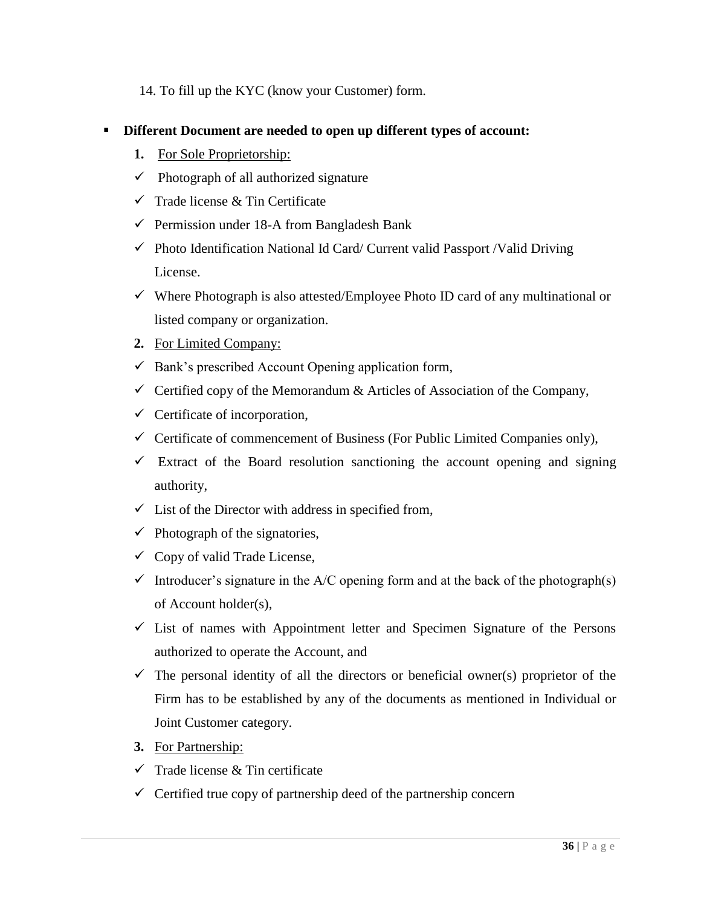14. To fill up the KYC (know your Customer) form.

- **Different Document are needed to open up different types of account:**

**1.** For Sole Proprietorship:

- ✓ Photograph of all authorized signature
- ✓ Trade license & Tin Certificate
- ✓ Permission under 18-A from Bangladesh Bank
- ✓ Photo Identification National Id Card/ Current valid Passport /Valid Driving License.
- ✓ Where Photograph is also attested/Employee Photo ID card of any multinational or listed company or organization.

**2.** For Limited Company:

- ✓ Bank's prescribed Account Opening application form,
- ✓ Certified copy of the Memorandum & Articles of Association of the Company,
- ✓ Certificate of incorporation,
- ✓ Certificate of commencement of Business (For Public Limited Companies only),
- ✓ Extract of the Board resolution sanctioning the account opening and signing authority,
- ✓ List of the Director with address in specified from,
- ✓ Photograph of the signatories,
- ✓ Copy of valid Trade License,
- ✓ Introducer's signature in the A/C opening form and at the back of the photograph(s) of Account holder(s),
- ✓ List of names with Appointment letter and Specimen Signature of the Persons authorized to operate the Account, and
- ✓ The personal identity of all the directors or beneficial owner(s) proprietor of the Firm has to be established by any of the documents as mentioned in Individual or Joint Customer category.

**3.** For Partnership:

- ✓ Trade license & Tin certificate
- ✓ Certified true copy of partnership deed of the partnership concern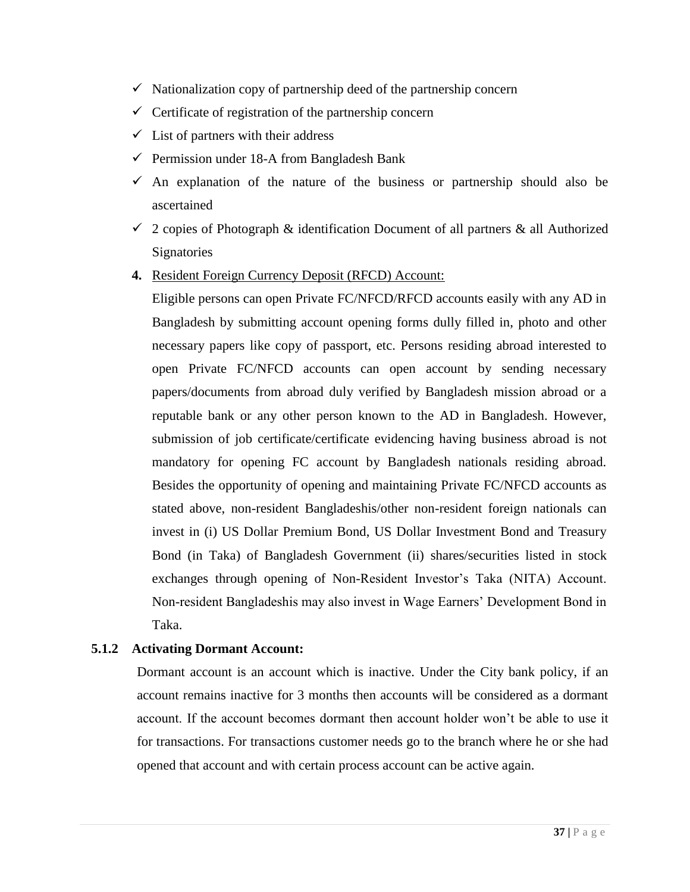- ✓ Nationalization copy of partnership deed of the partnership concern
- ✓ Certificate of registration of the partnership concern
- ✓ List of partners with their address
- ✓ Permission under 18-A from Bangladesh Bank
- ✓ An explanation of the nature of the business or partnership should also be ascertained
- ✓ 2 copies of Photograph & identification Document of all partners & all Authorized Signatories

**4.** <u>Resident Foreign Currency Deposit (RFCD) Account:</u>

Eligible persons can open Private FC/NFCD/RFCD accounts easily with any AD in Bangladesh by submitting account opening forms dully filled in, photo and other necessary papers like copy of passport, etc. Persons residing abroad interested to open Private FC/NFCD accounts can open account by sending necessary papers/documents from abroad duly verified by Bangladesh mission abroad or a reputable bank or any other person known to the AD in Bangladesh. However, submission of job certificate/certificate evidencing having business abroad is not mandatory for opening FC account by Bangladesh nationals residing abroad. Besides the opportunity of opening and maintaining Private FC/NFCD accounts as stated above, non-resident Bangladeshis/other non-resident foreign nationals can invest in (i) US Dollar Premium Bond, US Dollar Investment Bond and Treasury Bond (in Taka) of Bangladesh Government (ii) shares/securities listed in stock exchanges through opening of Non-Resident Investor's Taka (NITA) Account. Non-resident Bangladeshis may also invest in Wage Earners' Development Bond in Taka.

### 5.1.2 Activating Dormant Account:

Dormant account is an account which is inactive. Under the City bank policy, if an account remains inactive for 3 months then accounts will be considered as a dormant account. If the account becomes dormant then account holder won't be able to use it for transactions. For transactions customer needs go to the branch where he or she had opened that account and with certain process account can be active again.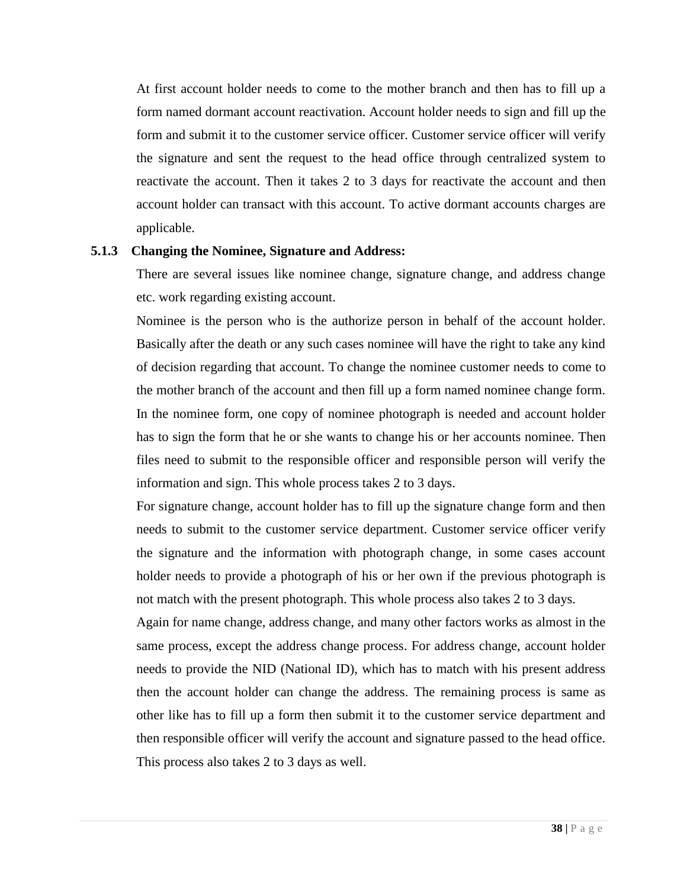At first account holder needs to come to the mother branch and then has to fill up a form named dormant account reactivation. Account holder needs to sign and fill up the form and submit it to the customer service officer. Customer service officer will verify the signature and sent the request to the head office through centralized system to reactivate the account. Then it takes 2 to 3 days for reactivate the account and then account holder can transact with this account. To active dormant accounts charges are applicable.

### 5.1.3 Changing the Nominee, Signature and Address:

There are several issues like nominee change, signature change, and address change etc. work regarding existing account.

Nominee is the person who is the authorize person in behalf of the account holder. Basically after the death or any such cases nominee will have the right to take any kind of decision regarding that account. To change the nominee customer needs to come to the mother branch of the account and then fill up a form named nominee change form. In the nominee form, one copy of nominee photograph is needed and account holder has to sign the form that he or she wants to change his or her accounts nominee. Then files need to submit to the responsible officer and responsible person will verify the information and sign. This whole process takes 2 to 3 days.

For signature change, account holder has to fill up the signature change form and then needs to submit to the customer service department. Customer service officer verify the signature and the information with photograph change, in some cases account holder needs to provide a photograph of his or her own if the previous photograph is not match with the present photograph. This whole process also takes 2 to 3 days.

Again for name change, address change, and many other factors works as almost in the same process, except the address change process. For address change, account holder needs to provide the NID (National ID), which has to match with his present address then the account holder can change the address. The remaining process is same as other like has to fill up a form then submit it to the customer service department and then responsible officer will verify the account and signature passed to the head office. This process also takes 2 to 3 days as well.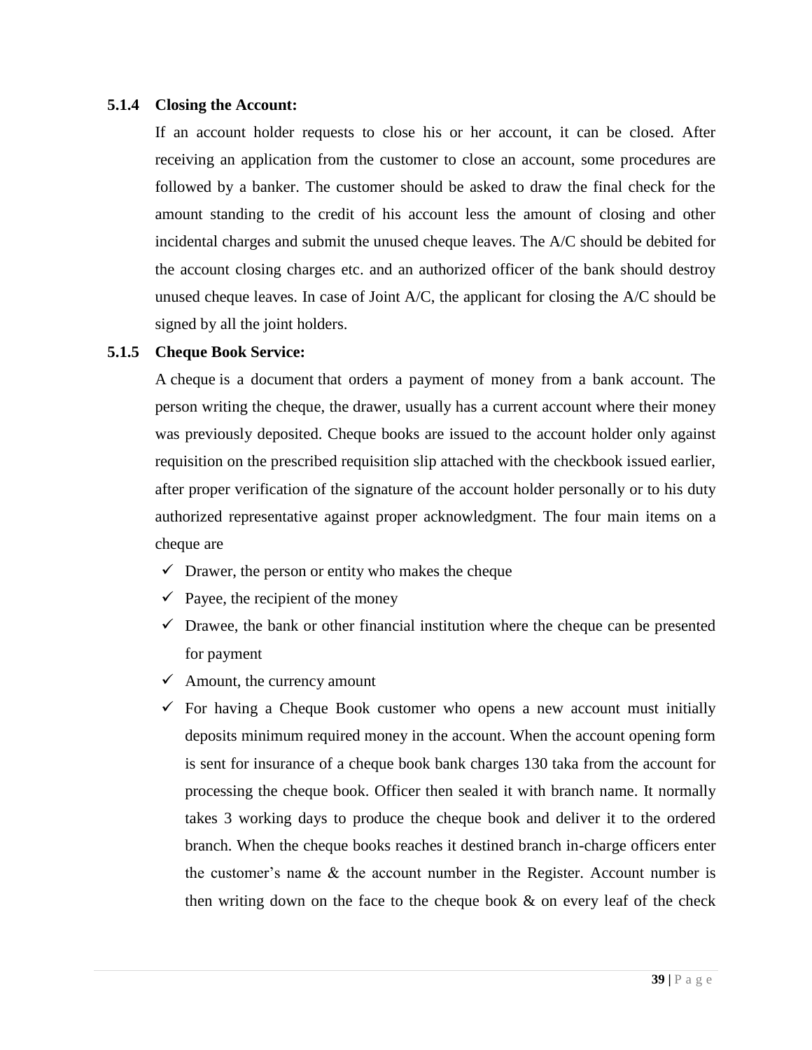### 5.1.4 Closing the Account:

If an account holder requests to close his or her account, it can be closed. After receiving an application from the customer to close an account, some procedures are followed by a banker. The customer should be asked to draw the final check for the amount standing to the credit of his account less the amount of closing and other incidental charges and submit the unused cheque leaves. The A/C should be debited for the account closing charges etc. and an authorized officer of the bank should destroy unused cheque leaves. In case of Joint A/C, the applicant for closing the A/C should be signed by all the joint holders.

### 5.1.5 Cheque Book Service:

A cheque is a document that orders a payment of money from a bank account. The person writing the cheque, the drawer, usually has a current account where their money was previously deposited. Cheque books are issued to the account holder only against requisition on the prescribed requisition slip attached with the checkbook issued earlier, after proper verification of the signature of the account holder personally or to his duty authorized representative against proper acknowledgment. The four main items on a cheque are

- ✓ Drawer, the person or entity who makes the cheque
- ✓ Payee, the recipient of the money
- ✓ Drawee, the bank or other financial institution where the cheque can be presented for payment
- ✓ Amount, the currency amount
- ✓ For having a Cheque Book customer who opens a new account must initially deposits minimum required money in the account. When the account opening form is sent for insurance of a cheque book bank charges 130 taka from the account for processing the cheque book. Officer then sealed it with branch name. It normally takes 3 working days to produce the cheque book and deliver it to the ordered branch. When the cheque books reaches it destined branch in-charge officers enter the customer's name & the account number in the Register. Account number is then writing down on the face to the cheque book & on every leaf of the check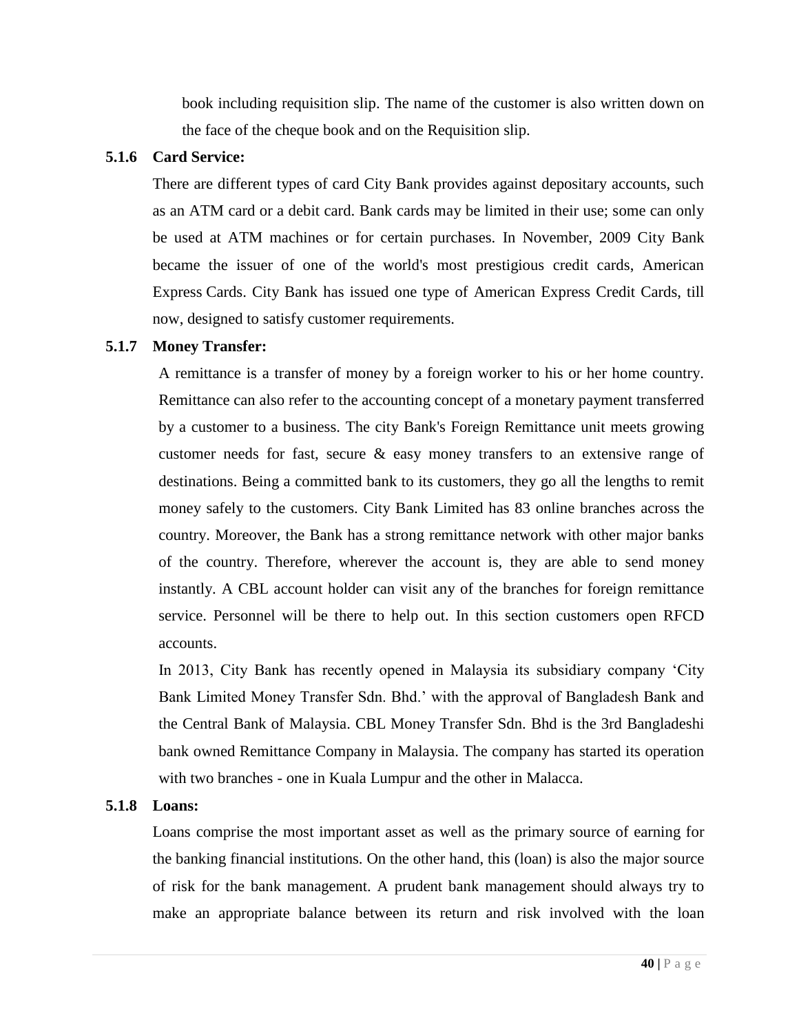book including requisition slip. The name of the customer is also written down on the face of the cheque book and on the Requisition slip.

### 5.1.6 Card Service:

There are different types of card City Bank provides against depositary accounts, such as an ATM card or a debit card. Bank cards may be limited in their use; some can only be used at ATM machines or for certain purchases. In November, 2009 City Bank became the issuer of one of the world's most prestigious credit cards, American Express Cards. City Bank has issued one type of American Express Credit Cards, till now, designed to satisfy customer requirements.

### 5.1.7 Money Transfer:

A remittance is a transfer of money by a foreign worker to his or her home country. Remittance can also refer to the accounting concept of a monetary payment transferred by a customer to a business. The city Bank's Foreign Remittance unit meets growing customer needs for fast, secure & easy money transfers to an extensive range of destinations. Being a committed bank to its customers, they go all the lengths to remit money safely to the customers. City Bank Limited has 83 online branches across the country. Moreover, the Bank has a strong remittance network with other major banks of the country. Therefore, wherever the account is, they are able to send money instantly. A CBL account holder can visit any of the branches for foreign remittance service. Personnel will be there to help out. In this section customers open RFCD accounts.

In 2013, City Bank has recently opened in Malaysia its subsidiary company 'City Bank Limited Money Transfer Sdn. Bhd.' with the approval of Bangladesh Bank and the Central Bank of Malaysia. CBL Money Transfer Sdn. Bhd is the 3rd Bangladeshi bank owned Remittance Company in Malaysia. The company has started its operation with two branches - one in Kuala Lumpur and the other in Malacca.

### 5.1.8 Loans:

Loans comprise the most important asset as well as the primary source of earning for the banking financial institutions. On the other hand, this (loan) is also the major source of risk for the bank management. A prudent bank management should always try to make an appropriate balance between its return and risk involved with the loan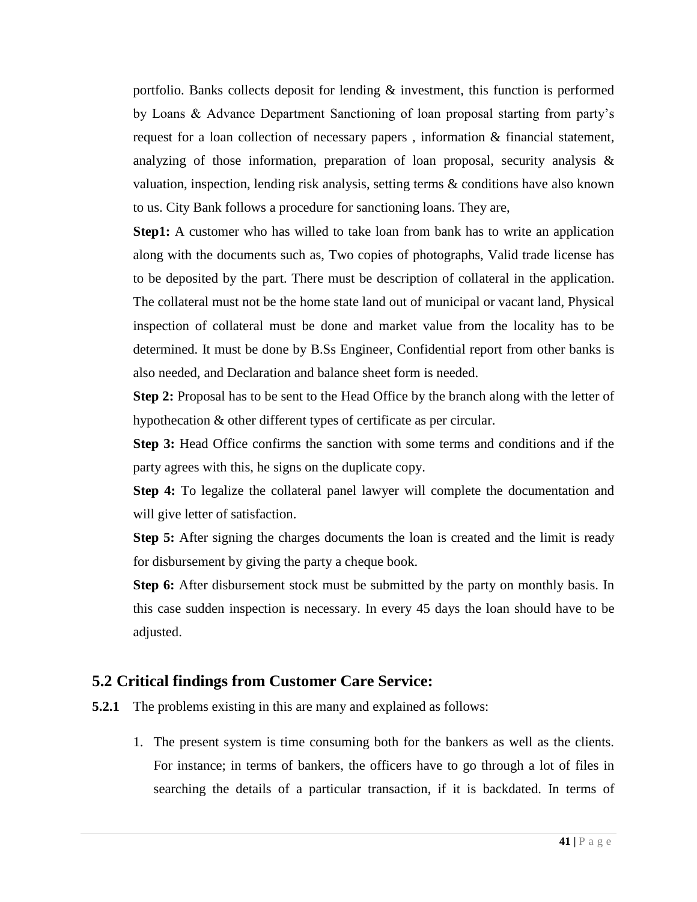portfolio. Banks collects deposit for lending & investment, this function is performed by Loans & Advance Department Sanctioning of loan proposal starting from party's request for a loan collection of necessary papers , information & financial statement, analyzing of those information, preparation of loan proposal, security analysis & valuation, inspection, lending risk analysis, setting terms & conditions have also known to us. City Bank follows a procedure for sanctioning loans. They are,

**Step1:** A customer who has willed to take loan from bank has to write an application along with the documents such as, Two copies of photographs, Valid trade license has to be deposited by the part. There must be description of collateral in the application. The collateral must not be the home state land out of municipal or vacant land, Physical inspection of collateral must be done and market value from the locality has to be determined. It must be done by B.Ss Engineer, Confidential report from other banks is also needed, and Declaration and balance sheet form is needed.

**Step 2:** Proposal has to be sent to the Head Office by the branch along with the letter of hypothecation & other different types of certificate as per circular.

**Step 3:** Head Office confirms the sanction with some terms and conditions and if the party agrees with this, he signs on the duplicate copy.

**Step 4:** To legalize the collateral panel lawyer will complete the documentation and will give letter of satisfaction.

**Step 5:** After signing the charges documents the loan is created and the limit is ready for disbursement by giving the party a cheque book.

**Step 6:** After disbursement stock must be submitted by the party on monthly basis. In this case sudden inspection is necessary. In every 45 days the loan should have to be adjusted.

## 5.2 Critical findings from Customer Care Service:

**5.2.1** The problems existing in this are many and explained as follows:

1. The present system is time consuming both for the bankers as well as the clients. For instance; in terms of bankers, the officers have to go through a lot of files in searching the details of a particular transaction, if it is backdated. In terms of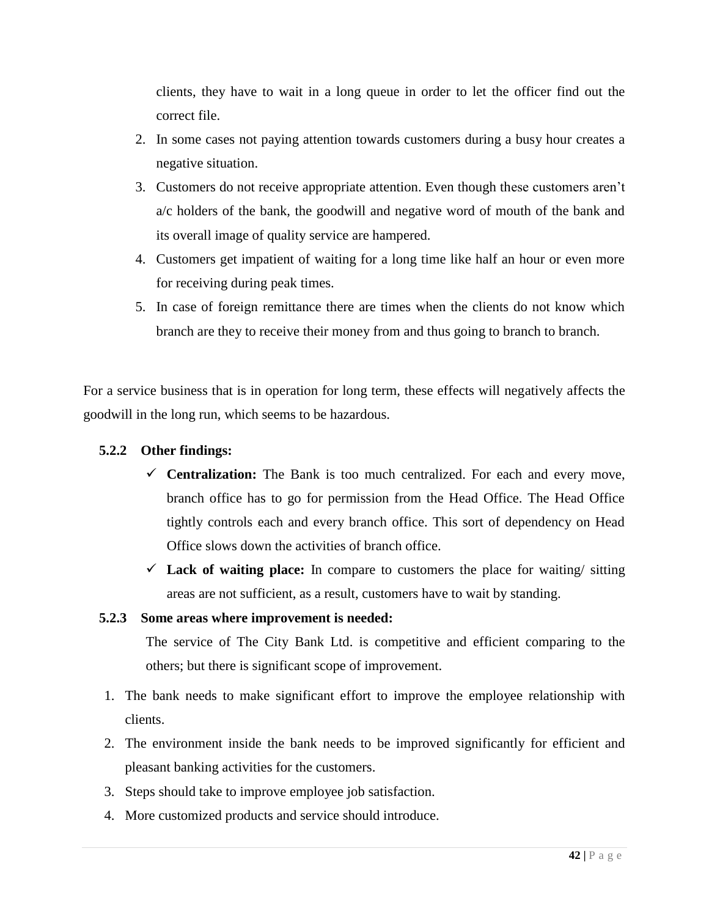clients, they have to wait in a long queue in order to let the officer find out the correct file.

2. In some cases not paying attention towards customers during a busy hour creates a negative situation.
3. Customers do not receive appropriate attention. Even though these customers aren't a/c holders of the bank, the goodwill and negative word of mouth of the bank and its overall image of quality service are hampered.
4. Customers get impatient of waiting for a long time like half an hour or even more for receiving during peak times.
5. In case of foreign remittance there are times when the clients do not know which branch are they to receive their money from and thus going to branch to branch.

For a service business that is in operation for long term, these effects will negatively affects the goodwill in the long run, which seems to be hazardous.

### 5.2.2 Other findings:

- ✓ **Centralization:** The Bank is too much centralized. For each and every move, branch office has to go for permission from the Head Office. The Head Office tightly controls each and every branch office. This sort of dependency on Head Office slows down the activities of branch office.
- ✓ **Lack of waiting place:** In compare to customers the place for waiting/ sitting areas are not sufficient, as a result, customers have to wait by standing.

### 5.2.3 Some areas where improvement is needed:

The service of The City Bank Ltd. is competitive and efficient comparing to the others; but there is significant scope of improvement.

1. The bank needs to make significant effort to improve the employee relationship with clients.
2. The environment inside the bank needs to be improved significantly for efficient and pleasant banking activities for the customers.
3. Steps should take to improve employee job satisfaction.
4. More customized products and service should introduce.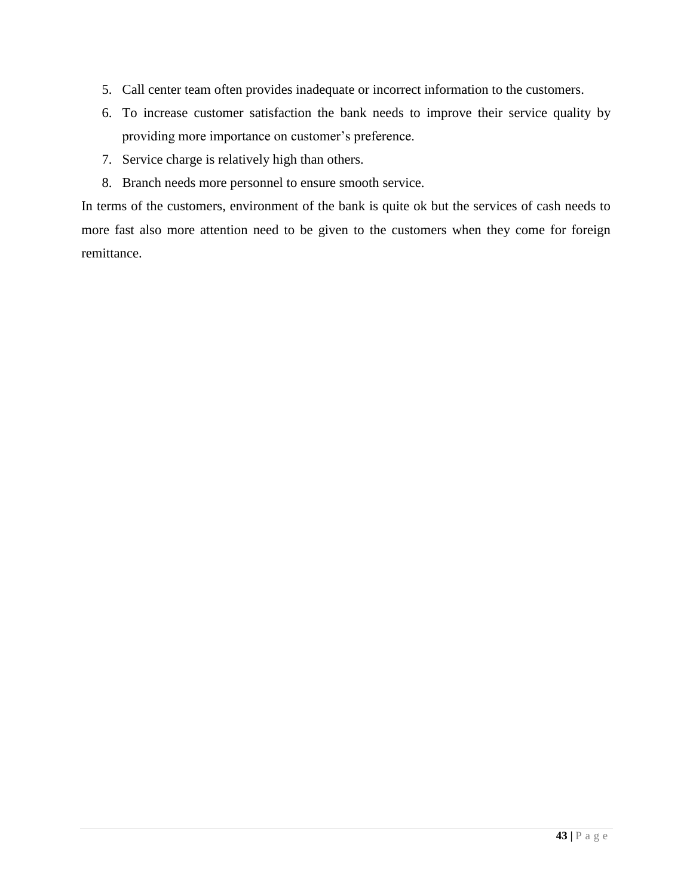5. Call center team often provides inadequate or incorrect information to the customers.
6. To increase customer satisfaction the bank needs to improve their service quality by providing more importance on customer's preference.
7. Service charge is relatively high than others.
8. Branch needs more personnel to ensure smooth service.

In terms of the customers, environment of the bank is quite ok but the services of cash needs to more fast also more attention need to be given to the customers when they come for foreign remittance.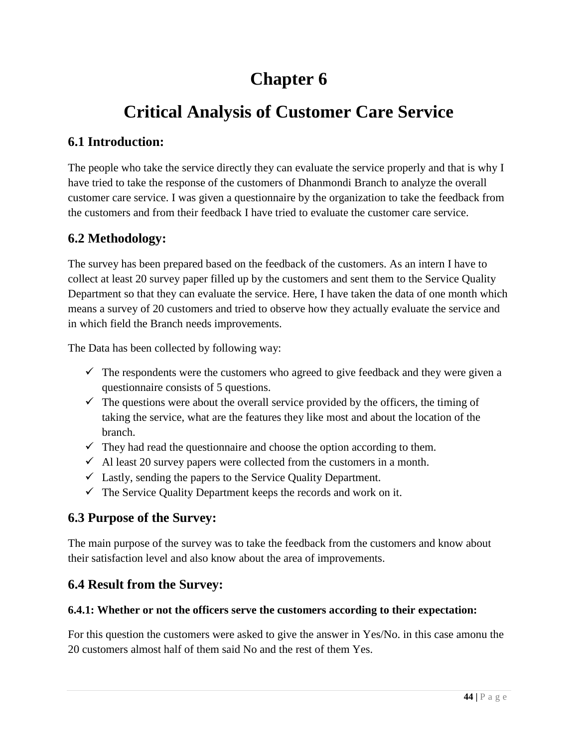# Chapter 6

# Critical Analysis of Customer Care Service

## 6.1 Introduction:

The people who take the service directly they can evaluate the service properly and that is why I have tried to take the response of the customers of Dhanmondi Branch to analyze the overall customer care service. I was given a questionnaire by the organization to take the feedback from the customers and from their feedback I have tried to evaluate the customer care service.

## 6.2 Methodology:

The survey has been prepared based on the feedback of the customers. As an intern I have to collect at least 20 survey paper filled up by the customers and sent them to the Service Quality Department so that they can evaluate the service. Here, I have taken the data of one month which means a survey of 20 customers and tried to observe how they actually evaluate the service and in which field the Branch needs improvements.

The Data has been collected by following way:

- ✓ The respondents were the customers who agreed to give feedback and they were given a questionnaire consists of 5 questions.
- ✓ The questions were about the overall service provided by the officers, the timing of taking the service, what are the features they like most and about the location of the branch.
- ✓ They had read the questionnaire and choose the option according to them.
- ✓ Al least 20 survey papers were collected from the customers in a month.
- ✓ Lastly, sending the papers to the Service Quality Department.
- ✓ The Service Quality Department keeps the records and work on it.

## 6.3 Purpose of the Survey:

The main purpose of the survey was to take the feedback from the customers and know about their satisfaction level and also know about the area of improvements.

## 6.4 Result from the Survey:

#### 6.4.1: Whether or not the officers serve the customers according to their expectation:

For this question the customers were asked to give the answer in Yes/No. in this case amonu the 20 customers almost half of them said No and the rest of them Yes.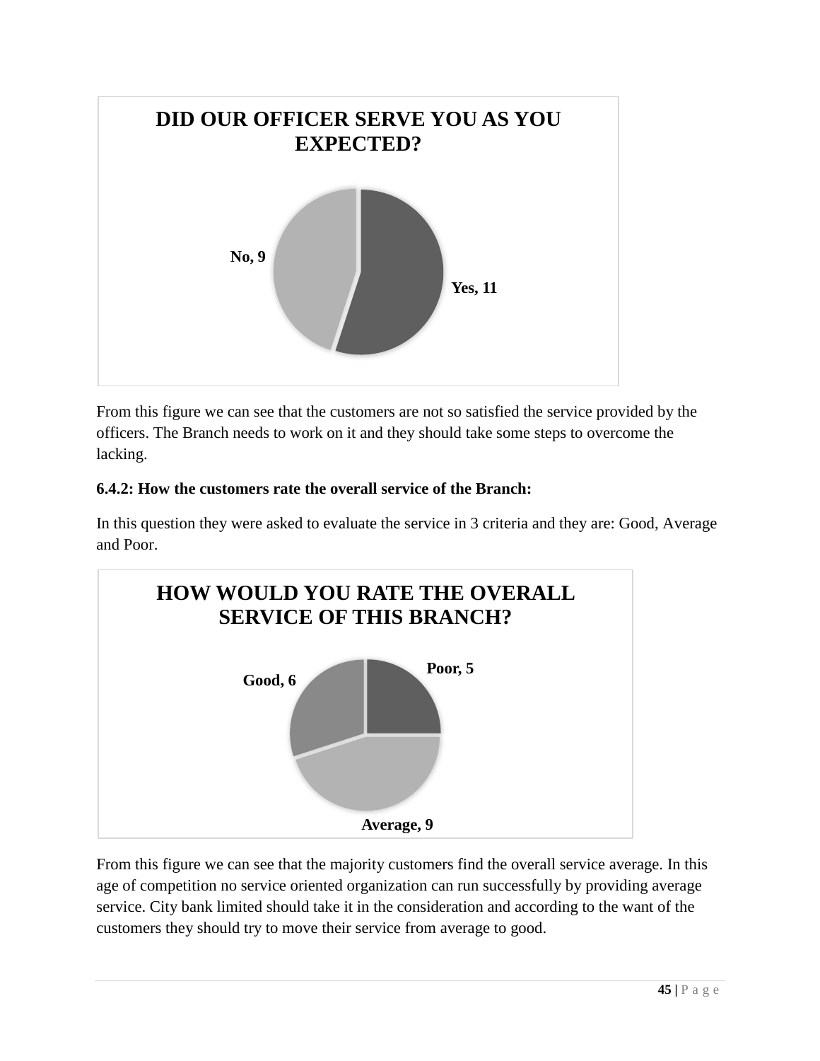DID OUR OFFICER SERVE YOU AS YOU EXPECTED?

No, 9

Yes, 11

From this figure we can see that the customers are not so satisfied the service provided by the officers. The Branch needs to work on it and they should take some steps to overcome the lacking.

**6.4.2: How the customers rate the overall service of the Branch:**

In this question they were asked to evaluate the service in 3 criteria and they are: Good, Average and Poor.

HOW WOULD YOU RATE THE OVERALL SERVICE OF THIS BRANCH?

Poor, 5

Good, 6

Average, 9

From this figure we can see that the majority customers find the overall service average. In this age of competition no service oriented organization can run successfully by providing average service. City bank limited should take it in the consideration and according to the want of the customers they should try to move their service from average to good.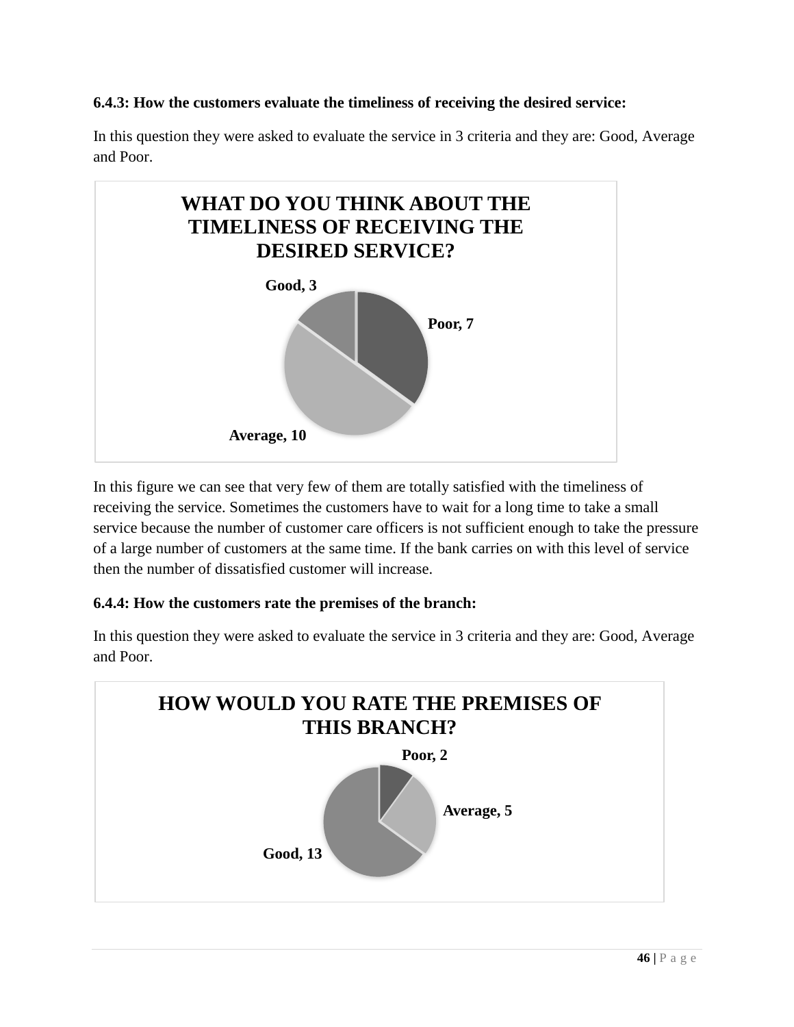**6.4.3: How the customers evaluate the timeliness of receiving the desired service:**

In this question they were asked to evaluate the service in 3 criteria and they are: Good, Average and Poor.

WHAT DO YOU THINK ABOUT THE TIMELINESS OF RECEIVING THE DESIRED SERVICE?

Good, 3

Poor, 7

Average, 10

In this figure we can see that very few of them are totally satisfied with the timeliness of receiving the service. Sometimes the customers have to wait for a long time to take a small service because the number of customer care officers is not sufficient enough to take the pressure of a large number of customers at the same time. If the bank carries on with this level of service then the number of dissatisfied customer will increase.

**6.4.4: How the customers rate the premises of the branch:**

In this question they were asked to evaluate the service in 3 criteria and they are: Good, Average and Poor.

HOW WOULD YOU RATE THE PREMISES OF THIS BRANCH?

Poor, 2

Average, 5

Good, 13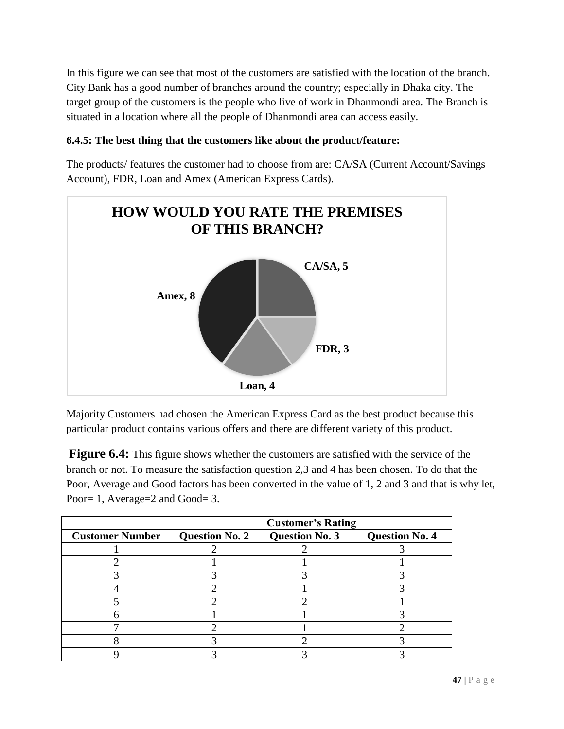In this figure we can see that most of the customers are satisfied with the location of the branch. City Bank has a good number of branches around the country; especially in Dhaka city. The target group of the customers is the people who live of work in Dhanmondi area. The Branch is situated in a location where all the people of Dhanmondi area can access easily.

**6.4.5: The best thing that the customers like about the product/feature:**

The products/ features the customer had to choose from are: CA/SA (Current Account/Savings Account), FDR, Loan and Amex (American Express Cards).

HOW WOULD YOU RATE THE PREMISES OF THIS BRANCH?

CA/SA, 5

FDR, 3

Loan, 4

Amex, 8

Majority Customers had chosen the American Express Card as the best product because this particular product contains various offers and there are different variety of this product.

**Figure 6.4:** This figure shows whether the customers are satisfied with the service of the branch or not. To measure the satisfaction question 2,3 and 4 has been chosen. To do that the Poor, Average and Good factors has been converted in the value of 1, 2 and 3 and that is why let, Poor= 1, Average=2 and Good= 3.

| | Customer's Rating | | |
|---|---|---|---|
| **Customer Number** | **Question No. 2** | **Question No. 3** | **Question No. 4** |
| 1 | 2 | 2 | 3 |
| 2 | 1 | 1 | 1 |
| 3 | 3 | 3 | 3 |
| 4 | 2 | 1 | 3 |
| 5 | 2 | 2 | 1 |
| 6 | 1 | 1 | 3 |
| 7 | 2 | 1 | 2 |
| 8 | 3 | 2 | 3 |
| 9 | 3 | 3 | 3 |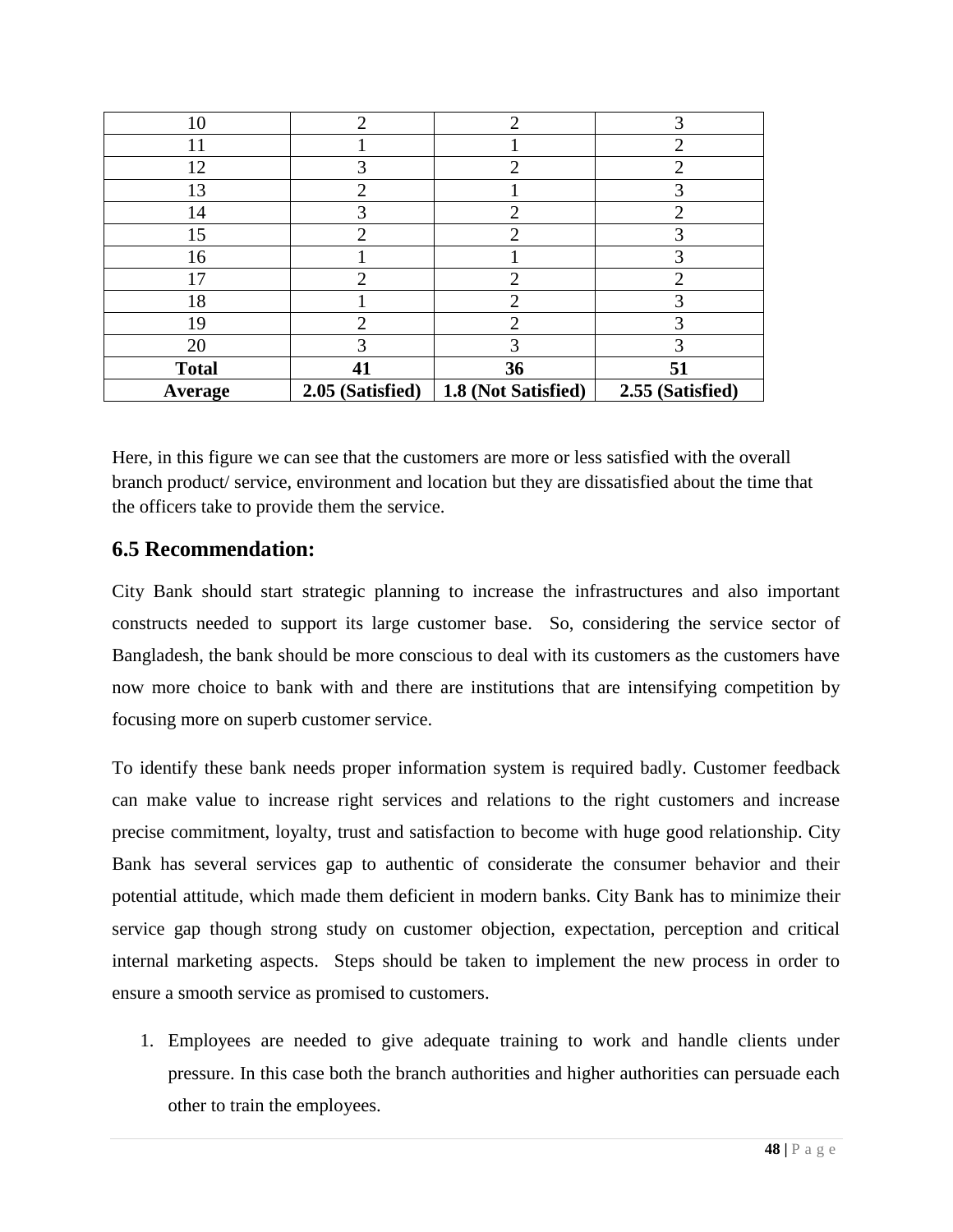| | | | |
|---|---|---|---|
| 10 | 2 | 2 | 3 |
| 11 | 1 | 1 | 2 |
| 12 | 3 | 2 | 2 |
| 13 | 2 | 1 | 3 |
| 14 | 3 | 2 | 2 |
| 15 | 2 | 2 | 3 |
| 16 | 1 | 1 | 3 |
| 17 | 2 | 2 | 2 |
| 18 | 1 | 2 | 3 |
| 19 | 2 | 2 | 3 |
| 20 | 3 | 3 | 3 |
| **Total** | **41** | **36** | **51** |
| **Average** | **2.05 (Satisfied)** | **1.8 (Not Satisfied)** | **2.55 (Satisfied)** |

Here, in this figure we can see that the customers are more or less satisfied with the overall branch product/ service, environment and location but they are dissatisfied about the time that the officers take to provide them the service.

## 6.5 Recommendation:

City Bank should start strategic planning to increase the infrastructures and also important constructs needed to support its large customer base. So, considering the service sector of Bangladesh, the bank should be more conscious to deal with its customers as the customers have now more choice to bank with and there are institutions that are intensifying competition by focusing more on superb customer service.

To identify these bank needs proper information system is required badly. Customer feedback can make value to increase right services and relations to the right customers and increase precise commitment, loyalty, trust and satisfaction to become with huge good relationship. City Bank has several services gap to authentic of considerate the consumer behavior and their potential attitude, which made them deficient in modern banks. City Bank has to minimize their service gap though strong study on customer objection, expectation, perception and critical internal marketing aspects. Steps should be taken to implement the new process in order to ensure a smooth service as promised to customers.

1. Employees are needed to give adequate training to work and handle clients under pressure. In this case both the branch authorities and higher authorities can persuade each other to train the employees.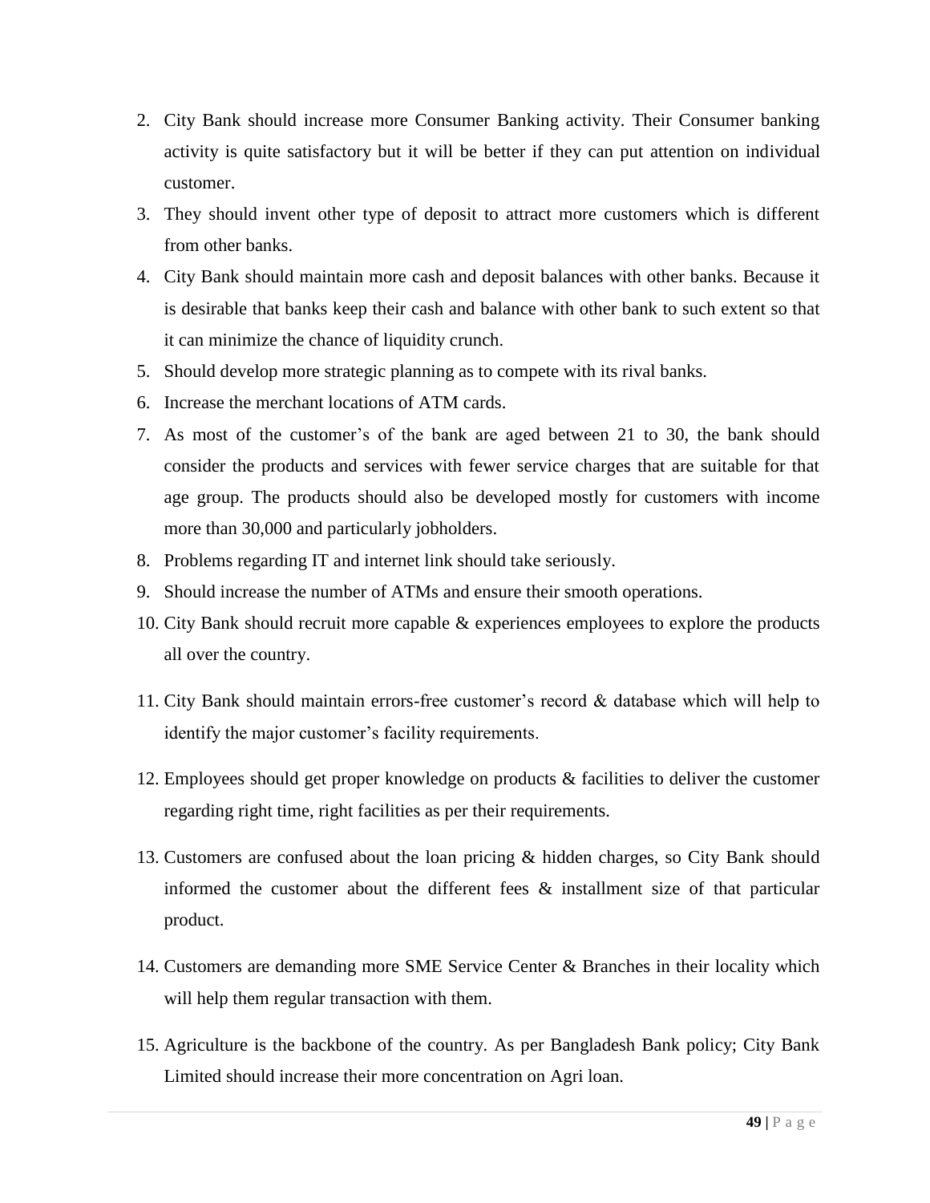2. City Bank should increase more Consumer Banking activity. Their Consumer banking activity is quite satisfactory but it will be better if they can put attention on individual customer.
3. They should invent other type of deposit to attract more customers which is different from other banks.
4. City Bank should maintain more cash and deposit balances with other banks. Because it is desirable that banks keep their cash and balance with other bank to such extent so that it can minimize the chance of liquidity crunch.
5. Should develop more strategic planning as to compete with its rival banks.
6. Increase the merchant locations of ATM cards.
7. As most of the customer's of the bank are aged between 21 to 30, the bank should consider the products and services with fewer service charges that are suitable for that age group. The products should also be developed mostly for customers with income more than 30,000 and particularly jobholders.
8. Problems regarding IT and internet link should take seriously.
9. Should increase the number of ATMs and ensure their smooth operations.
10. City Bank should recruit more capable & experiences employees to explore the products all over the country.
11. City Bank should maintain errors-free customer's record & database which will help to identify the major customer's facility requirements.
12. Employees should get proper knowledge on products & facilities to deliver the customer regarding right time, right facilities as per their requirements.
13. Customers are confused about the loan pricing & hidden charges, so City Bank should informed the customer about the different fees & installment size of that particular product.
14. Customers are demanding more SME Service Center & Branches in their locality which will help them regular transaction with them.
15. Agriculture is the backbone of the country. As per Bangladesh Bank policy; City Bank Limited should increase their more concentration on Agri loan.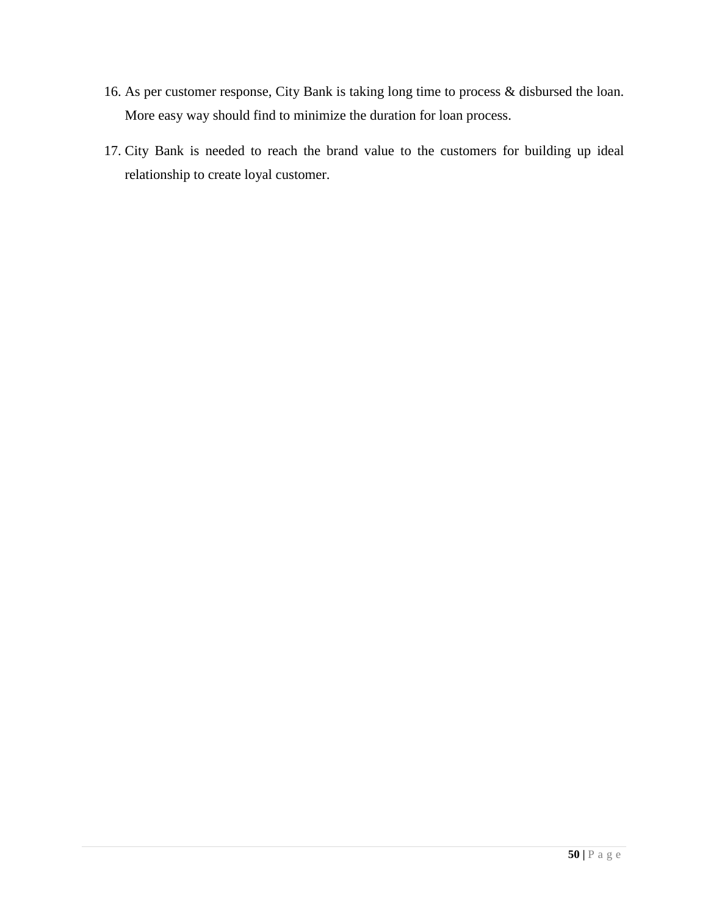16. As per customer response, City Bank is taking long time to process & disbursed the loan. More easy way should find to minimize the duration for loan process.
17. City Bank is needed to reach the brand value to the customers for building up ideal relationship to create loyal customer.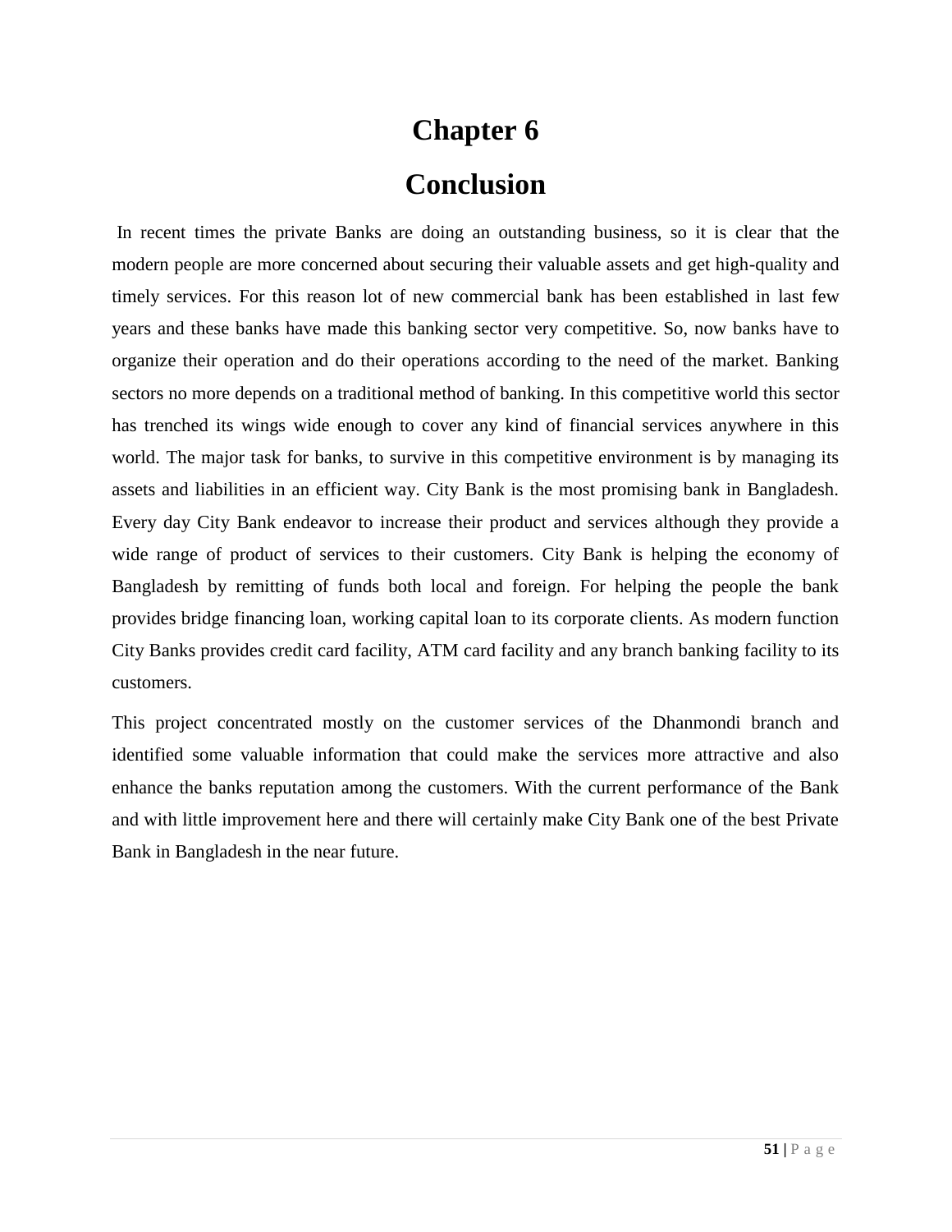# Chapter 6

# Conclusion

In recent times the private Banks are doing an outstanding business, so it is clear that the modern people are more concerned about securing their valuable assets and get high-quality and timely services. For this reason lot of new commercial bank has been established in last few years and these banks have made this banking sector very competitive. So, now banks have to organize their operation and do their operations according to the need of the market. Banking sectors no more depends on a traditional method of banking. In this competitive world this sector has trenched its wings wide enough to cover any kind of financial services anywhere in this world. The major task for banks, to survive in this competitive environment is by managing its assets and liabilities in an efficient way. City Bank is the most promising bank in Bangladesh. Every day City Bank endeavor to increase their product and services although they provide a wide range of product of services to their customers. City Bank is helping the economy of Bangladesh by remitting of funds both local and foreign. For helping the people the bank provides bridge financing loan, working capital loan to its corporate clients. As modern function City Banks provides credit card facility, ATM card facility and any branch banking facility to its customers.

This project concentrated mostly on the customer services of the Dhanmondi branch and identified some valuable information that could make the services more attractive and also enhance the banks reputation among the customers. With the current performance of the Bank and with little improvement here and there will certainly make City Bank one of the best Private Bank in Bangladesh in the near future.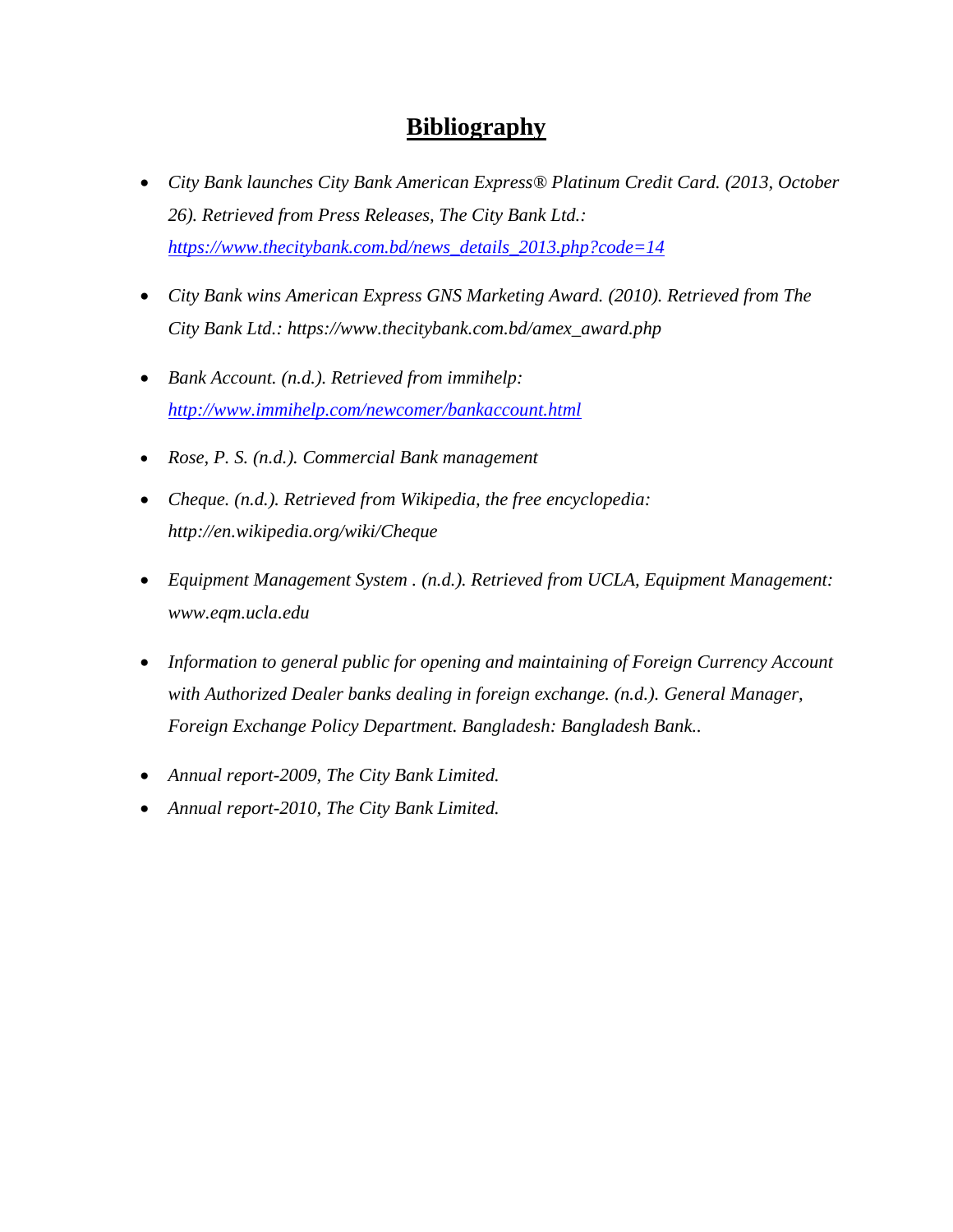# Bibliography

- *City Bank launches City Bank American Express® Platinum Credit Card. (2013, October 26). Retrieved from Press Releases, The City Bank Ltd.: https://www.thecitybank.com.bd/news_details_2013.php?code=14*
- *City Bank wins American Express GNS Marketing Award. (2010). Retrieved from The City Bank Ltd.: https://www.thecitybank.com.bd/amex_award.php*
- *Bank Account. (n.d.). Retrieved from immihelp: http://www.immihelp.com/newcomer/bankaccount.html*
- *Rose, P. S. (n.d.). Commercial Bank management*
- *Cheque. (n.d.). Retrieved from Wikipedia, the free encyclopedia: http://en.wikipedia.org/wiki/Cheque*
- *Equipment Management System . (n.d.). Retrieved from UCLA, Equipment Management: www.eqm.ucla.edu*
- *Information to general public for opening and maintaining of Foreign Currency Account with Authorized Dealer banks dealing in foreign exchange. (n.d.). General Manager, Foreign Exchange Policy Department. Bangladesh: Bangladesh Bank..*
- *Annual report-2009, The City Bank Limited.*
- *Annual report-2010, The City Bank Limited.*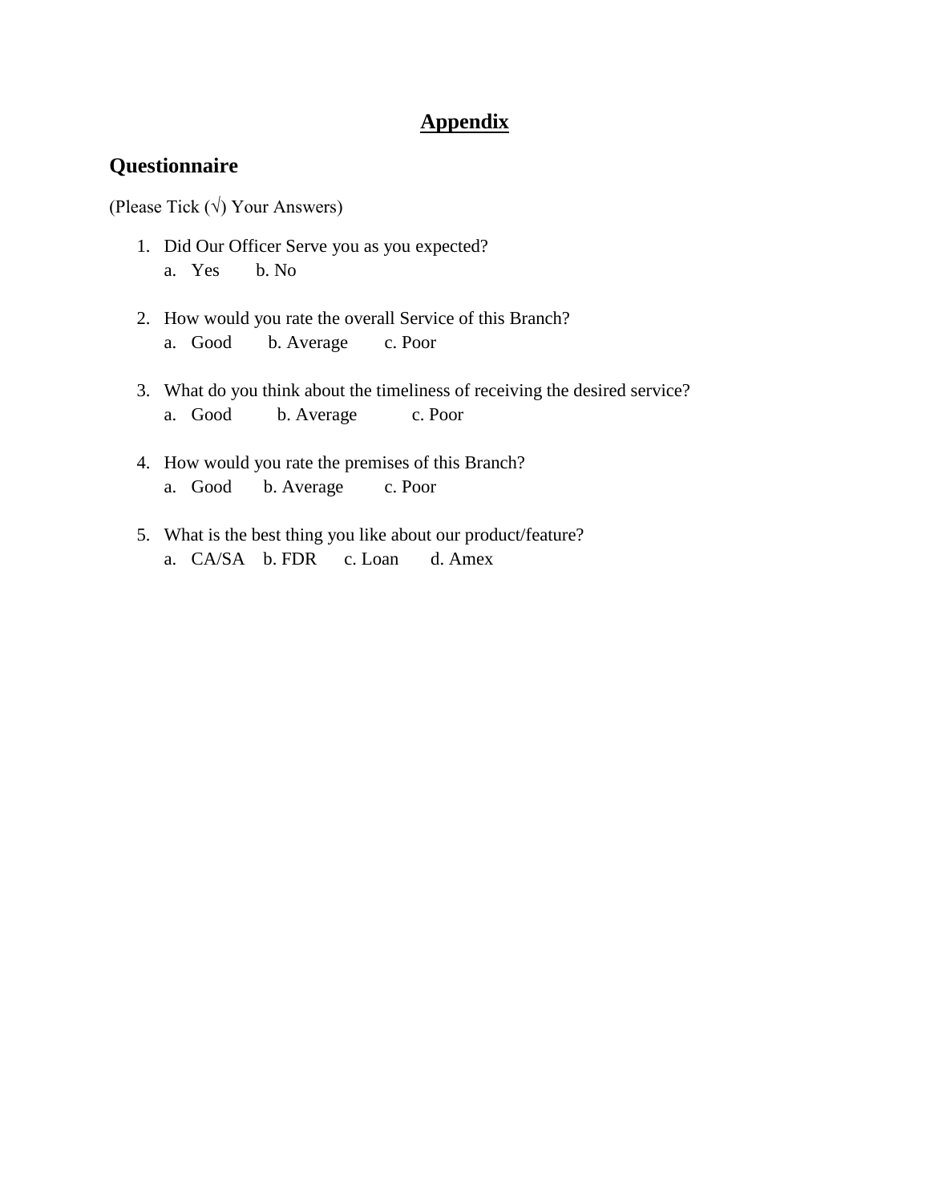# Appendix

## Questionnaire

(Please Tick (√) Your Answers)

1. Did Our Officer Serve you as you expected?
   a. Yes  b. No

2. How would you rate the overall Service of this Branch?
   a. Good  b. Average  c. Poor

3. What do you think about the timeliness of receiving the desired service?
   a. Good  b. Average  c. Poor

4. How would you rate the premises of this Branch?
   a. Good  b. Average  c. Poor

5. What is the best thing you like about our product/feature?
   a. CA/SA  b. FDR  c. Loan  d. Amex